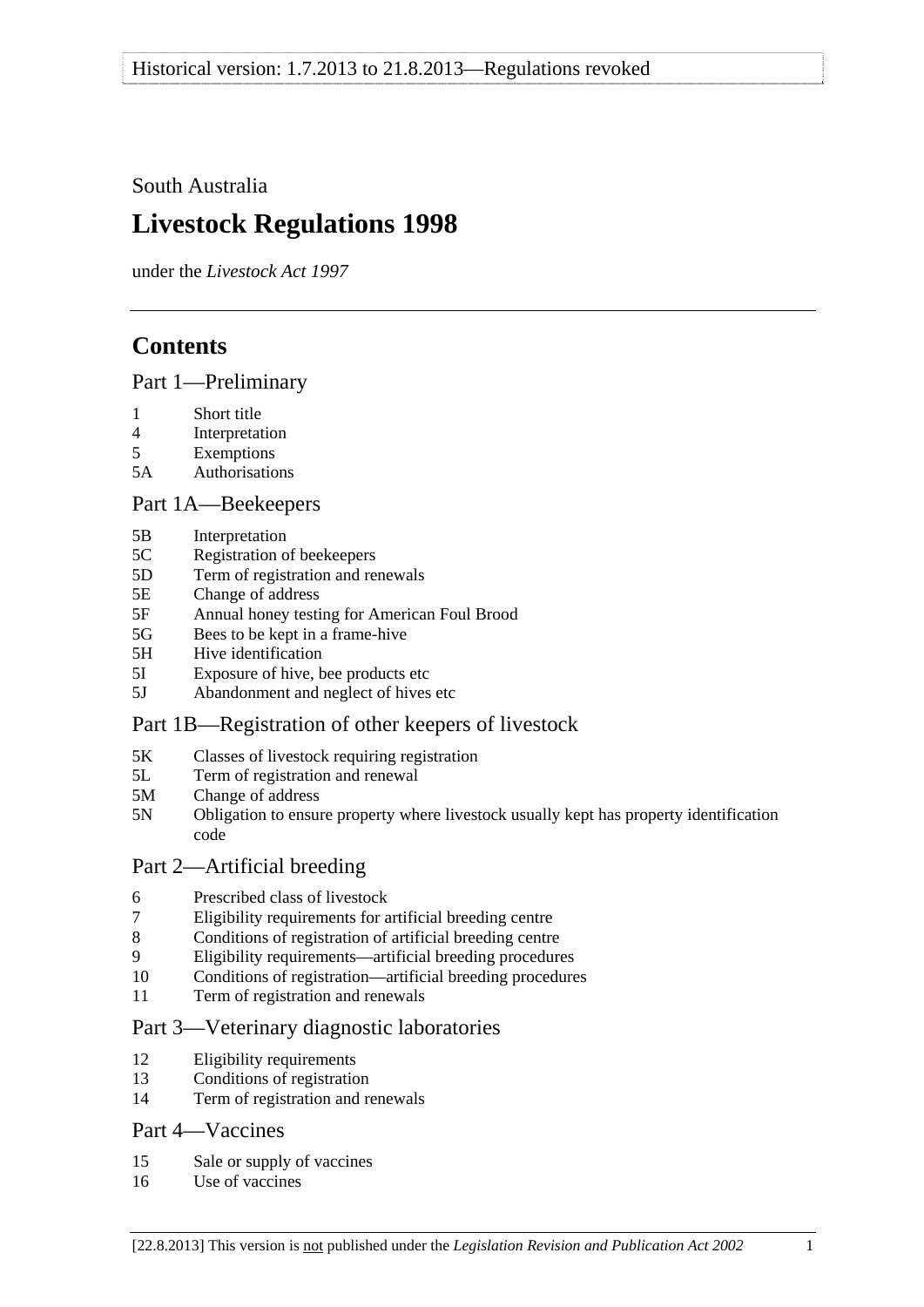Historical version: 1.7.2013 to 21.8.2013—Regulations revoked

South Australia

# Livestock Regulations 1998

under the *Livestock Act 1997*

## Contents

### Part 1—Preliminary

1 Short title
4 Interpretation
5 Exemptions
5A Authorisations

### Part 1A—Beekeepers

5B Interpretation
5C Registration of beekeepers
5D Term of registration and renewals
5E Change of address
5F Annual honey testing for American Foul Brood
5G Bees to be kept in a frame-hive
5H Hive identification
5I Exposure of hive, bee products etc
5J Abandonment and neglect of hives etc

### Part 1B—Registration of other keepers of livestock

5K Classes of livestock requiring registration
5L Term of registration and renewal
5M Change of address
5N Obligation to ensure property where livestock usually kept has property identification code

### Part 2—Artificial breeding

6 Prescribed class of livestock
7 Eligibility requirements for artificial breeding centre
8 Conditions of registration of artificial breeding centre
9 Eligibility requirements—artificial breeding procedures
10 Conditions of registration—artificial breeding procedures
11 Term of registration and renewals

### Part 3—Veterinary diagnostic laboratories

12 Eligibility requirements
13 Conditions of registration
14 Term of registration and renewals

### Part 4—Vaccines

15 Sale or supply of vaccines
16 Use of vaccines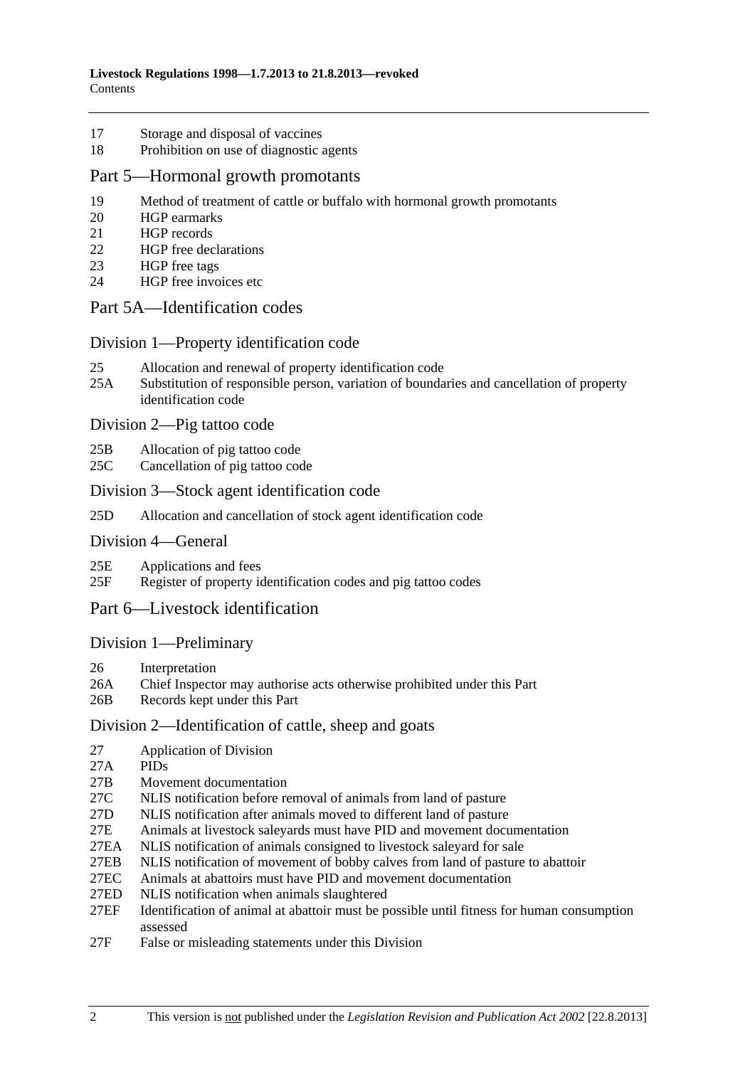17 Storage and disposal of vaccines
18 Prohibition on use of diagnostic agents

## Part 5—Hormonal growth promotants

19 Method of treatment of cattle or buffalo with hormonal growth promotants
20 HGP earmarks
21 HGP records
22 HGP free declarations
23 HGP free tags
24 HGP free invoices etc

## Part 5A—Identification codes

### Division 1—Property identification code

25 Allocation and renewal of property identification code
25A Substitution of responsible person, variation of boundaries and cancellation of property identification code

### Division 2—Pig tattoo code

25B Allocation of pig tattoo code
25C Cancellation of pig tattoo code

### Division 3—Stock agent identification code

25D Allocation and cancellation of stock agent identification code

### Division 4—General

25E Applications and fees
25F Register of property identification codes and pig tattoo codes

## Part 6—Livestock identification

### Division 1—Preliminary

26 Interpretation
26A Chief Inspector may authorise acts otherwise prohibited under this Part
26B Records kept under this Part

### Division 2—Identification of cattle, sheep and goats

27 Application of Division
27A PIDs
27B Movement documentation
27C NLIS notification before removal of animals from land of pasture
27D NLIS notification after animals moved to different land of pasture
27E Animals at livestock saleyards must have PID and movement documentation
27EA NLIS notification of animals consigned to livestock saleyard for sale
27EB NLIS notification of movement of bobby calves from land of pasture to abattoir
27EC Animals at abattoirs must have PID and movement documentation
27ED NLIS notification when animals slaughtered
27EF Identification of animal at abattoir must be possible until fitness for human consumption assessed
27F False or misleading statements under this Division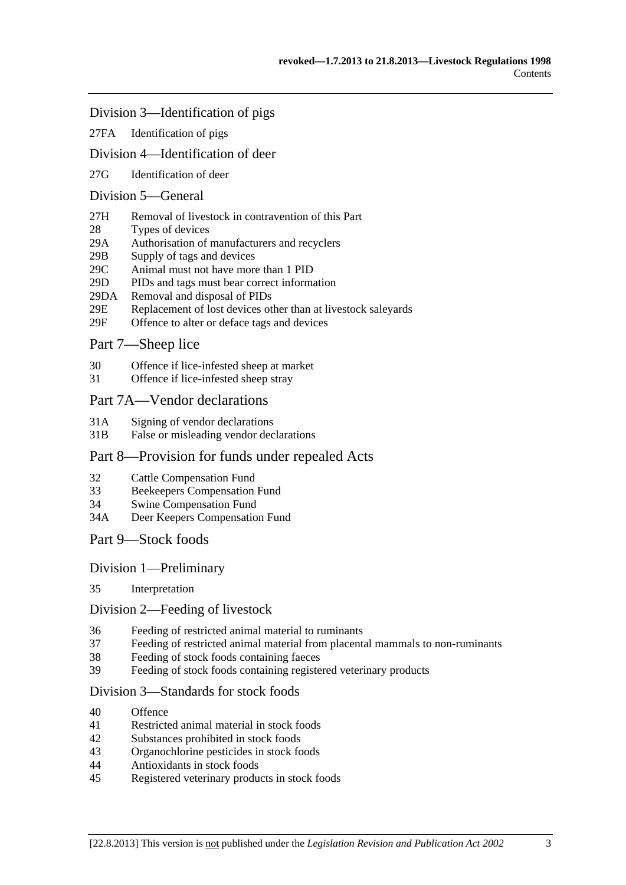## Division 3—Identification of pigs

27FA Identification of pigs

## Division 4—Identification of deer

27G Identification of deer

## Division 5—General

27H Removal of livestock in contravention of this Part
28 Types of devices
29A Authorisation of manufacturers and recyclers
29B Supply of tags and devices
29C Animal must not have more than 1 PID
29D PIDs and tags must bear correct information
29DA Removal and disposal of PIDs
29E Replacement of lost devices other than at livestock saleyards
29F Offence to alter or deface tags and devices

## Part 7—Sheep lice

30 Offence if lice-infested sheep at market
31 Offence if lice-infested sheep stray

## Part 7A—Vendor declarations

31A Signing of vendor declarations
31B False or misleading vendor declarations

## Part 8—Provision for funds under repealed Acts

32 Cattle Compensation Fund
33 Beekeepers Compensation Fund
34 Swine Compensation Fund
34A Deer Keepers Compensation Fund

## Part 9—Stock foods

## Division 1—Preliminary

35 Interpretation

## Division 2—Feeding of livestock

36 Feeding of restricted animal material to ruminants
37 Feeding of restricted animal material from placental mammals to non-ruminants
38 Feeding of stock foods containing faeces
39 Feeding of stock foods containing registered veterinary products

## Division 3—Standards for stock foods

40 Offence
41 Restricted animal material in stock foods
42 Substances prohibited in stock foods
43 Organochlorine pesticides in stock foods
44 Antioxidants in stock foods
45 Registered veterinary products in stock foods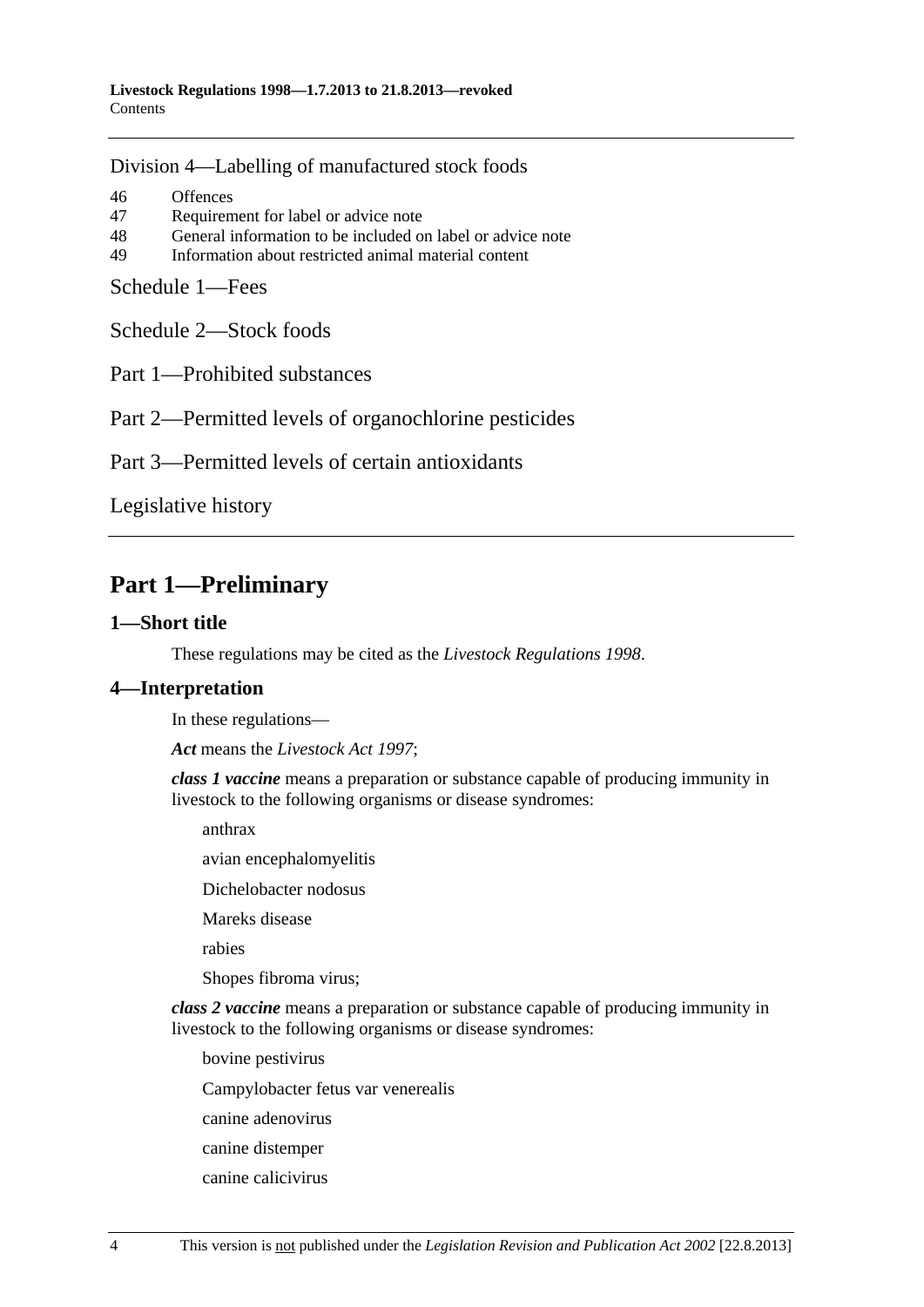Division 4—Labelling of manufactured stock foods

46 Offences
47 Requirement for label or advice note
48 General information to be included on label or advice note
49 Information about restricted animal material content

Schedule 1—Fees

Schedule 2—Stock foods

Part 1—Prohibited substances

Part 2—Permitted levels of organochlorine pesticides

Part 3—Permitted levels of certain antioxidants

Legislative history

# Part 1—Preliminary

## 1—Short title

These regulations may be cited as the *Livestock Regulations 1998*.

## 4—Interpretation

In these regulations—

***Act*** means the *Livestock Act 1997*;

***class 1 vaccine*** means a preparation or substance capable of producing immunity in livestock to the following organisms or disease syndromes:

anthrax

avian encephalomyelitis

Dichelobacter nodosus

Mareks disease

rabies

Shopes fibroma virus;

***class 2 vaccine*** means a preparation or substance capable of producing immunity in livestock to the following organisms or disease syndromes:

bovine pestivirus

Campylobacter fetus var venerealis

canine adenovirus

canine distemper

canine calicivirus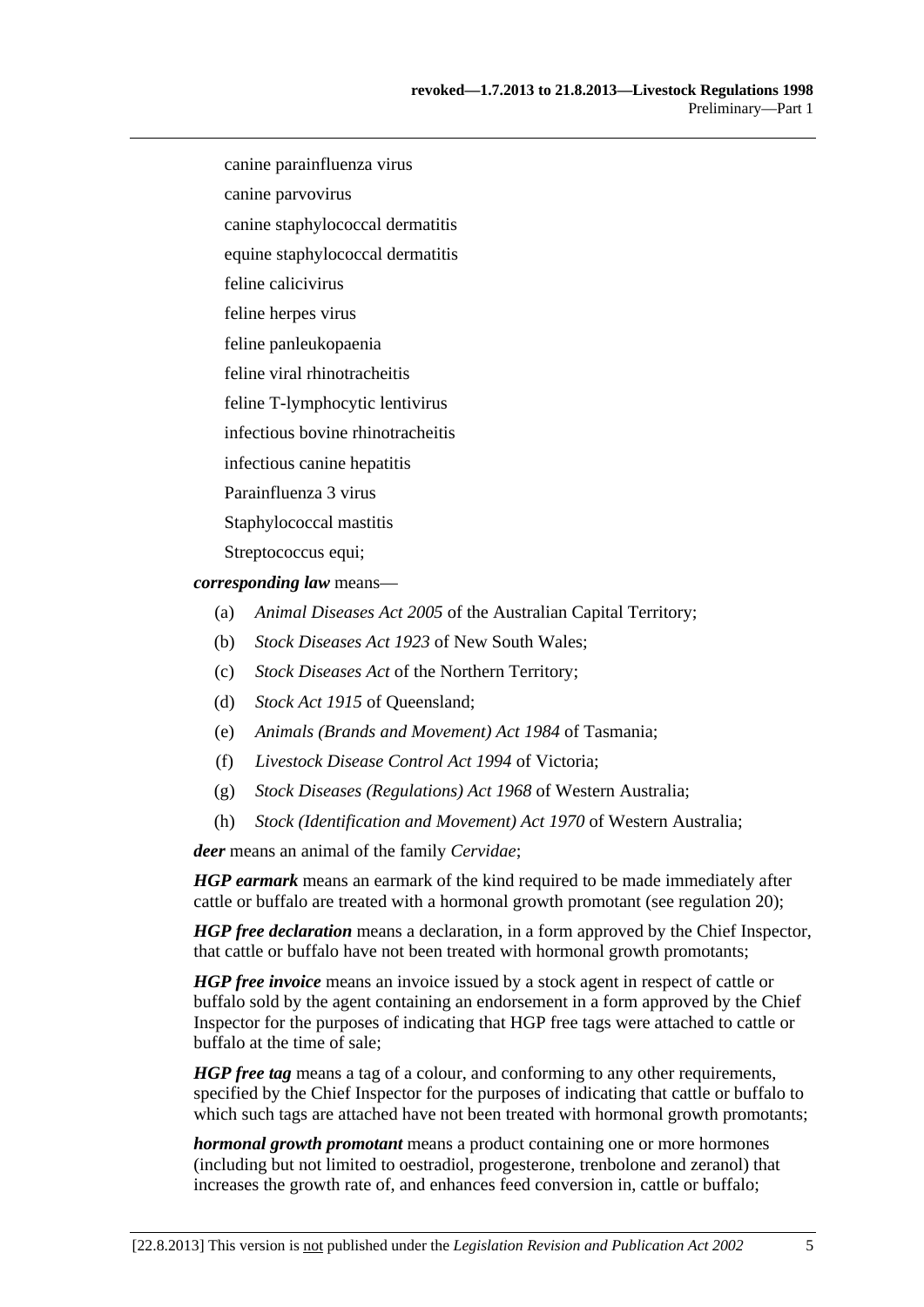canine parainfluenza virus

canine parvovirus

canine staphylococcal dermatitis

equine staphylococcal dermatitis

feline calicivirus

feline herpes virus

feline panleukopaenia

feline viral rhinotracheitis

feline T-lymphocytic lentivirus

infectious bovine rhinotracheitis

infectious canine hepatitis

Parainfluenza 3 virus

Staphylococcal mastitis

Streptococcus equi;

***corresponding law*** means—

(a) *Animal Diseases Act 2005* of the Australian Capital Territory;

(b) *Stock Diseases Act 1923* of New South Wales;

(c) *Stock Diseases Act* of the Northern Territory;

(d) *Stock Act 1915* of Queensland;

(e) *Animals (Brands and Movement) Act 1984* of Tasmania;

(f) *Livestock Disease Control Act 1994* of Victoria;

(g) *Stock Diseases (Regulations) Act 1968* of Western Australia;

(h) *Stock (Identification and Movement) Act 1970* of Western Australia;

***deer*** means an animal of the family *Cervidae*;

***HGP earmark*** means an earmark of the kind required to be made immediately after cattle or buffalo are treated with a hormonal growth promotant (see regulation 20);

***HGP free declaration*** means a declaration, in a form approved by the Chief Inspector, that cattle or buffalo have not been treated with hormonal growth promotants;

***HGP free invoice*** means an invoice issued by a stock agent in respect of cattle or buffalo sold by the agent containing an endorsement in a form approved by the Chief Inspector for the purposes of indicating that HGP free tags were attached to cattle or buffalo at the time of sale;

***HGP free tag*** means a tag of a colour, and conforming to any other requirements, specified by the Chief Inspector for the purposes of indicating that cattle or buffalo to which such tags are attached have not been treated with hormonal growth promotants;

***hormonal growth promotant*** means a product containing one or more hormones (including but not limited to oestradiol, progesterone, trenbolone and zeranol) that increases the growth rate of, and enhances feed conversion in, cattle or buffalo;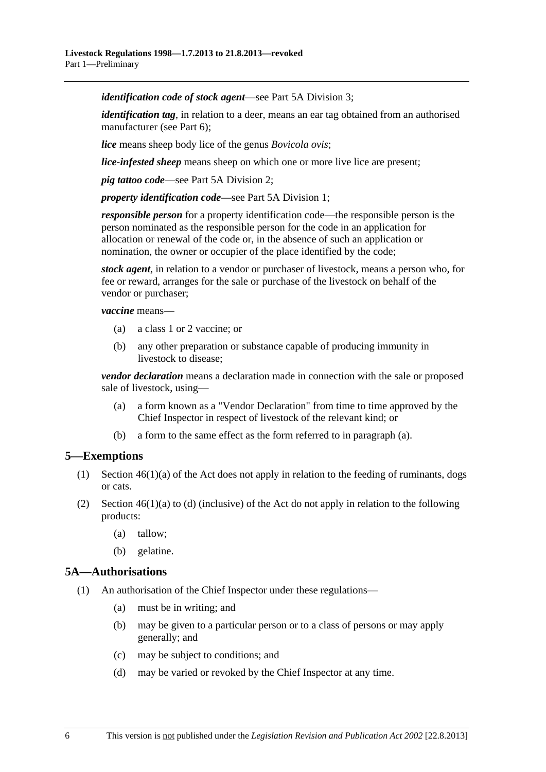***identification code of stock agent***—see Part 5A Division 3;

***identification tag***, in relation to a deer, means an ear tag obtained from an authorised manufacturer (see Part 6);

***lice*** means sheep body lice of the genus *Bovicola ovis*;

***lice-infested sheep*** means sheep on which one or more live lice are present;

***pig tattoo code***—see Part 5A Division 2;

***property identification code***—see Part 5A Division 1;

***responsible person*** for a property identification code—the responsible person is the person nominated as the responsible person for the code in an application for allocation or renewal of the code or, in the absence of such an application or nomination, the owner or occupier of the place identified by the code;

***stock agent***, in relation to a vendor or purchaser of livestock, means a person who, for fee or reward, arranges for the sale or purchase of the livestock on behalf of the vendor or purchaser;

***vaccine*** means—

(a) a class 1 or 2 vaccine; or

(b) any other preparation or substance capable of producing immunity in livestock to disease;

***vendor declaration*** means a declaration made in connection with the sale or proposed sale of livestock, using—

(a) a form known as a "Vendor Declaration" from time to time approved by the Chief Inspector in respect of livestock of the relevant kind; or

(b) a form to the same effect as the form referred to in paragraph (a).

## 5—Exemptions

(1) Section 46(1)(a) of the Act does not apply in relation to the feeding of ruminants, dogs or cats.

(2) Section 46(1)(a) to (d) (inclusive) of the Act do not apply in relation to the following products:

(a) tallow;

(b) gelatine.

## 5A—Authorisations

(1) An authorisation of the Chief Inspector under these regulations—

(a) must be in writing; and

(b) may be given to a particular person or to a class of persons or may apply generally; and

(c) may be subject to conditions; and

(d) may be varied or revoked by the Chief Inspector at any time.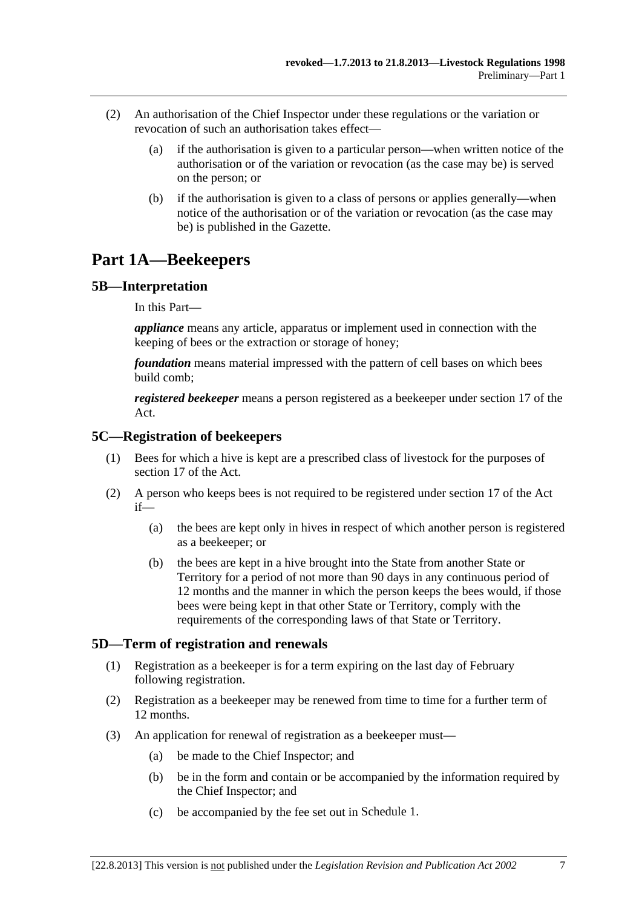(2) An authorisation of the Chief Inspector under these regulations or the variation or revocation of such an authorisation takes effect—

(a) if the authorisation is given to a particular person—when written notice of the authorisation or of the variation or revocation (as the case may be) is served on the person; or

(b) if the authorisation is given to a class of persons or applies generally—when notice of the authorisation or of the variation or revocation (as the case may be) is published in the Gazette.

# Part 1A—Beekeepers

## 5B—Interpretation

In this Part—

***appliance*** means any article, apparatus or implement used in connection with the keeping of bees or the extraction or storage of honey;

***foundation*** means material impressed with the pattern of cell bases on which bees build comb;

***registered beekeeper*** means a person registered as a beekeeper under section 17 of the Act.

## 5C—Registration of beekeepers

(1) Bees for which a hive is kept are a prescribed class of livestock for the purposes of section 17 of the Act.

(2) A person who keeps bees is not required to be registered under section 17 of the Act if—

(a) the bees are kept only in hives in respect of which another person is registered as a beekeeper; or

(b) the bees are kept in a hive brought into the State from another State or Territory for a period of not more than 90 days in any continuous period of 12 months and the manner in which the person keeps the bees would, if those bees were being kept in that other State or Territory, comply with the requirements of the corresponding laws of that State or Territory.

## 5D—Term of registration and renewals

(1) Registration as a beekeeper is for a term expiring on the last day of February following registration.

(2) Registration as a beekeeper may be renewed from time to time for a further term of 12 months.

(3) An application for renewal of registration as a beekeeper must—

(a) be made to the Chief Inspector; and

(b) be in the form and contain or be accompanied by the information required by the Chief Inspector; and

(c) be accompanied by the fee set out in Schedule 1.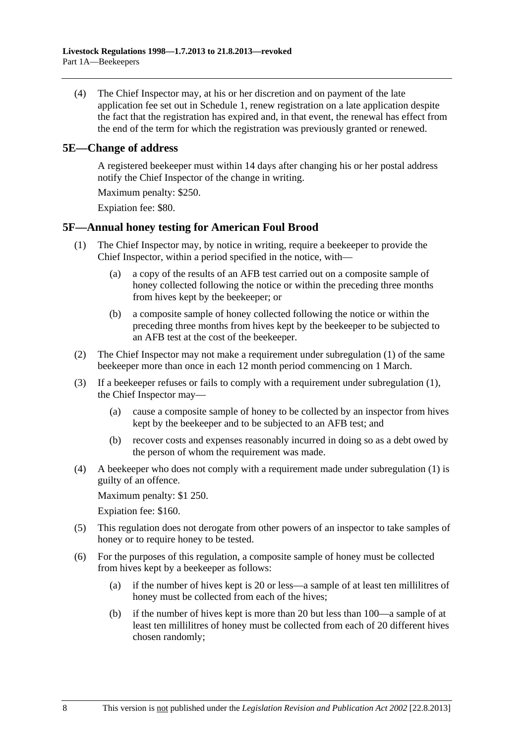(4) The Chief Inspector may, at his or her discretion and on payment of the late application fee set out in Schedule 1, renew registration on a late application despite the fact that the registration has expired and, in that event, the renewal has effect from the end of the term for which the registration was previously granted or renewed.

## 5E—Change of address

A registered beekeeper must within 14 days after changing his or her postal address notify the Chief Inspector of the change in writing.

Maximum penalty: $250.

Expiation fee: $80.

## 5F—Annual honey testing for American Foul Brood

(1) The Chief Inspector may, by notice in writing, require a beekeeper to provide the Chief Inspector, within a period specified in the notice, with—

(a) a copy of the results of an AFB test carried out on a composite sample of honey collected following the notice or within the preceding three months from hives kept by the beekeeper; or

(b) a composite sample of honey collected following the notice or within the preceding three months from hives kept by the beekeeper to be subjected to an AFB test at the cost of the beekeeper.

(2) The Chief Inspector may not make a requirement under subregulation (1) of the same beekeeper more than once in each 12 month period commencing on 1 March.

(3) If a beekeeper refuses or fails to comply with a requirement under subregulation (1), the Chief Inspector may—

(a) cause a composite sample of honey to be collected by an inspector from hives kept by the beekeeper and to be subjected to an AFB test; and

(b) recover costs and expenses reasonably incurred in doing so as a debt owed by the person of whom the requirement was made.

(4) A beekeeper who does not comply with a requirement made under subregulation (1) is guilty of an offence.

Maximum penalty: $1 250.

Expiation fee: $160.

(5) This regulation does not derogate from other powers of an inspector to take samples of honey or to require honey to be tested.

(6) For the purposes of this regulation, a composite sample of honey must be collected from hives kept by a beekeeper as follows:

(a) if the number of hives kept is 20 or less—a sample of at least ten millilitres of honey must be collected from each of the hives;

(b) if the number of hives kept is more than 20 but less than 100—a sample of at least ten millilitres of honey must be collected from each of 20 different hives chosen randomly;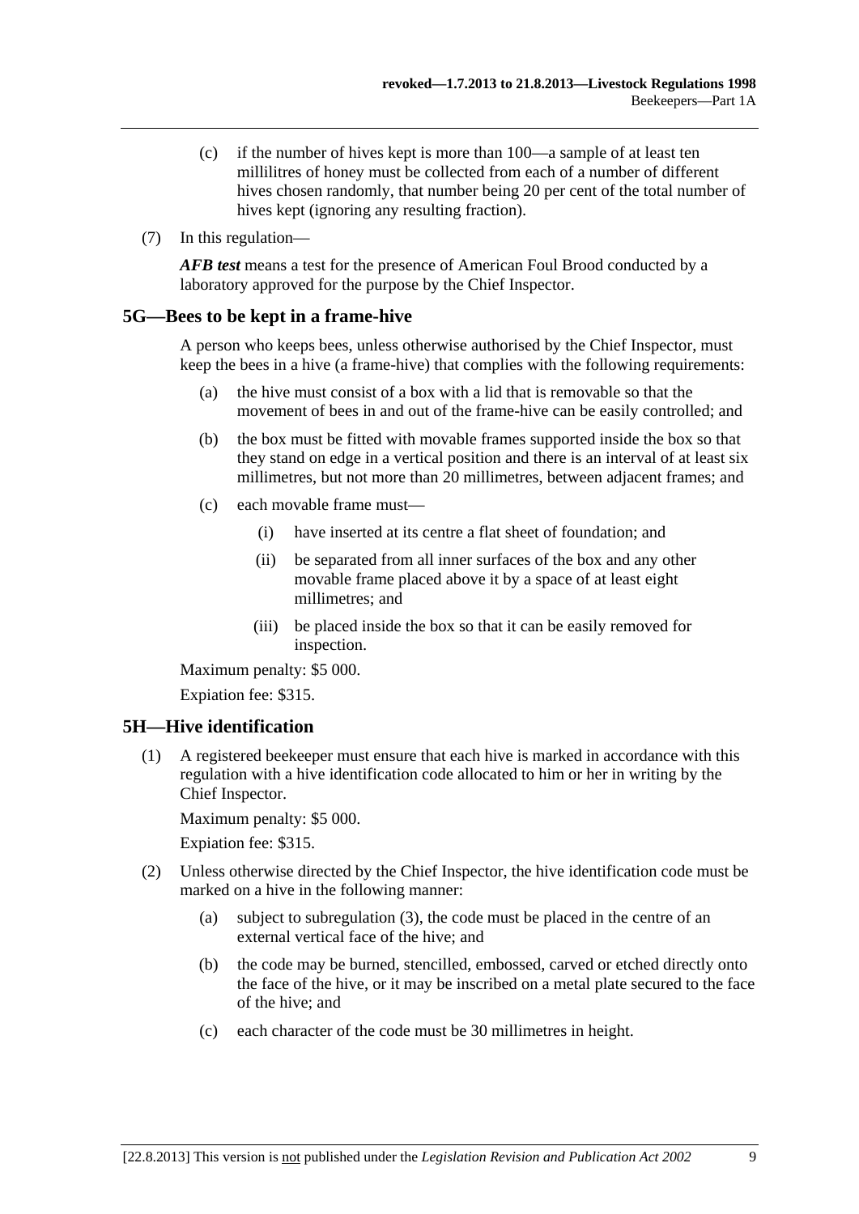(c) if the number of hives kept is more than 100—a sample of at least ten millilitres of honey must be collected from each of a number of different hives chosen randomly, that number being 20 per cent of the total number of hives kept (ignoring any resulting fraction).

(7) In this regulation—

***AFB test*** means a test for the presence of American Foul Brood conducted by a laboratory approved for the purpose by the Chief Inspector.

## 5G—Bees to be kept in a frame-hive

A person who keeps bees, unless otherwise authorised by the Chief Inspector, must keep the bees in a hive (a frame-hive) that complies with the following requirements:

(a) the hive must consist of a box with a lid that is removable so that the movement of bees in and out of the frame-hive can be easily controlled; and

(b) the box must be fitted with movable frames supported inside the box so that they stand on edge in a vertical position and there is an interval of at least six millimetres, but not more than 20 millimetres, between adjacent frames; and

(c) each movable frame must—

(i) have inserted at its centre a flat sheet of foundation; and

(ii) be separated from all inner surfaces of the box and any other movable frame placed above it by a space of at least eight millimetres; and

(iii) be placed inside the box so that it can be easily removed for inspection.

Maximum penalty: $5 000.

Expiation fee: $315.

## 5H—Hive identification

(1) A registered beekeeper must ensure that each hive is marked in accordance with this regulation with a hive identification code allocated to him or her in writing by the Chief Inspector.

Maximum penalty: $5 000.

Expiation fee: $315.

(2) Unless otherwise directed by the Chief Inspector, the hive identification code must be marked on a hive in the following manner:

(a) subject to subregulation (3), the code must be placed in the centre of an external vertical face of the hive; and

(b) the code may be burned, stencilled, embossed, carved or etched directly onto the face of the hive, or it may be inscribed on a metal plate secured to the face of the hive; and

(c) each character of the code must be 30 millimetres in height.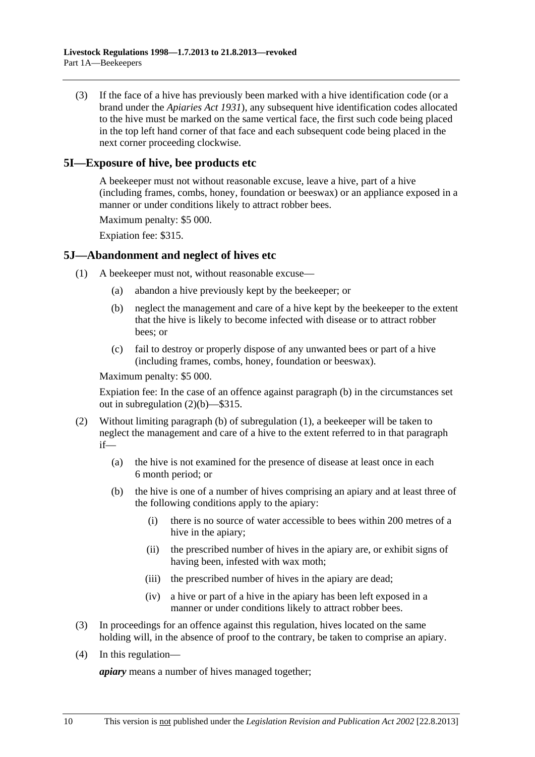(3) If the face of a hive has previously been marked with a hive identification code (or a brand under the *Apiaries Act 1931*), any subsequent hive identification codes allocated to the hive must be marked on the same vertical face, the first such code being placed in the top left hand corner of that face and each subsequent code being placed in the next corner proceeding clockwise.

## 5I—Exposure of hive, bee products etc

A beekeeper must not without reasonable excuse, leave a hive, part of a hive (including frames, combs, honey, foundation or beeswax) or an appliance exposed in a manner or under conditions likely to attract robber bees.

Maximum penalty: $5 000.

Expiation fee: $315.

## 5J—Abandonment and neglect of hives etc

(1) A beekeeper must not, without reasonable excuse—

(a) abandon a hive previously kept by the beekeeper; or

(b) neglect the management and care of a hive kept by the beekeeper to the extent that the hive is likely to become infected with disease or to attract robber bees; or

(c) fail to destroy or properly dispose of any unwanted bees or part of a hive (including frames, combs, honey, foundation or beeswax).

Maximum penalty: $5 000.

Expiation fee: In the case of an offence against paragraph (b) in the circumstances set out in subregulation (2)(b)—$315.

(2) Without limiting paragraph (b) of subregulation (1), a beekeeper will be taken to neglect the management and care of a hive to the extent referred to in that paragraph if—

(a) the hive is not examined for the presence of disease at least once in each 6 month period; or

(b) the hive is one of a number of hives comprising an apiary and at least three of the following conditions apply to the apiary:

(i) there is no source of water accessible to bees within 200 metres of a hive in the apiary;

(ii) the prescribed number of hives in the apiary are, or exhibit signs of having been, infested with wax moth;

(iii) the prescribed number of hives in the apiary are dead;

(iv) a hive or part of a hive in the apiary has been left exposed in a manner or under conditions likely to attract robber bees.

(3) In proceedings for an offence against this regulation, hives located on the same holding will, in the absence of proof to the contrary, be taken to comprise an apiary.

(4) In this regulation—

***apiary*** means a number of hives managed together;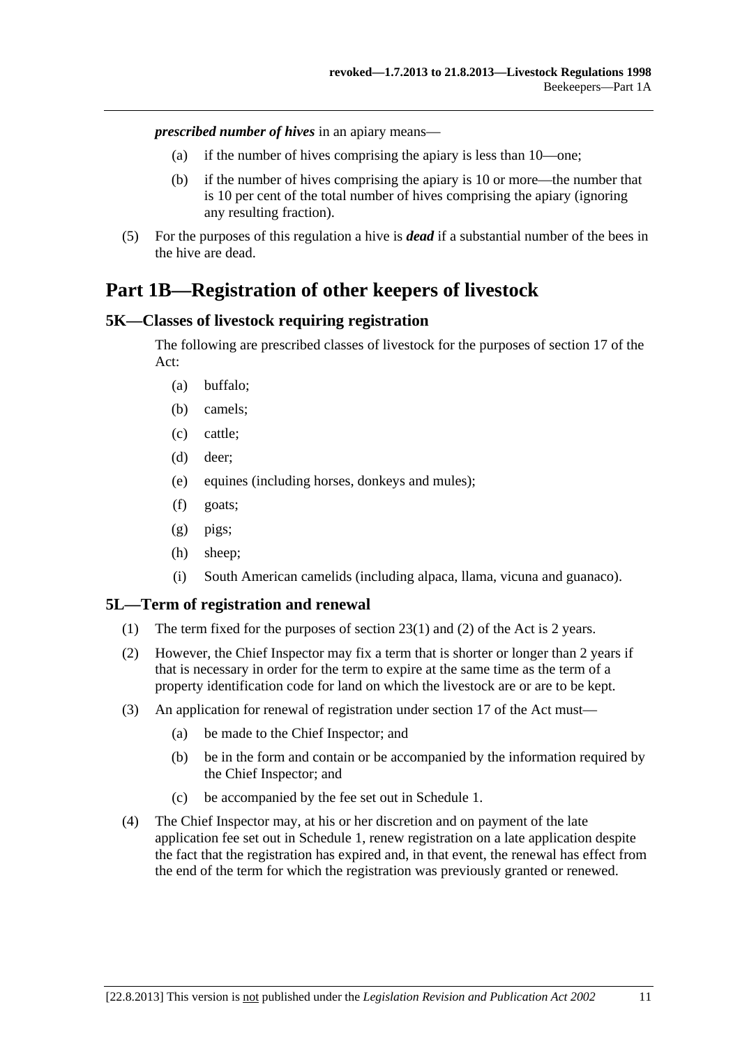***prescribed number of hives*** in an apiary means—

- (a) if the number of hives comprising the apiary is less than 10—one;
- (b) if the number of hives comprising the apiary is 10 or more—the number that is 10 per cent of the total number of hives comprising the apiary (ignoring any resulting fraction).

(5) For the purposes of this regulation a hive is ***dead*** if a substantial number of the bees in the hive are dead.

# Part 1B—Registration of other keepers of livestock

## 5K—Classes of livestock requiring registration

The following are prescribed classes of livestock for the purposes of section 17 of the Act:

- (a) buffalo;
- (b) camels;
- (c) cattle;
- (d) deer;
- (e) equines (including horses, donkeys and mules);
- (f) goats;
- (g) pigs;
- (h) sheep;
- (i) South American camelids (including alpaca, llama, vicuna and guanaco).

## 5L—Term of registration and renewal

(1) The term fixed for the purposes of section 23(1) and (2) of the Act is 2 years.

(2) However, the Chief Inspector may fix a term that is shorter or longer than 2 years if that is necessary in order for the term to expire at the same time as the term of a property identification code for land on which the livestock are or are to be kept.

(3) An application for renewal of registration under section 17 of the Act must—

- (a) be made to the Chief Inspector; and
- (b) be in the form and contain or be accompanied by the information required by the Chief Inspector; and
- (c) be accompanied by the fee set out in Schedule 1.

(4) The Chief Inspector may, at his or her discretion and on payment of the late application fee set out in Schedule 1, renew registration on a late application despite the fact that the registration has expired and, in that event, the renewal has effect from the end of the term for which the registration was previously granted or renewed.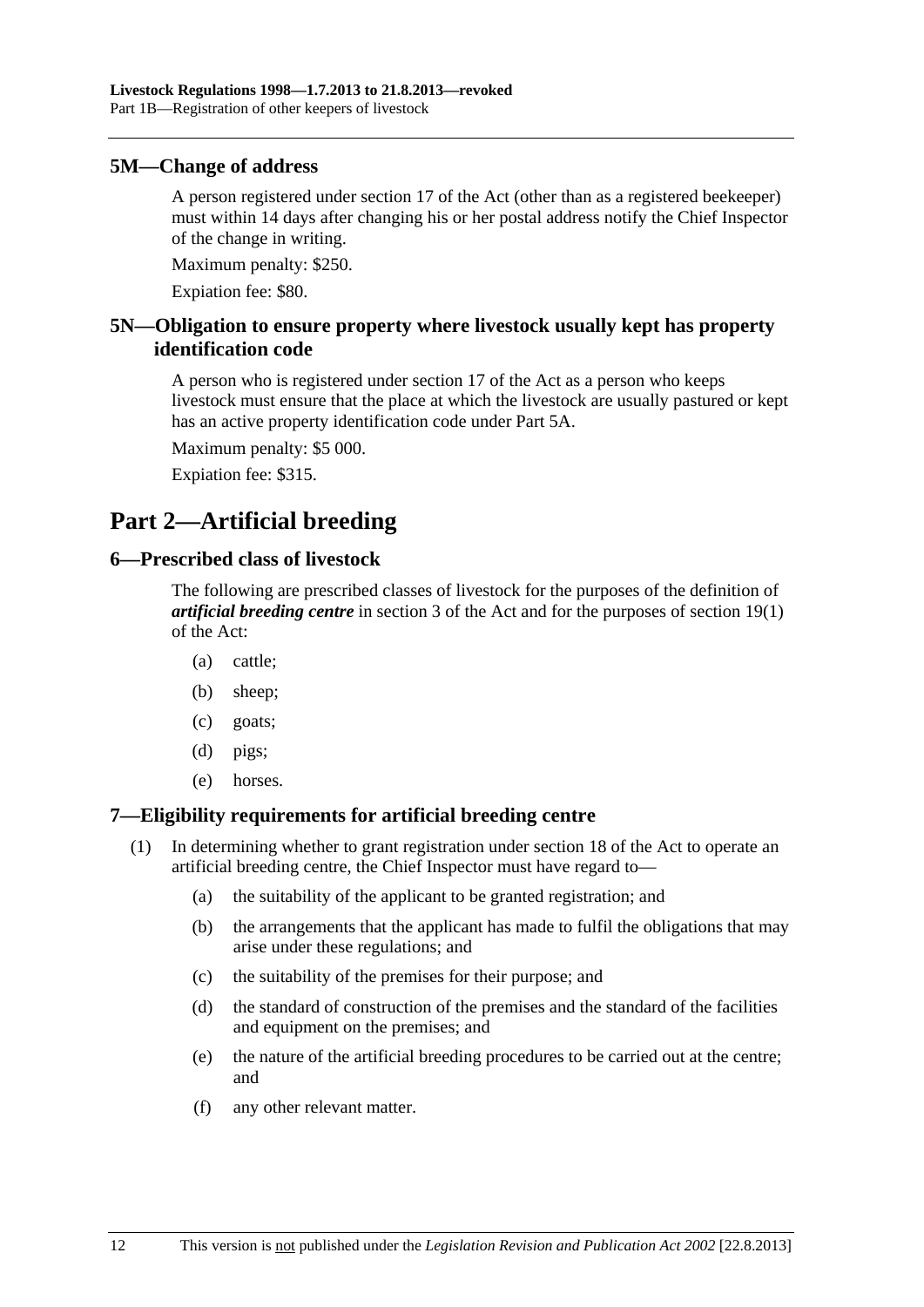### 5M—Change of address

A person registered under section 17 of the Act (other than as a registered beekeeper) must within 14 days after changing his or her postal address notify the Chief Inspector of the change in writing.

Maximum penalty: $250.

Expiation fee: $80.

### 5N—Obligation to ensure property where livestock usually kept has property identification code

A person who is registered under section 17 of the Act as a person who keeps livestock must ensure that the place at which the livestock are usually pastured or kept has an active property identification code under Part 5A.

Maximum penalty: $5 000.

Expiation fee: $315.

## Part 2—Artificial breeding

### 6—Prescribed class of livestock

The following are prescribed classes of livestock for the purposes of the definition of ***artificial breeding centre*** in section 3 of the Act and for the purposes of section 19(1) of the Act:

- (a) cattle;
- (b) sheep;
- (c) goats;
- (d) pigs;
- (e) horses.

### 7—Eligibility requirements for artificial breeding centre

(1) In determining whether to grant registration under section 18 of the Act to operate an artificial breeding centre, the Chief Inspector must have regard to—

- (a) the suitability of the applicant to be granted registration; and
- (b) the arrangements that the applicant has made to fulfil the obligations that may arise under these regulations; and
- (c) the suitability of the premises for their purpose; and
- (d) the standard of construction of the premises and the standard of the facilities and equipment on the premises; and
- (e) the nature of the artificial breeding procedures to be carried out at the centre; and
- (f) any other relevant matter.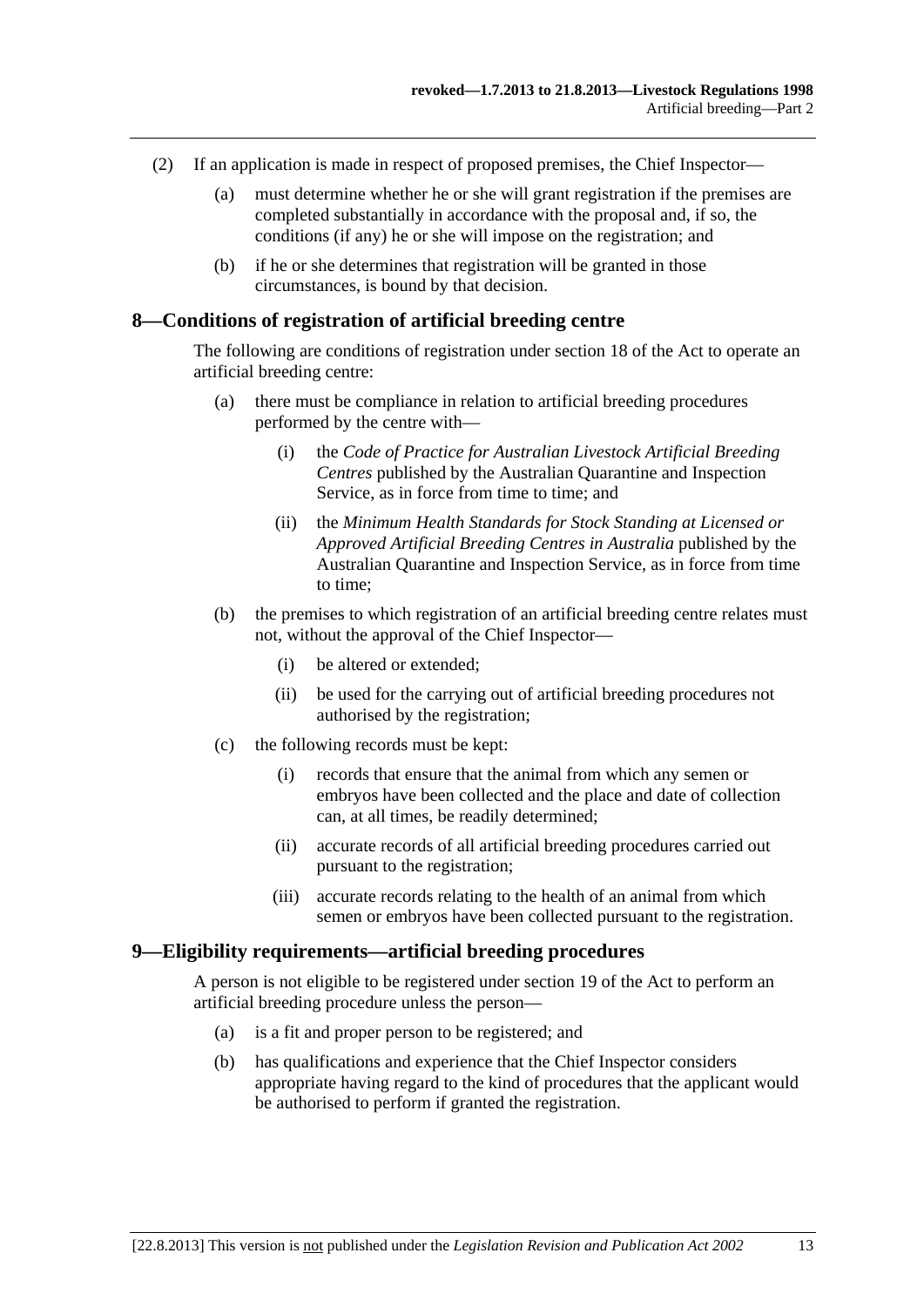(2) If an application is made in respect of proposed premises, the Chief Inspector—

(a) must determine whether he or she will grant registration if the premises are completed substantially in accordance with the proposal and, if so, the conditions (if any) he or she will impose on the registration; and

(b) if he or she determines that registration will be granted in those circumstances, is bound by that decision.

## 8—Conditions of registration of artificial breeding centre

The following are conditions of registration under section 18 of the Act to operate an artificial breeding centre:

(a) there must be compliance in relation to artificial breeding procedures performed by the centre with—

(i) the *Code of Practice for Australian Livestock Artificial Breeding Centres* published by the Australian Quarantine and Inspection Service, as in force from time to time; and

(ii) the *Minimum Health Standards for Stock Standing at Licensed or Approved Artificial Breeding Centres in Australia* published by the Australian Quarantine and Inspection Service, as in force from time to time;

(b) the premises to which registration of an artificial breeding centre relates must not, without the approval of the Chief Inspector—

(i) be altered or extended;

(ii) be used for the carrying out of artificial breeding procedures not authorised by the registration;

(c) the following records must be kept:

(i) records that ensure that the animal from which any semen or embryos have been collected and the place and date of collection can, at all times, be readily determined;

(ii) accurate records of all artificial breeding procedures carried out pursuant to the registration;

(iii) accurate records relating to the health of an animal from which semen or embryos have been collected pursuant to the registration.

## 9—Eligibility requirements—artificial breeding procedures

A person is not eligible to be registered under section 19 of the Act to perform an artificial breeding procedure unless the person—

(a) is a fit and proper person to be registered; and

(b) has qualifications and experience that the Chief Inspector considers appropriate having regard to the kind of procedures that the applicant would be authorised to perform if granted the registration.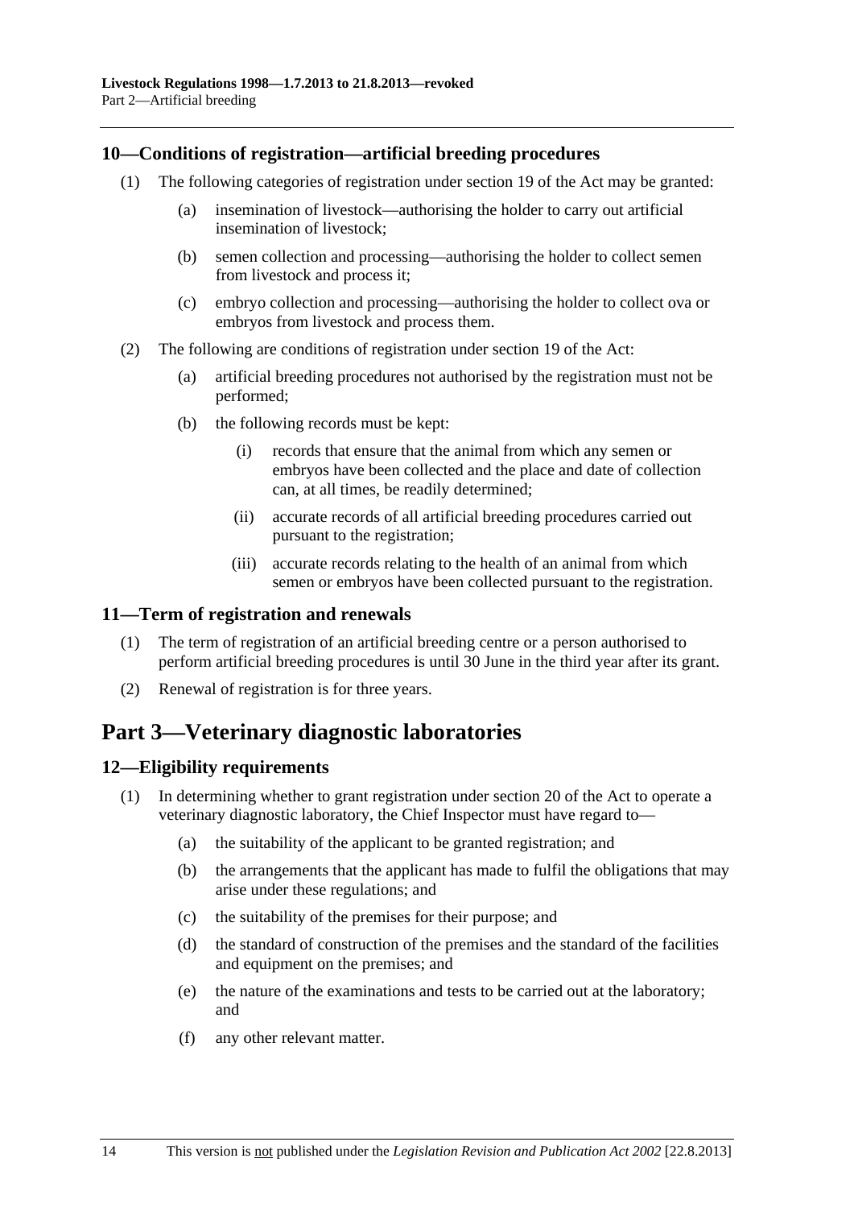## 10—Conditions of registration—artificial breeding procedures

(1) The following categories of registration under section 19 of the Act may be granted:

(a) insemination of livestock—authorising the holder to carry out artificial insemination of livestock;

(b) semen collection and processing—authorising the holder to collect semen from livestock and process it;

(c) embryo collection and processing—authorising the holder to collect ova or embryos from livestock and process them.

(2) The following are conditions of registration under section 19 of the Act:

(a) artificial breeding procedures not authorised by the registration must not be performed;

(b) the following records must be kept:

(i) records that ensure that the animal from which any semen or embryos have been collected and the place and date of collection can, at all times, be readily determined;

(ii) accurate records of all artificial breeding procedures carried out pursuant to the registration;

(iii) accurate records relating to the health of an animal from which semen or embryos have been collected pursuant to the registration.

## 11—Term of registration and renewals

(1) The term of registration of an artificial breeding centre or a person authorised to perform artificial breeding procedures is until 30 June in the third year after its grant.

(2) Renewal of registration is for three years.

# Part 3—Veterinary diagnostic laboratories

## 12—Eligibility requirements

(1) In determining whether to grant registration under section 20 of the Act to operate a veterinary diagnostic laboratory, the Chief Inspector must have regard to—

(a) the suitability of the applicant to be granted registration; and

(b) the arrangements that the applicant has made to fulfil the obligations that may arise under these regulations; and

(c) the suitability of the premises for their purpose; and

(d) the standard of construction of the premises and the standard of the facilities and equipment on the premises; and

(e) the nature of the examinations and tests to be carried out at the laboratory; and

(f) any other relevant matter.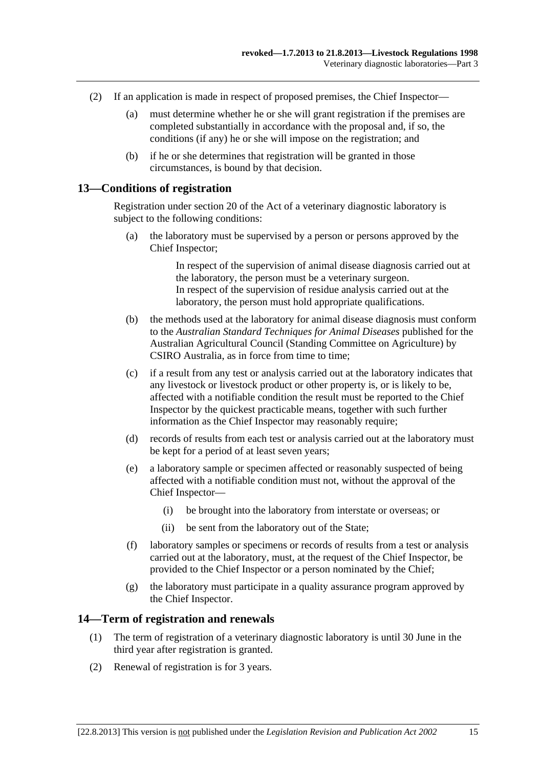(2) If an application is made in respect of proposed premises, the Chief Inspector—

(a) must determine whether he or she will grant registration if the premises are completed substantially in accordance with the proposal and, if so, the conditions (if any) he or she will impose on the registration; and

(b) if he or she determines that registration will be granted in those circumstances, is bound by that decision.

## 13—Conditions of registration

Registration under section 20 of the Act of a veterinary diagnostic laboratory is subject to the following conditions:

(a) the laboratory must be supervised by a person or persons approved by the Chief Inspector;

> In respect of the supervision of animal disease diagnosis carried out at the laboratory, the person must be a veterinary surgeon.
> In respect of the supervision of residue analysis carried out at the laboratory, the person must hold appropriate qualifications.

(b) the methods used at the laboratory for animal disease diagnosis must conform to the *Australian Standard Techniques for Animal Diseases* published for the Australian Agricultural Council (Standing Committee on Agriculture) by CSIRO Australia, as in force from time to time;

(c) if a result from any test or analysis carried out at the laboratory indicates that any livestock or livestock product or other property is, or is likely to be, affected with a notifiable condition the result must be reported to the Chief Inspector by the quickest practicable means, together with such further information as the Chief Inspector may reasonably require;

(d) records of results from each test or analysis carried out at the laboratory must be kept for a period of at least seven years;

(e) a laboratory sample or specimen affected or reasonably suspected of being affected with a notifiable condition must not, without the approval of the Chief Inspector—

(i) be brought into the laboratory from interstate or overseas; or

(ii) be sent from the laboratory out of the State;

(f) laboratory samples or specimens or records of results from a test or analysis carried out at the laboratory, must, at the request of the Chief Inspector, be provided to the Chief Inspector or a person nominated by the Chief;

(g) the laboratory must participate in a quality assurance program approved by the Chief Inspector.

## 14—Term of registration and renewals

(1) The term of registration of a veterinary diagnostic laboratory is until 30 June in the third year after registration is granted.

(2) Renewal of registration is for 3 years.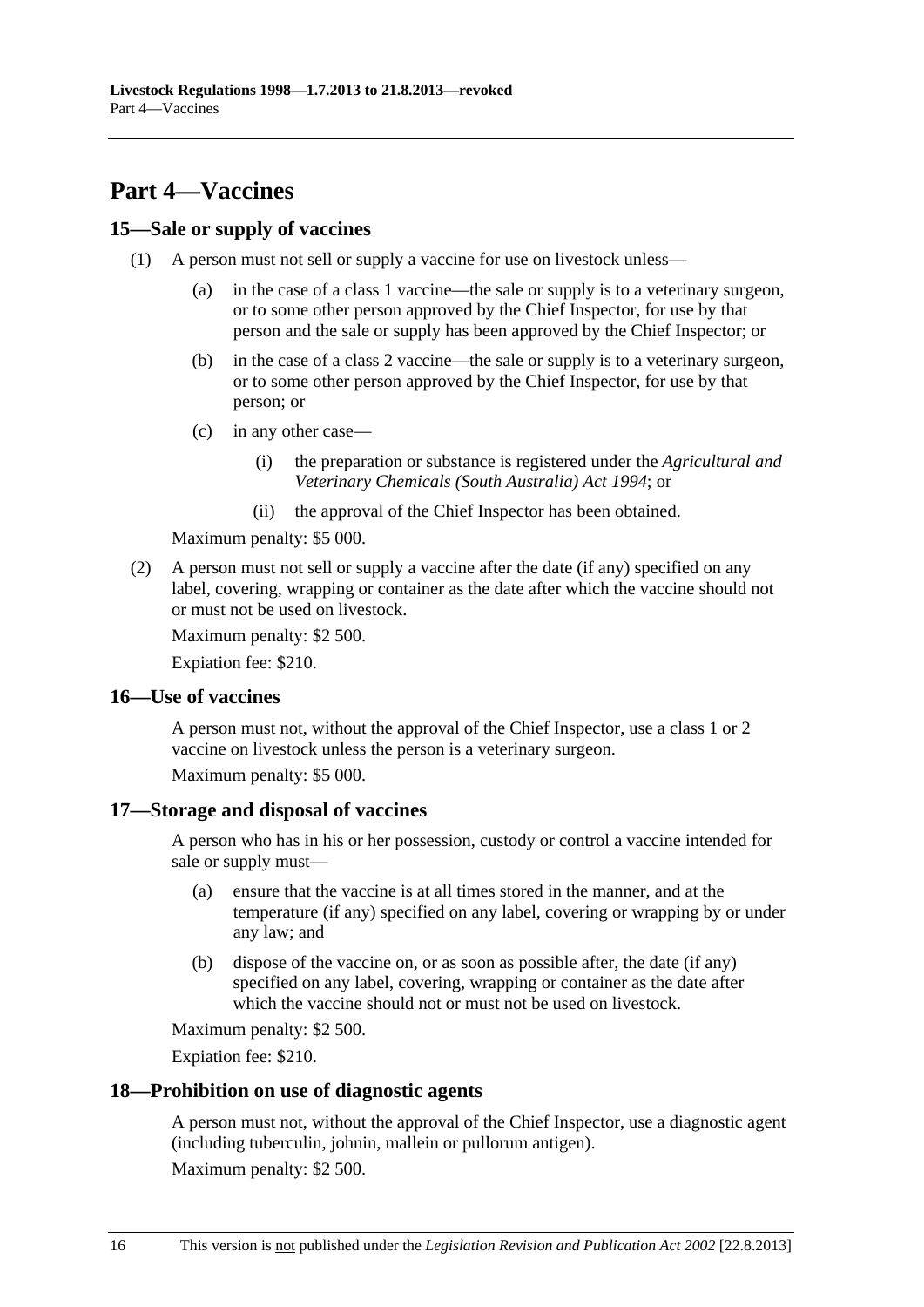# Part 4—Vaccines

## 15—Sale or supply of vaccines

(1) A person must not sell or supply a vaccine for use on livestock unless—

(a) in the case of a class 1 vaccine—the sale or supply is to a veterinary surgeon, or to some other person approved by the Chief Inspector, for use by that person and the sale or supply has been approved by the Chief Inspector; or

(b) in the case of a class 2 vaccine—the sale or supply is to a veterinary surgeon, or to some other person approved by the Chief Inspector, for use by that person; or

(c) in any other case—

(i) the preparation or substance is registered under the *Agricultural and Veterinary Chemicals (South Australia) Act 1994*; or

(ii) the approval of the Chief Inspector has been obtained.

Maximum penalty: $5 000.

(2) A person must not sell or supply a vaccine after the date (if any) specified on any label, covering, wrapping or container as the date after which the vaccine should not or must not be used on livestock.

Maximum penalty: $2 500.

Expiation fee: $210.

## 16—Use of vaccines

A person must not, without the approval of the Chief Inspector, use a class 1 or 2 vaccine on livestock unless the person is a veterinary surgeon.

Maximum penalty: $5 000.

## 17—Storage and disposal of vaccines

A person who has in his or her possession, custody or control a vaccine intended for sale or supply must—

(a) ensure that the vaccine is at all times stored in the manner, and at the temperature (if any) specified on any label, covering or wrapping by or under any law; and

(b) dispose of the vaccine on, or as soon as possible after, the date (if any) specified on any label, covering, wrapping or container as the date after which the vaccine should not or must not be used on livestock.

Maximum penalty: $2 500.

Expiation fee: $210.

## 18—Prohibition on use of diagnostic agents

A person must not, without the approval of the Chief Inspector, use a diagnostic agent (including tuberculin, johnin, mallein or pullorum antigen).

Maximum penalty: $2 500.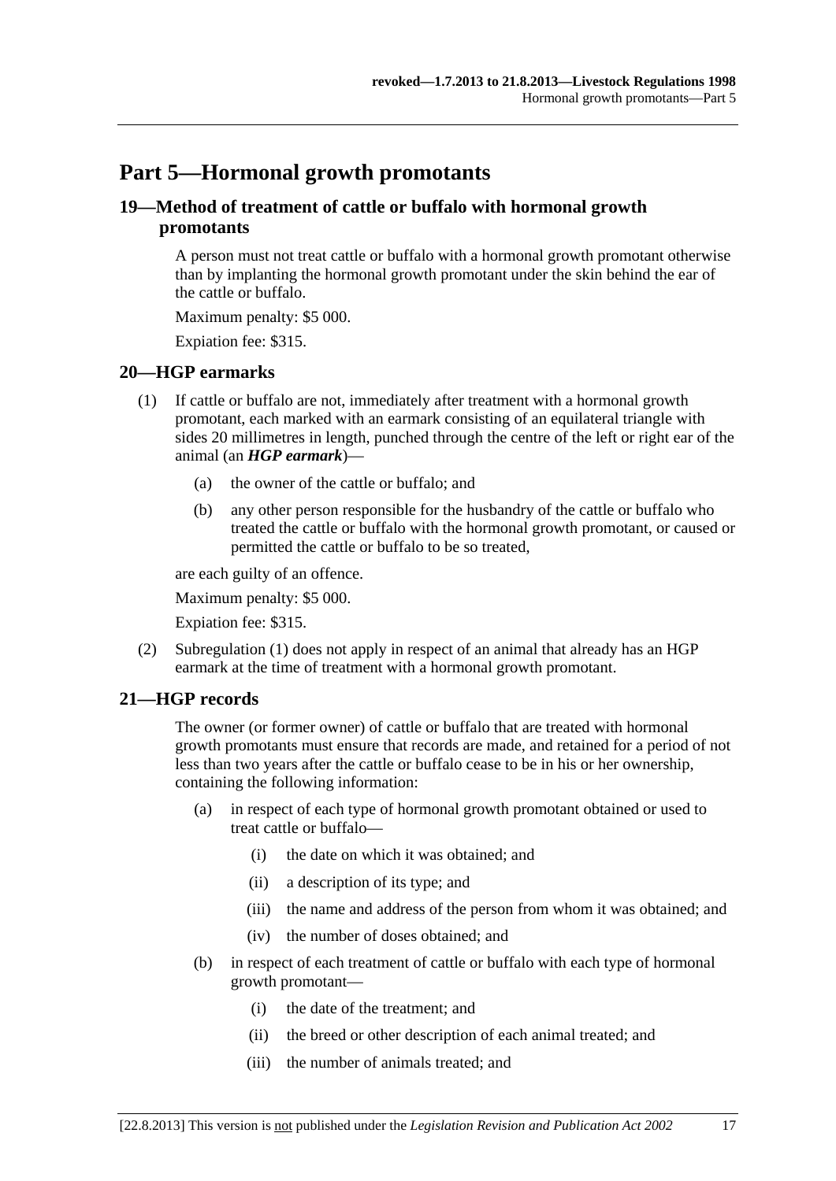# Part 5—Hormonal growth promotants

## 19—Method of treatment of cattle or buffalo with hormonal growth promotants

A person must not treat cattle or buffalo with a hormonal growth promotant otherwise than by implanting the hormonal growth promotant under the skin behind the ear of the cattle or buffalo.

Maximum penalty: $5 000.

Expiation fee: $315.

## 20—HGP earmarks

(1) If cattle or buffalo are not, immediately after treatment with a hormonal growth promotant, each marked with an earmark consisting of an equilateral triangle with sides 20 millimetres in length, punched through the centre of the left or right ear of the animal (an ***HGP earmark***)—

- (a) the owner of the cattle or buffalo; and
- (b) any other person responsible for the husbandry of the cattle or buffalo who treated the cattle or buffalo with the hormonal growth promotant, or caused or permitted the cattle or buffalo to be so treated,

are each guilty of an offence.

Maximum penalty: $5 000.

Expiation fee: $315.

(2) Subregulation (1) does not apply in respect of an animal that already has an HGP earmark at the time of treatment with a hormonal growth promotant.

## 21—HGP records

The owner (or former owner) of cattle or buffalo that are treated with hormonal growth promotants must ensure that records are made, and retained for a period of not less than two years after the cattle or buffalo cease to be in his or her ownership, containing the following information:

- (a) in respect of each type of hormonal growth promotant obtained or used to treat cattle or buffalo—
  - (i) the date on which it was obtained; and
  - (ii) a description of its type; and
  - (iii) the name and address of the person from whom it was obtained; and
  - (iv) the number of doses obtained; and
- (b) in respect of each treatment of cattle or buffalo with each type of hormonal growth promotant—
  - (i) the date of the treatment; and
  - (ii) the breed or other description of each animal treated; and
  - (iii) the number of animals treated; and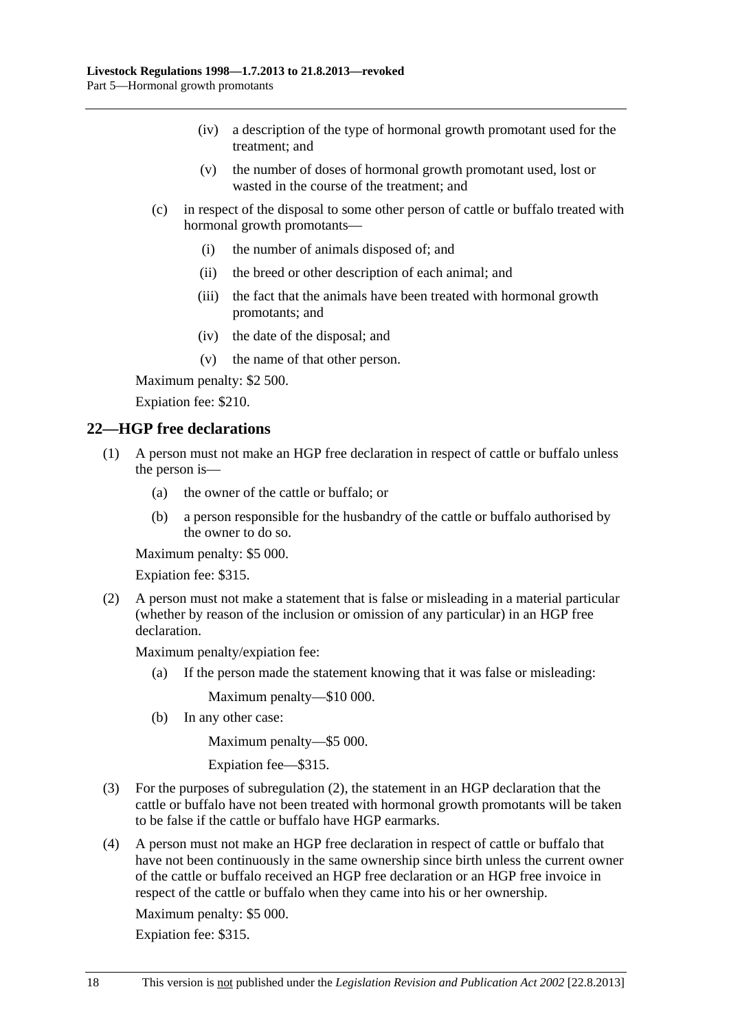(iv) a description of the type of hormonal growth promotant used for the treatment; and

(v) the number of doses of hormonal growth promotant used, lost or wasted in the course of the treatment; and

(c) in respect of the disposal to some other person of cattle or buffalo treated with hormonal growth promotants—

(i) the number of animals disposed of; and

(ii) the breed or other description of each animal; and

(iii) the fact that the animals have been treated with hormonal growth promotants; and

(iv) the date of the disposal; and

(v) the name of that other person.

Maximum penalty: $2 500.

Expiation fee: $210.

## 22—HGP free declarations

(1) A person must not make an HGP free declaration in respect of cattle or buffalo unless the person is—

(a) the owner of the cattle or buffalo; or

(b) a person responsible for the husbandry of the cattle or buffalo authorised by the owner to do so.

Maximum penalty: $5 000.

Expiation fee: $315.

(2) A person must not make a statement that is false or misleading in a material particular (whether by reason of the inclusion or omission of any particular) in an HGP free declaration.

Maximum penalty/expiation fee:

(a) If the person made the statement knowing that it was false or misleading:

Maximum penalty—$10 000.

(b) In any other case:

Maximum penalty—$5 000.

Expiation fee—$315.

(3) For the purposes of subregulation (2), the statement in an HGP declaration that the cattle or buffalo have not been treated with hormonal growth promotants will be taken to be false if the cattle or buffalo have HGP earmarks.

(4) A person must not make an HGP free declaration in respect of cattle or buffalo that have not been continuously in the same ownership since birth unless the current owner of the cattle or buffalo received an HGP free declaration or an HGP free invoice in respect of the cattle or buffalo when they came into his or her ownership.

Maximum penalty: $5 000.

Expiation fee: $315.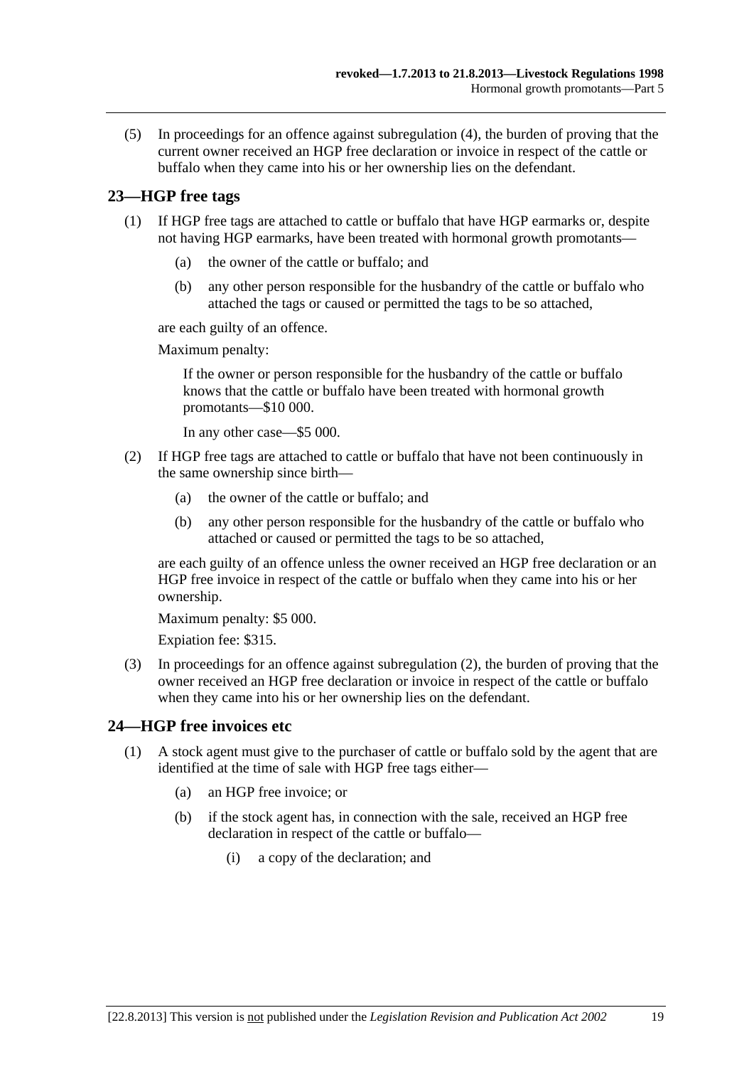(5) In proceedings for an offence against subregulation (4), the burden of proving that the current owner received an HGP free declaration or invoice in respect of the cattle or buffalo when they came into his or her ownership lies on the defendant.

## 23—HGP free tags

(1) If HGP free tags are attached to cattle or buffalo that have HGP earmarks or, despite not having HGP earmarks, have been treated with hormonal growth promotants—

(a) the owner of the cattle or buffalo; and

(b) any other person responsible for the husbandry of the cattle or buffalo who attached the tags or caused or permitted the tags to be so attached,

are each guilty of an offence.

Maximum penalty:

If the owner or person responsible for the husbandry of the cattle or buffalo knows that the cattle or buffalo have been treated with hormonal growth promotants—$10 000.

In any other case—$5 000.

(2) If HGP free tags are attached to cattle or buffalo that have not been continuously in the same ownership since birth—

(a) the owner of the cattle or buffalo; and

(b) any other person responsible for the husbandry of the cattle or buffalo who attached or caused or permitted the tags to be so attached,

are each guilty of an offence unless the owner received an HGP free declaration or an HGP free invoice in respect of the cattle or buffalo when they came into his or her ownership.

Maximum penalty: $5 000.

Expiation fee: $315.

(3) In proceedings for an offence against subregulation (2), the burden of proving that the owner received an HGP free declaration or invoice in respect of the cattle or buffalo when they came into his or her ownership lies on the defendant.

## 24—HGP free invoices etc

(1) A stock agent must give to the purchaser of cattle or buffalo sold by the agent that are identified at the time of sale with HGP free tags either—

(a) an HGP free invoice; or

(b) if the stock agent has, in connection with the sale, received an HGP free declaration in respect of the cattle or buffalo—

(i) a copy of the declaration; and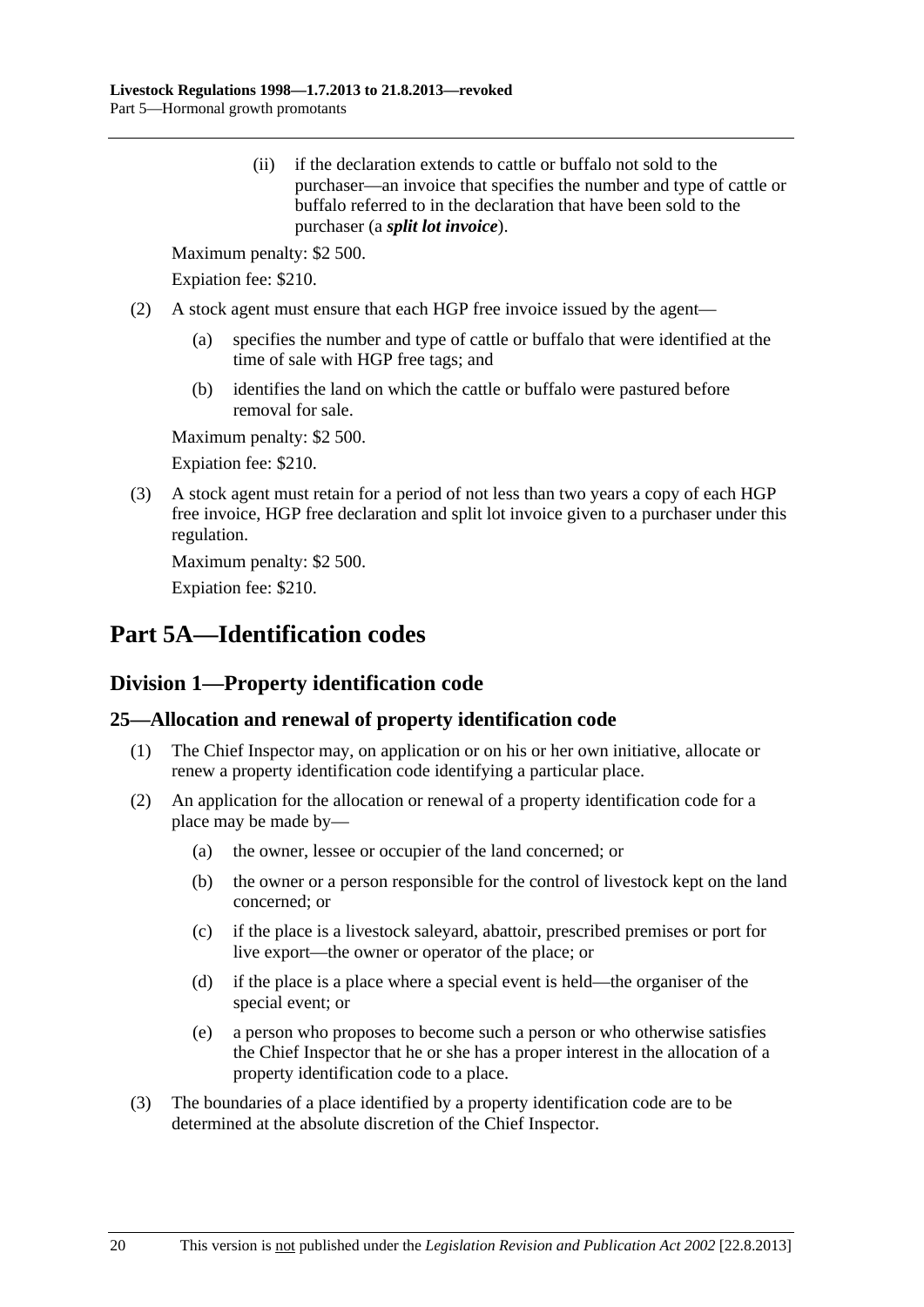(ii) if the declaration extends to cattle or buffalo not sold to the purchaser—an invoice that specifies the number and type of cattle or buffalo referred to in the declaration that have been sold to the purchaser (a ***split lot invoice***).

Maximum penalty: $2 500.

Expiation fee: $210.

(2) A stock agent must ensure that each HGP free invoice issued by the agent—

(a) specifies the number and type of cattle or buffalo that were identified at the time of sale with HGP free tags; and

(b) identifies the land on which the cattle or buffalo were pastured before removal for sale.

Maximum penalty: $2 500.

Expiation fee: $210.

(3) A stock agent must retain for a period of not less than two years a copy of each HGP free invoice, HGP free declaration and split lot invoice given to a purchaser under this regulation.

Maximum penalty: $2 500.

Expiation fee: $210.

# Part 5A—Identification codes

## Division 1—Property identification code

### 25—Allocation and renewal of property identification code

(1) The Chief Inspector may, on application or on his or her own initiative, allocate or renew a property identification code identifying a particular place.

(2) An application for the allocation or renewal of a property identification code for a place may be made by—

(a) the owner, lessee or occupier of the land concerned; or

(b) the owner or a person responsible for the control of livestock kept on the land concerned; or

(c) if the place is a livestock saleyard, abattoir, prescribed premises or port for live export—the owner or operator of the place; or

(d) if the place is a place where a special event is held—the organiser of the special event; or

(e) a person who proposes to become such a person or who otherwise satisfies the Chief Inspector that he or she has a proper interest in the allocation of a property identification code to a place.

(3) The boundaries of a place identified by a property identification code are to be determined at the absolute discretion of the Chief Inspector.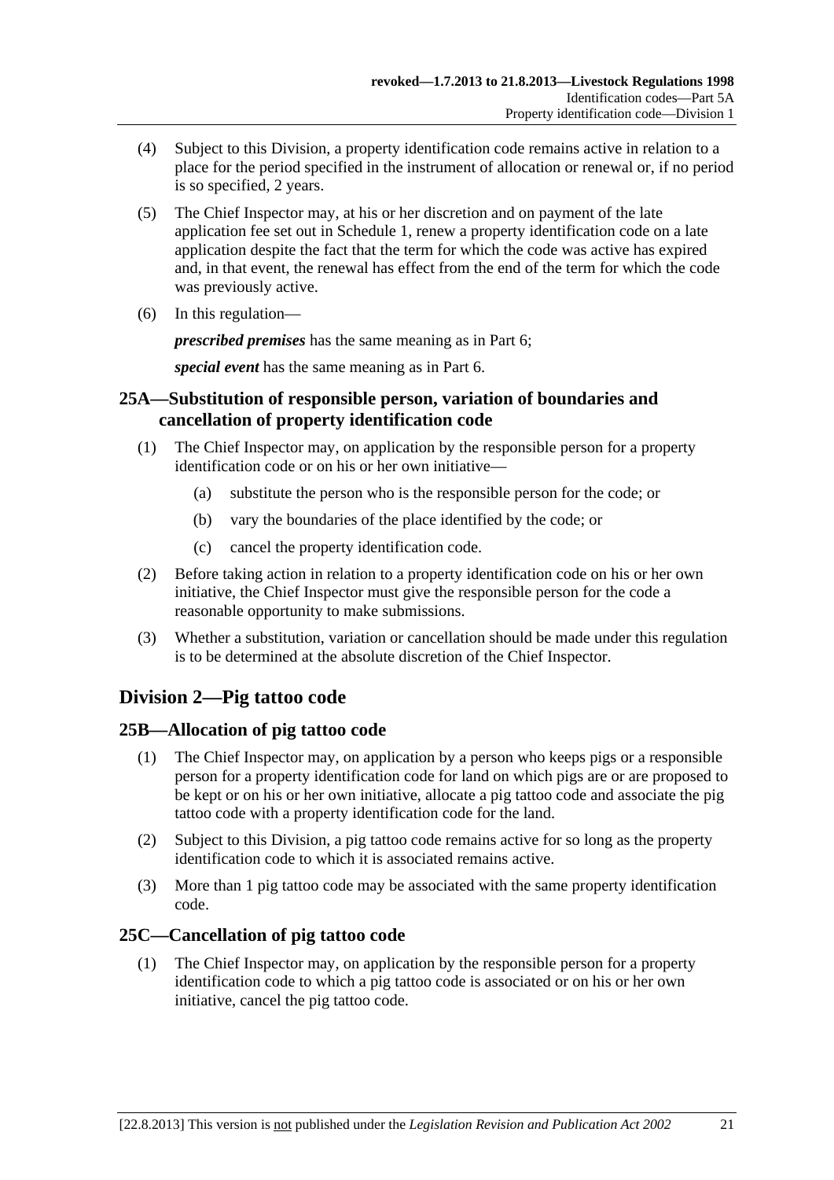(4) Subject to this Division, a property identification code remains active in relation to a place for the period specified in the instrument of allocation or renewal or, if no period is so specified, 2 years.

(5) The Chief Inspector may, at his or her discretion and on payment of the late application fee set out in Schedule 1, renew a property identification code on a late application despite the fact that the term for which the code was active has expired and, in that event, the renewal has effect from the end of the term for which the code was previously active.

(6) In this regulation—

***prescribed premises*** has the same meaning as in Part 6;

***special event*** has the same meaning as in Part 6.

### 25A—Substitution of responsible person, variation of boundaries and cancellation of property identification code

(1) The Chief Inspector may, on application by the responsible person for a property identification code or on his or her own initiative—

- (a) substitute the person who is the responsible person for the code; or
- (b) vary the boundaries of the place identified by the code; or
- (c) cancel the property identification code.

(2) Before taking action in relation to a property identification code on his or her own initiative, the Chief Inspector must give the responsible person for the code a reasonable opportunity to make submissions.

(3) Whether a substitution, variation or cancellation should be made under this regulation is to be determined at the absolute discretion of the Chief Inspector.

## Division 2—Pig tattoo code

### 25B—Allocation of pig tattoo code

(1) The Chief Inspector may, on application by a person who keeps pigs or a responsible person for a property identification code for land on which pigs are or are proposed to be kept or on his or her own initiative, allocate a pig tattoo code and associate the pig tattoo code with a property identification code for the land.

(2) Subject to this Division, a pig tattoo code remains active for so long as the property identification code to which it is associated remains active.

(3) More than 1 pig tattoo code may be associated with the same property identification code.

### 25C—Cancellation of pig tattoo code

(1) The Chief Inspector may, on application by the responsible person for a property identification code to which a pig tattoo code is associated or on his or her own initiative, cancel the pig tattoo code.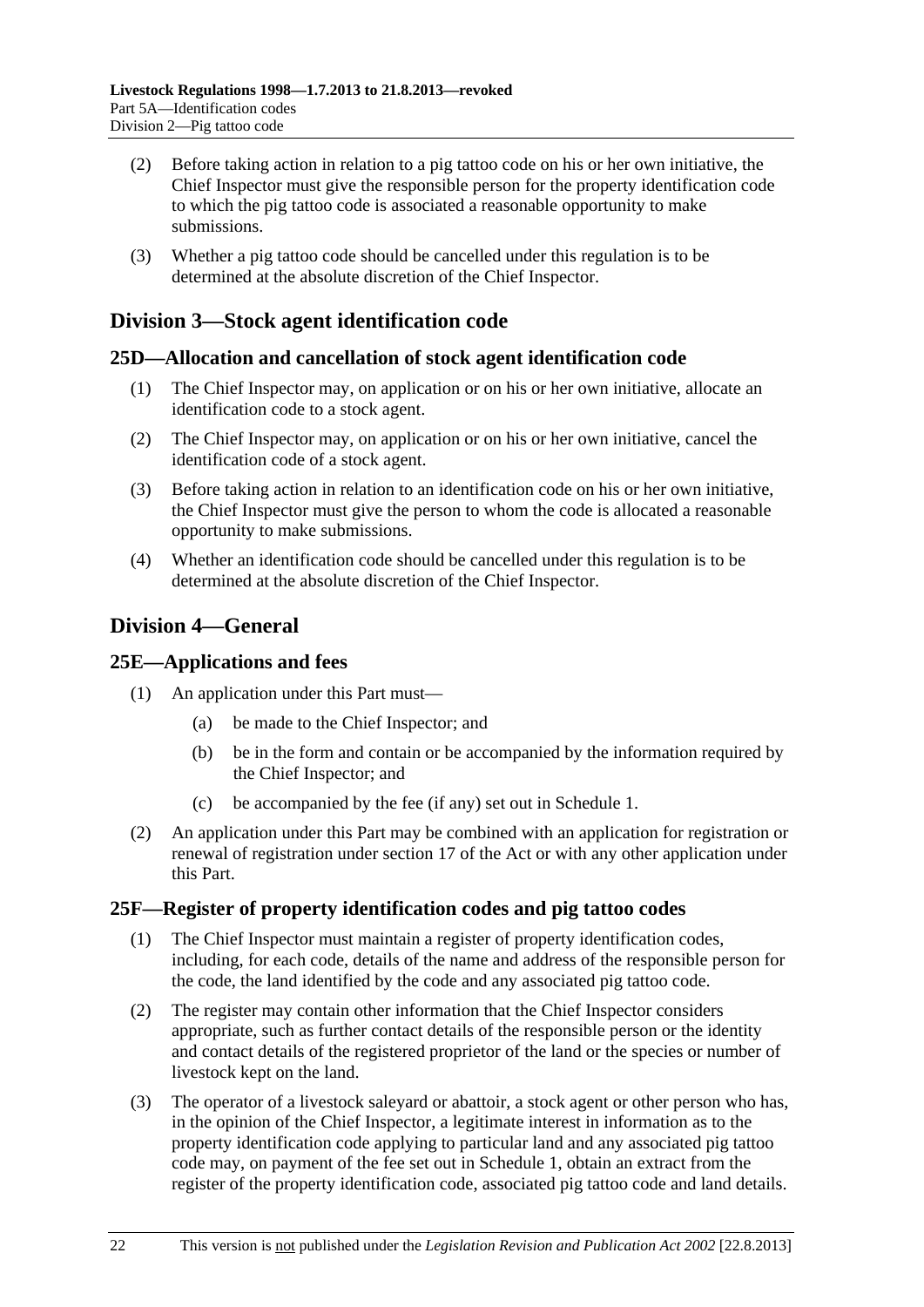(2) Before taking action in relation to a pig tattoo code on his or her own initiative, the Chief Inspector must give the responsible person for the property identification code to which the pig tattoo code is associated a reasonable opportunity to make submissions.

(3) Whether a pig tattoo code should be cancelled under this regulation is to be determined at the absolute discretion of the Chief Inspector.

## Division 3—Stock agent identification code

### 25D—Allocation and cancellation of stock agent identification code

(1) The Chief Inspector may, on application or on his or her own initiative, allocate an identification code to a stock agent.

(2) The Chief Inspector may, on application or on his or her own initiative, cancel the identification code of a stock agent.

(3) Before taking action in relation to an identification code on his or her own initiative, the Chief Inspector must give the person to whom the code is allocated a reasonable opportunity to make submissions.

(4) Whether an identification code should be cancelled under this regulation is to be determined at the absolute discretion of the Chief Inspector.

## Division 4—General

### 25E—Applications and fees

(1) An application under this Part must—

 (a) be made to the Chief Inspector; and

 (b) be in the form and contain or be accompanied by the information required by the Chief Inspector; and

 (c) be accompanied by the fee (if any) set out in Schedule 1.

(2) An application under this Part may be combined with an application for registration or renewal of registration under section 17 of the Act or with any other application under this Part.

### 25F—Register of property identification codes and pig tattoo codes

(1) The Chief Inspector must maintain a register of property identification codes, including, for each code, details of the name and address of the responsible person for the code, the land identified by the code and any associated pig tattoo code.

(2) The register may contain other information that the Chief Inspector considers appropriate, such as further contact details of the responsible person or the identity and contact details of the registered proprietor of the land or the species or number of livestock kept on the land.

(3) The operator of a livestock saleyard or abattoir, a stock agent or other person who has, in the opinion of the Chief Inspector, a legitimate interest in information as to the property identification code applying to particular land and any associated pig tattoo code may, on payment of the fee set out in Schedule 1, obtain an extract from the register of the property identification code, associated pig tattoo code and land details.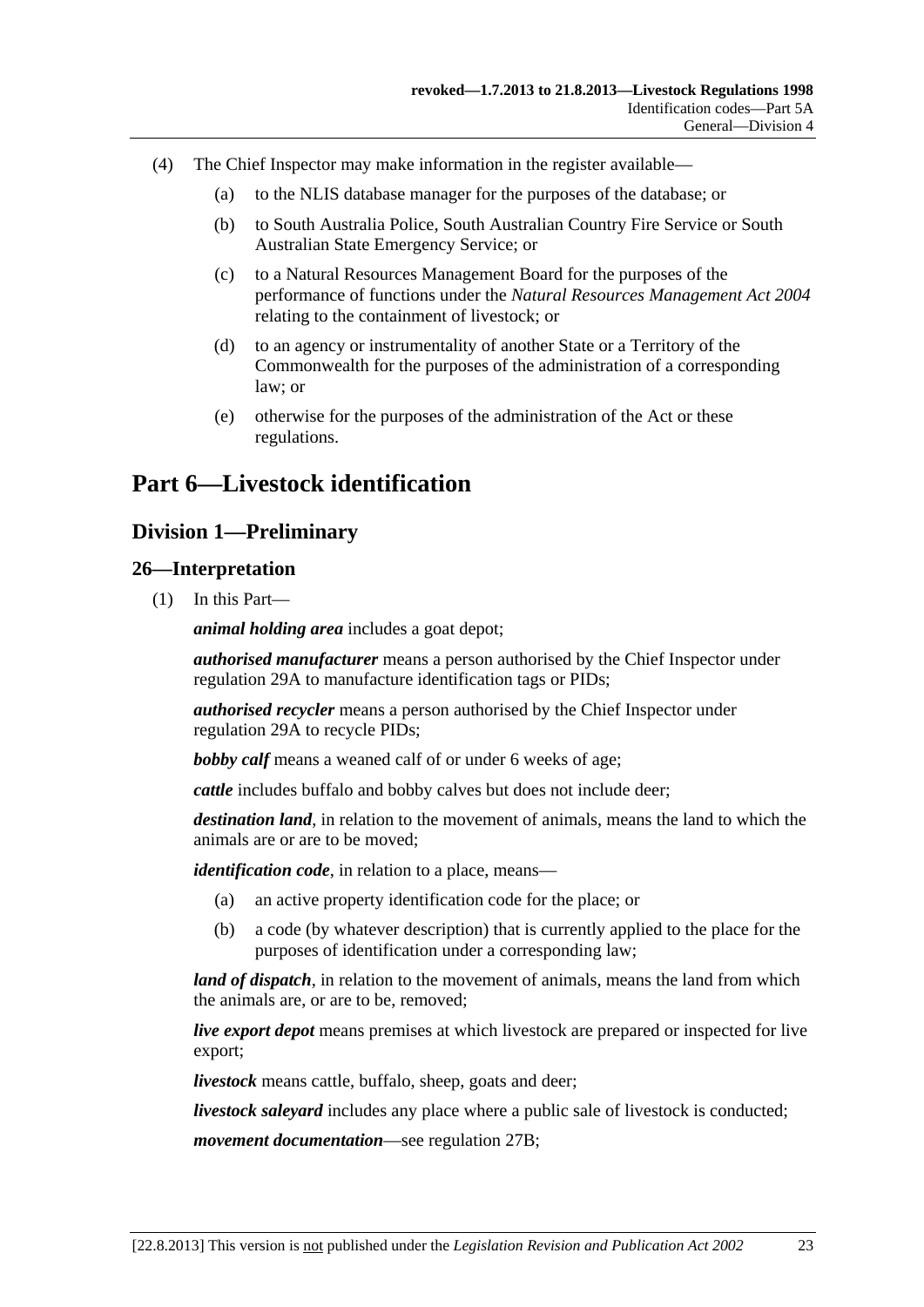(4) The Chief Inspector may make information in the register available—

(a) to the NLIS database manager for the purposes of the database; or

(b) to South Australia Police, South Australian Country Fire Service or South Australian State Emergency Service; or

(c) to a Natural Resources Management Board for the purposes of the performance of functions under the *Natural Resources Management Act 2004* relating to the containment of livestock; or

(d) to an agency or instrumentality of another State or a Territory of the Commonwealth for the purposes of the administration of a corresponding law; or

(e) otherwise for the purposes of the administration of the Act or these regulations.

# Part 6—Livestock identification

## Division 1—Preliminary

### 26—Interpretation

(1) In this Part—

***animal holding area*** includes a goat depot;

***authorised manufacturer*** means a person authorised by the Chief Inspector under regulation 29A to manufacture identification tags or PIDs;

***authorised recycler*** means a person authorised by the Chief Inspector under regulation 29A to recycle PIDs;

***bobby calf*** means a weaned calf of or under 6 weeks of age;

***cattle*** includes buffalo and bobby calves but does not include deer;

***destination land***, in relation to the movement of animals, means the land to which the animals are or are to be moved;

***identification code***, in relation to a place, means—

(a) an active property identification code for the place; or

(b) a code (by whatever description) that is currently applied to the place for the purposes of identification under a corresponding law;

***land of dispatch***, in relation to the movement of animals, means the land from which the animals are, or are to be, removed;

***live export depot*** means premises at which livestock are prepared or inspected for live export;

***livestock*** means cattle, buffalo, sheep, goats and deer;

***livestock saleyard*** includes any place where a public sale of livestock is conducted;

***movement documentation***—see regulation 27B;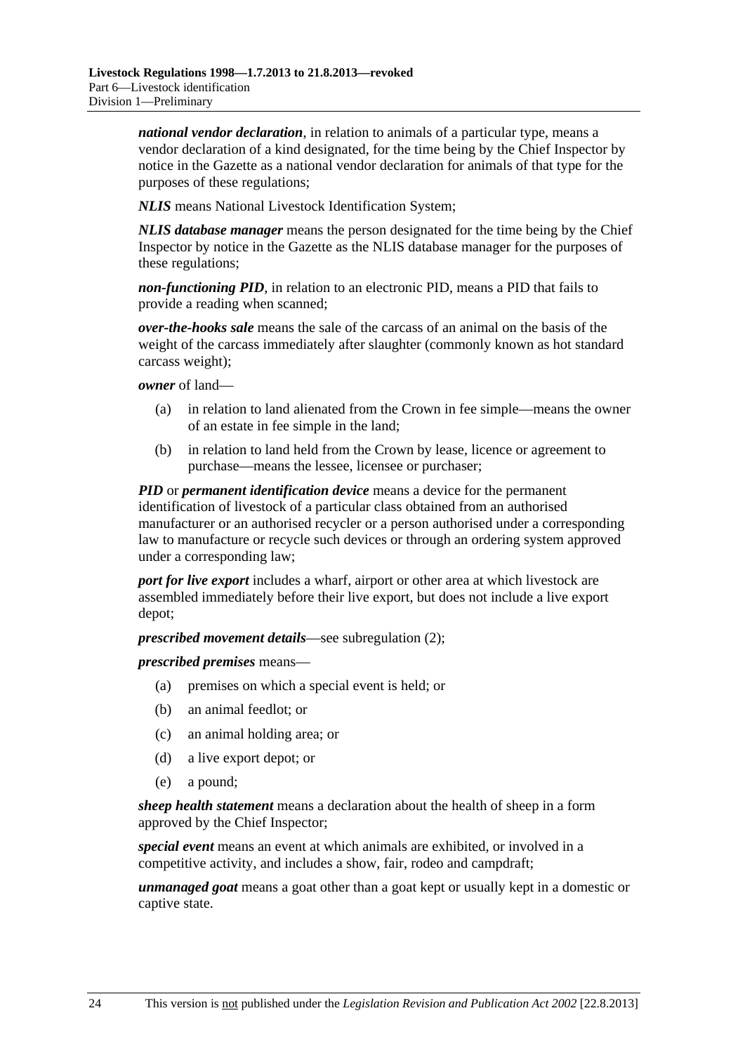***national vendor declaration***, in relation to animals of a particular type, means a vendor declaration of a kind designated, for the time being by the Chief Inspector by notice in the Gazette as a national vendor declaration for animals of that type for the purposes of these regulations;

***NLIS*** means National Livestock Identification System;

***NLIS database manager*** means the person designated for the time being by the Chief Inspector by notice in the Gazette as the NLIS database manager for the purposes of these regulations;

***non-functioning PID***, in relation to an electronic PID, means a PID that fails to provide a reading when scanned;

***over-the-hooks sale*** means the sale of the carcass of an animal on the basis of the weight of the carcass immediately after slaughter (commonly known as hot standard carcass weight);

***owner*** of land—

- (a) in relation to land alienated from the Crown in fee simple—means the owner of an estate in fee simple in the land;
- (b) in relation to land held from the Crown by lease, licence or agreement to purchase—means the lessee, licensee or purchaser;

***PID*** or ***permanent identification device*** means a device for the permanent identification of livestock of a particular class obtained from an authorised manufacturer or an authorised recycler or a person authorised under a corresponding law to manufacture or recycle such devices or through an ordering system approved under a corresponding law;

***port for live export*** includes a wharf, airport or other area at which livestock are assembled immediately before their live export, but does not include a live export depot;

***prescribed movement details***—see subregulation (2);

***prescribed premises*** means—

- (a) premises on which a special event is held; or
- (b) an animal feedlot; or
- (c) an animal holding area; or
- (d) a live export depot; or
- (e) a pound;

***sheep health statement*** means a declaration about the health of sheep in a form approved by the Chief Inspector;

***special event*** means an event at which animals are exhibited, or involved in a competitive activity, and includes a show, fair, rodeo and campdraft;

***unmanaged goat*** means a goat other than a goat kept or usually kept in a domestic or captive state.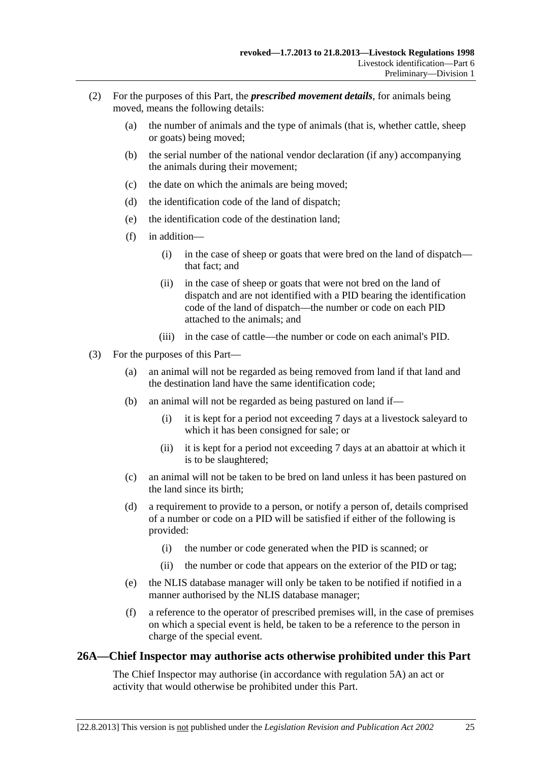(2) For the purposes of this Part, the ***prescribed movement details***, for animals being moved, means the following details:

(a) the number of animals and the type of animals (that is, whether cattle, sheep or goats) being moved;

(b) the serial number of the national vendor declaration (if any) accompanying the animals during their movement;

(c) the date on which the animals are being moved;

(d) the identification code of the land of dispatch;

(e) the identification code of the destination land;

(f) in addition—

(i) in the case of sheep or goats that were bred on the land of dispatch—that fact; and

(ii) in the case of sheep or goats that were not bred on the land of dispatch and are not identified with a PID bearing the identification code of the land of dispatch—the number or code on each PID attached to the animals; and

(iii) in the case of cattle—the number or code on each animal's PID.

(3) For the purposes of this Part—

(a) an animal will not be regarded as being removed from land if that land and the destination land have the same identification code;

(b) an animal will not be regarded as being pastured on land if—

(i) it is kept for a period not exceeding 7 days at a livestock saleyard to which it has been consigned for sale; or

(ii) it is kept for a period not exceeding 7 days at an abattoir at which it is to be slaughtered;

(c) an animal will not be taken to be bred on land unless it has been pastured on the land since its birth;

(d) a requirement to provide to a person, or notify a person of, details comprised of a number or code on a PID will be satisfied if either of the following is provided:

(i) the number or code generated when the PID is scanned; or

(ii) the number or code that appears on the exterior of the PID or tag;

(e) the NLIS database manager will only be taken to be notified if notified in a manner authorised by the NLIS database manager;

(f) a reference to the operator of prescribed premises will, in the case of premises on which a special event is held, be taken to be a reference to the person in charge of the special event.

## 26A—Chief Inspector may authorise acts otherwise prohibited under this Part

The Chief Inspector may authorise (in accordance with regulation 5A) an act or activity that would otherwise be prohibited under this Part.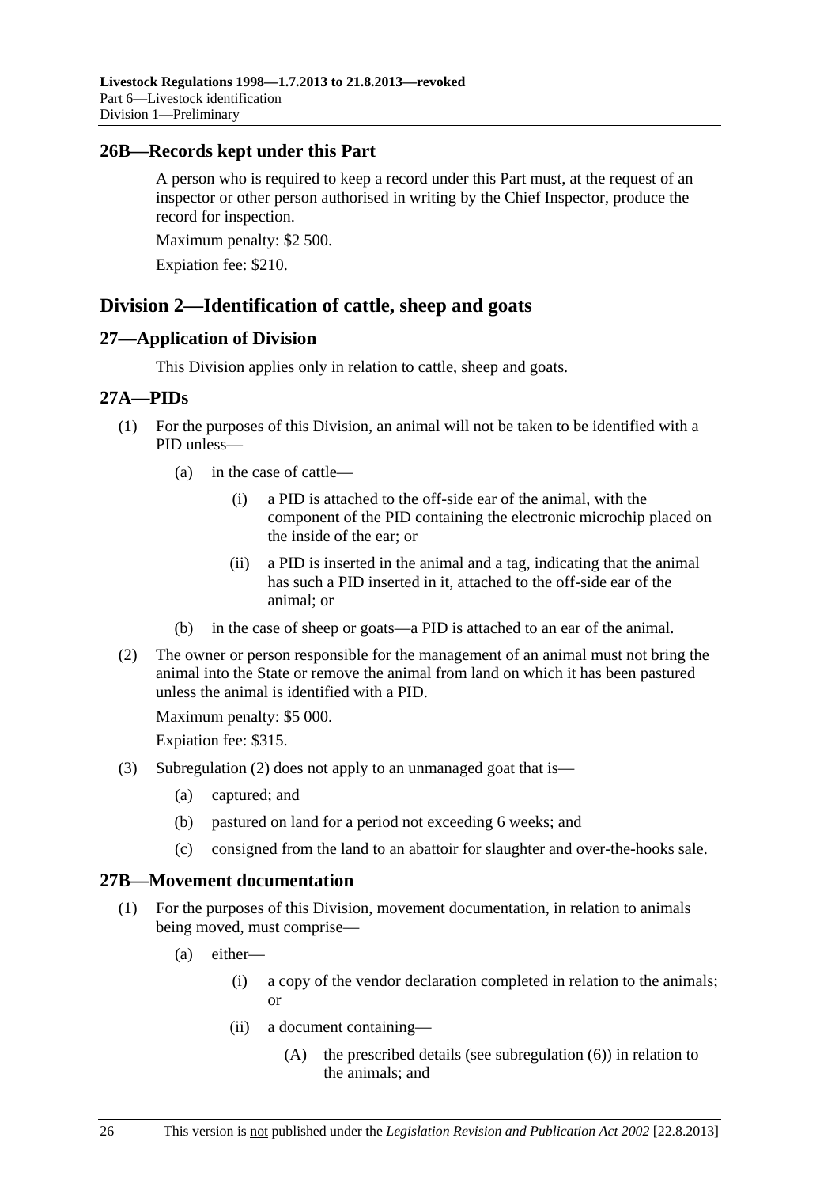## 26B—Records kept under this Part

A person who is required to keep a record under this Part must, at the request of an inspector or other person authorised in writing by the Chief Inspector, produce the record for inspection.

Maximum penalty: $2 500.

Expiation fee: $210.

# Division 2—Identification of cattle, sheep and goats

## 27—Application of Division

This Division applies only in relation to cattle, sheep and goats.

## 27A—PIDs

(1) For the purposes of this Division, an animal will not be taken to be identified with a PID unless—

(a) in the case of cattle—

(i) a PID is attached to the off-side ear of the animal, with the component of the PID containing the electronic microchip placed on the inside of the ear; or

(ii) a PID is inserted in the animal and a tag, indicating that the animal has such a PID inserted in it, attached to the off-side ear of the animal; or

(b) in the case of sheep or goats—a PID is attached to an ear of the animal.

(2) The owner or person responsible for the management of an animal must not bring the animal into the State or remove the animal from land on which it has been pastured unless the animal is identified with a PID.

Maximum penalty: $5 000.

Expiation fee: $315.

(3) Subregulation (2) does not apply to an unmanaged goat that is—

(a) captured; and

(b) pastured on land for a period not exceeding 6 weeks; and

(c) consigned from the land to an abattoir for slaughter and over-the-hooks sale.

## 27B—Movement documentation

(1) For the purposes of this Division, movement documentation, in relation to animals being moved, must comprise—

(a) either—

(i) a copy of the vendor declaration completed in relation to the animals; or

(ii) a document containing—

(A) the prescribed details (see subregulation (6)) in relation to the animals; and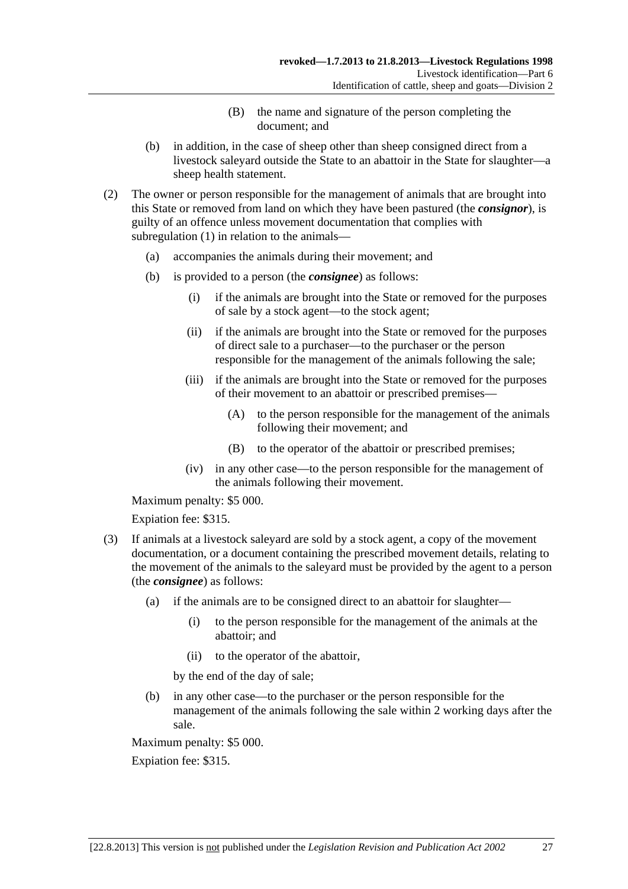(B) the name and signature of the person completing the document; and

(b) in addition, in the case of sheep other than sheep consigned direct from a livestock saleyard outside the State to an abattoir in the State for slaughter—a sheep health statement.

(2) The owner or person responsible for the management of animals that are brought into this State or removed from land on which they have been pastured (the ***consignor***), is guilty of an offence unless movement documentation that complies with subregulation (1) in relation to the animals—

(a) accompanies the animals during their movement; and

(b) is provided to a person (the ***consignee***) as follows:

(i) if the animals are brought into the State or removed for the purposes of sale by a stock agent—to the stock agent;

(ii) if the animals are brought into the State or removed for the purposes of direct sale to a purchaser—to the purchaser or the person responsible for the management of the animals following the sale;

(iii) if the animals are brought into the State or removed for the purposes of their movement to an abattoir or prescribed premises—

(A) to the person responsible for the management of the animals following their movement; and

(B) to the operator of the abattoir or prescribed premises;

(iv) in any other case—to the person responsible for the management of the animals following their movement.

Maximum penalty: $5 000.

Expiation fee: $315.

(3) If animals at a livestock saleyard are sold by a stock agent, a copy of the movement documentation, or a document containing the prescribed movement details, relating to the movement of the animals to the saleyard must be provided by the agent to a person (the ***consignee***) as follows:

(a) if the animals are to be consigned direct to an abattoir for slaughter—

(i) to the person responsible for the management of the animals at the abattoir; and

(ii) to the operator of the abattoir,

by the end of the day of sale;

(b) in any other case—to the purchaser or the person responsible for the management of the animals following the sale within 2 working days after the sale.

Maximum penalty: $5 000.

Expiation fee: $315.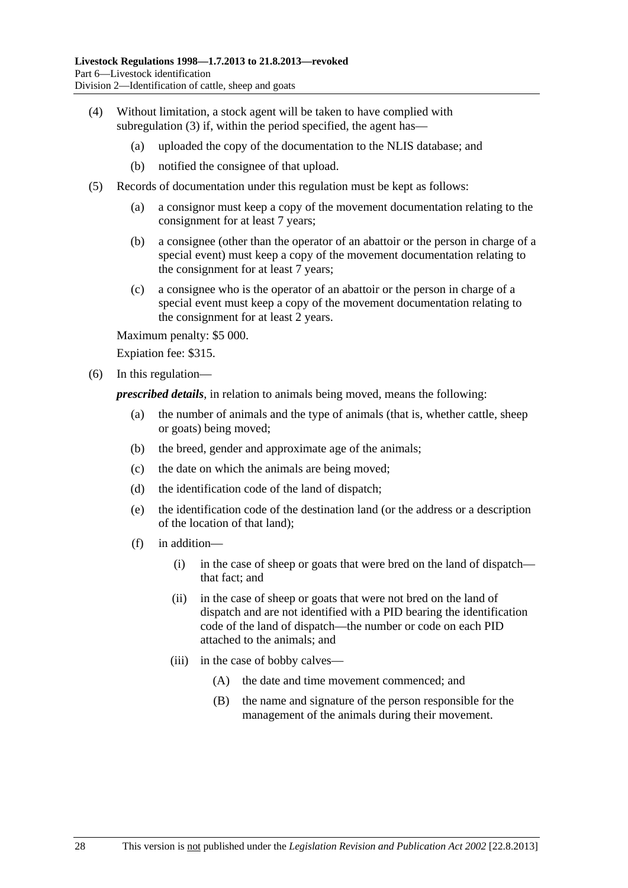(4) Without limitation, a stock agent will be taken to have complied with subregulation (3) if, within the period specified, the agent has—

(a) uploaded the copy of the documentation to the NLIS database; and

(b) notified the consignee of that upload.

(5) Records of documentation under this regulation must be kept as follows:

(a) a consignor must keep a copy of the movement documentation relating to the consignment for at least 7 years;

(b) a consignee (other than the operator of an abattoir or the person in charge of a special event) must keep a copy of the movement documentation relating to the consignment for at least 7 years;

(c) a consignee who is the operator of an abattoir or the person in charge of a special event must keep a copy of the movement documentation relating to the consignment for at least 2 years.

Maximum penalty: $5 000.

Expiation fee: $315.

(6) In this regulation—

***prescribed details***, in relation to animals being moved, means the following:

(a) the number of animals and the type of animals (that is, whether cattle, sheep or goats) being moved;

(b) the breed, gender and approximate age of the animals;

(c) the date on which the animals are being moved;

(d) the identification code of the land of dispatch;

(e) the identification code of the destination land (or the address or a description of the location of that land);

(f) in addition—

(i) in the case of sheep or goats that were bred on the land of dispatch—that fact; and

(ii) in the case of sheep or goats that were not bred on the land of dispatch and are not identified with a PID bearing the identification code of the land of dispatch—the number or code on each PID attached to the animals; and

(iii) in the case of bobby calves—

(A) the date and time movement commenced; and

(B) the name and signature of the person responsible for the management of the animals during their movement.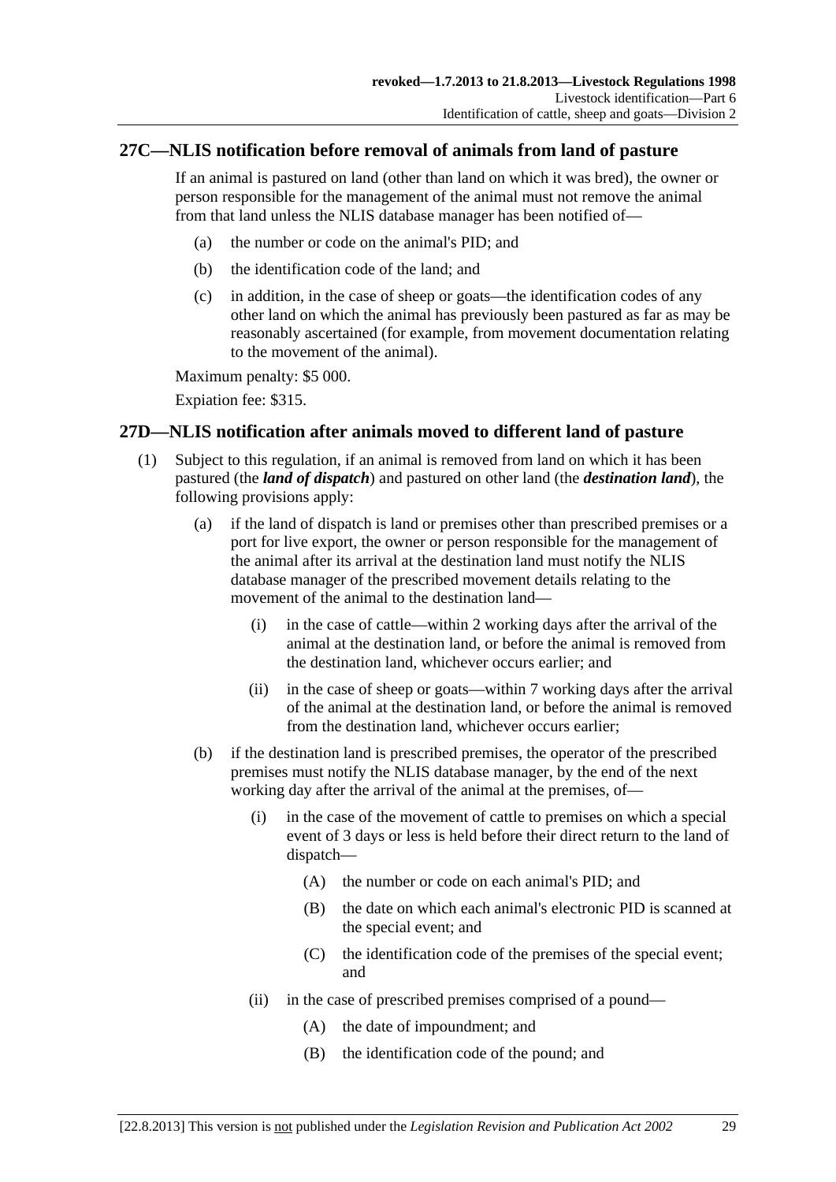## 27C—NLIS notification before removal of animals from land of pasture

If an animal is pastured on land (other than land on which it was bred), the owner or person responsible for the management of the animal must not remove the animal from that land unless the NLIS database manager has been notified of—

(a) the number or code on the animal's PID; and

(b) the identification code of the land; and

(c) in addition, in the case of sheep or goats—the identification codes of any other land on which the animal has previously been pastured as far as may be reasonably ascertained (for example, from movement documentation relating to the movement of the animal).

Maximum penalty: $5 000.

Expiation fee: $315.

## 27D—NLIS notification after animals moved to different land of pasture

(1) Subject to this regulation, if an animal is removed from land on which it has been pastured (the ***land of dispatch***) and pastured on other land (the ***destination land***), the following provisions apply:

(a) if the land of dispatch is land or premises other than prescribed premises or a port for live export, the owner or person responsible for the management of the animal after its arrival at the destination land must notify the NLIS database manager of the prescribed movement details relating to the movement of the animal to the destination land—

(i) in the case of cattle—within 2 working days after the arrival of the animal at the destination land, or before the animal is removed from the destination land, whichever occurs earlier; and

(ii) in the case of sheep or goats—within 7 working days after the arrival of the animal at the destination land, or before the animal is removed from the destination land, whichever occurs earlier;

(b) if the destination land is prescribed premises, the operator of the prescribed premises must notify the NLIS database manager, by the end of the next working day after the arrival of the animal at the premises, of—

(i) in the case of the movement of cattle to premises on which a special event of 3 days or less is held before their direct return to the land of dispatch—

(A) the number or code on each animal's PID; and

(B) the date on which each animal's electronic PID is scanned at the special event; and

(C) the identification code of the premises of the special event; and

(ii) in the case of prescribed premises comprised of a pound—

(A) the date of impoundment; and

(B) the identification code of the pound; and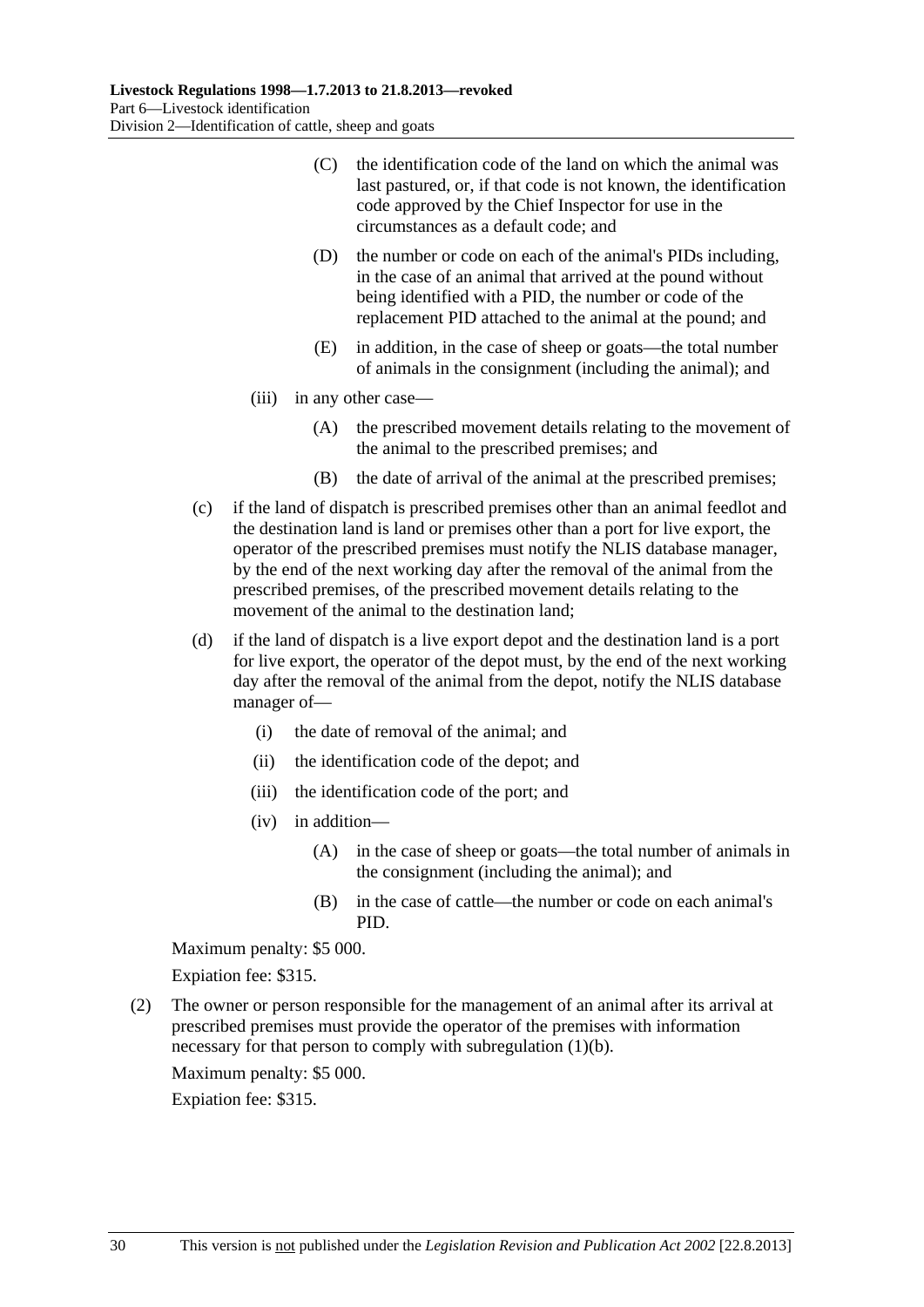(C) the identification code of the land on which the animal was last pastured, or, if that code is not known, the identification code approved by the Chief Inspector for use in the circumstances as a default code; and

(D) the number or code on each of the animal's PIDs including, in the case of an animal that arrived at the pound without being identified with a PID, the number or code of the replacement PID attached to the animal at the pound; and

(E) in addition, in the case of sheep or goats—the total number of animals in the consignment (including the animal); and

(iii) in any other case—

(A) the prescribed movement details relating to the movement of the animal to the prescribed premises; and

(B) the date of arrival of the animal at the prescribed premises;

(c) if the land of dispatch is prescribed premises other than an animal feedlot and the destination land is land or premises other than a port for live export, the operator of the prescribed premises must notify the NLIS database manager, by the end of the next working day after the removal of the animal from the prescribed premises, of the prescribed movement details relating to the movement of the animal to the destination land;

(d) if the land of dispatch is a live export depot and the destination land is a port for live export, the operator of the depot must, by the end of the next working day after the removal of the animal from the depot, notify the NLIS database manager of—

(i) the date of removal of the animal; and

(ii) the identification code of the depot; and

(iii) the identification code of the port; and

(iv) in addition—

(A) in the case of sheep or goats—the total number of animals in the consignment (including the animal); and

(B) in the case of cattle—the number or code on each animal's PID.

Maximum penalty: $5 000.

Expiation fee: $315.

(2) The owner or person responsible for the management of an animal after its arrival at prescribed premises must provide the operator of the premises with information necessary for that person to comply with subregulation (1)(b).

Maximum penalty: $5 000.

Expiation fee: $315.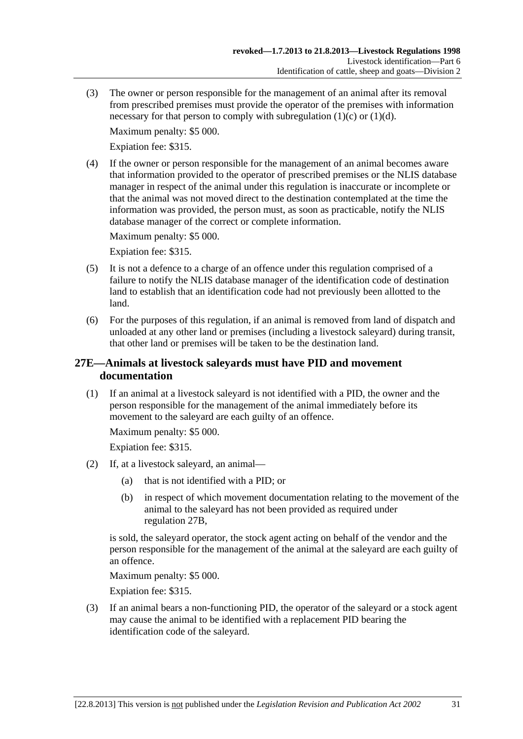(3) The owner or person responsible for the management of an animal after its removal from prescribed premises must provide the operator of the premises with information necessary for that person to comply with subregulation (1)(c) or (1)(d).

Maximum penalty: $5 000.

Expiation fee: $315.

(4) If the owner or person responsible for the management of an animal becomes aware that information provided to the operator of prescribed premises or the NLIS database manager in respect of the animal under this regulation is inaccurate or incomplete or that the animal was not moved direct to the destination contemplated at the time the information was provided, the person must, as soon as practicable, notify the NLIS database manager of the correct or complete information.

Maximum penalty: $5 000.

Expiation fee: $315.

(5) It is not a defence to a charge of an offence under this regulation comprised of a failure to notify the NLIS database manager of the identification code of destination land to establish that an identification code had not previously been allotted to the land.

(6) For the purposes of this regulation, if an animal is removed from land of dispatch and unloaded at any other land or premises (including a livestock saleyard) during transit, that other land or premises will be taken to be the destination land.

## 27E—Animals at livestock saleyards must have PID and movement documentation

(1) If an animal at a livestock saleyard is not identified with a PID, the owner and the person responsible for the management of the animal immediately before its movement to the saleyard are each guilty of an offence.

Maximum penalty: $5 000.

Expiation fee: $315.

(2) If, at a livestock saleyard, an animal—

(a) that is not identified with a PID; or

(b) in respect of which movement documentation relating to the movement of the animal to the saleyard has not been provided as required under regulation 27B,

is sold, the saleyard operator, the stock agent acting on behalf of the vendor and the person responsible for the management of the animal at the saleyard are each guilty of an offence.

Maximum penalty: $5 000.

Expiation fee: $315.

(3) If an animal bears a non-functioning PID, the operator of the saleyard or a stock agent may cause the animal to be identified with a replacement PID bearing the identification code of the saleyard.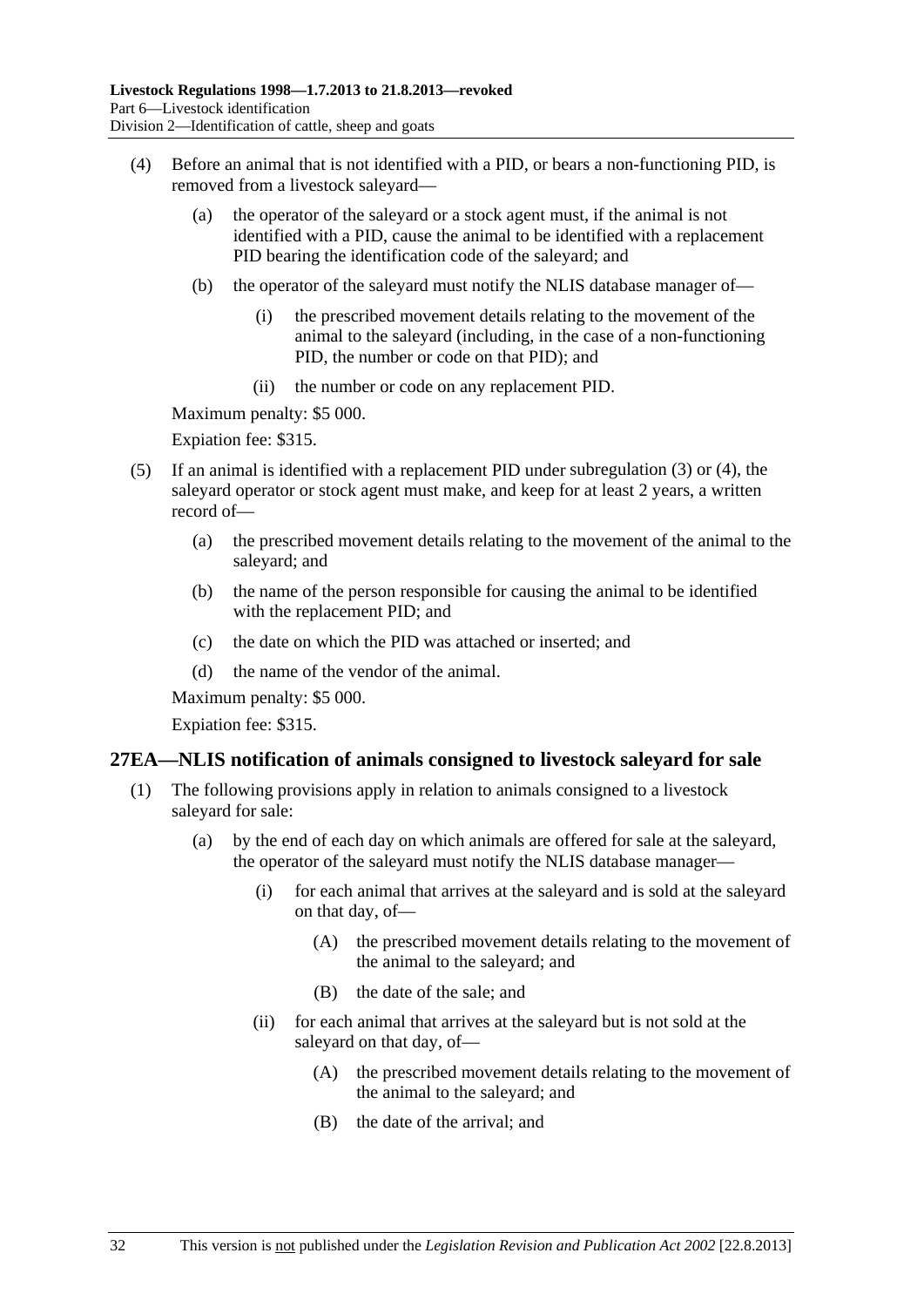(4) Before an animal that is not identified with a PID, or bears a non-functioning PID, is removed from a livestock saleyard—

(a) the operator of the saleyard or a stock agent must, if the animal is not identified with a PID, cause the animal to be identified with a replacement PID bearing the identification code of the saleyard; and

(b) the operator of the saleyard must notify the NLIS database manager of—

(i) the prescribed movement details relating to the movement of the animal to the saleyard (including, in the case of a non-functioning PID, the number or code on that PID); and

(ii) the number or code on any replacement PID.

Maximum penalty: $5 000.

Expiation fee: $315.

(5) If an animal is identified with a replacement PID under subregulation (3) or (4), the saleyard operator or stock agent must make, and keep for at least 2 years, a written record of—

(a) the prescribed movement details relating to the movement of the animal to the saleyard; and

(b) the name of the person responsible for causing the animal to be identified with the replacement PID; and

(c) the date on which the PID was attached or inserted; and

(d) the name of the vendor of the animal.

Maximum penalty: $5 000.

Expiation fee: $315.

## 27EA—NLIS notification of animals consigned to livestock saleyard for sale

(1) The following provisions apply in relation to animals consigned to a livestock saleyard for sale:

(a) by the end of each day on which animals are offered for sale at the saleyard, the operator of the saleyard must notify the NLIS database manager—

(i) for each animal that arrives at the saleyard and is sold at the saleyard on that day, of—

(A) the prescribed movement details relating to the movement of the animal to the saleyard; and

(B) the date of the sale; and

(ii) for each animal that arrives at the saleyard but is not sold at the saleyard on that day, of—

(A) the prescribed movement details relating to the movement of the animal to the saleyard; and

(B) the date of the arrival; and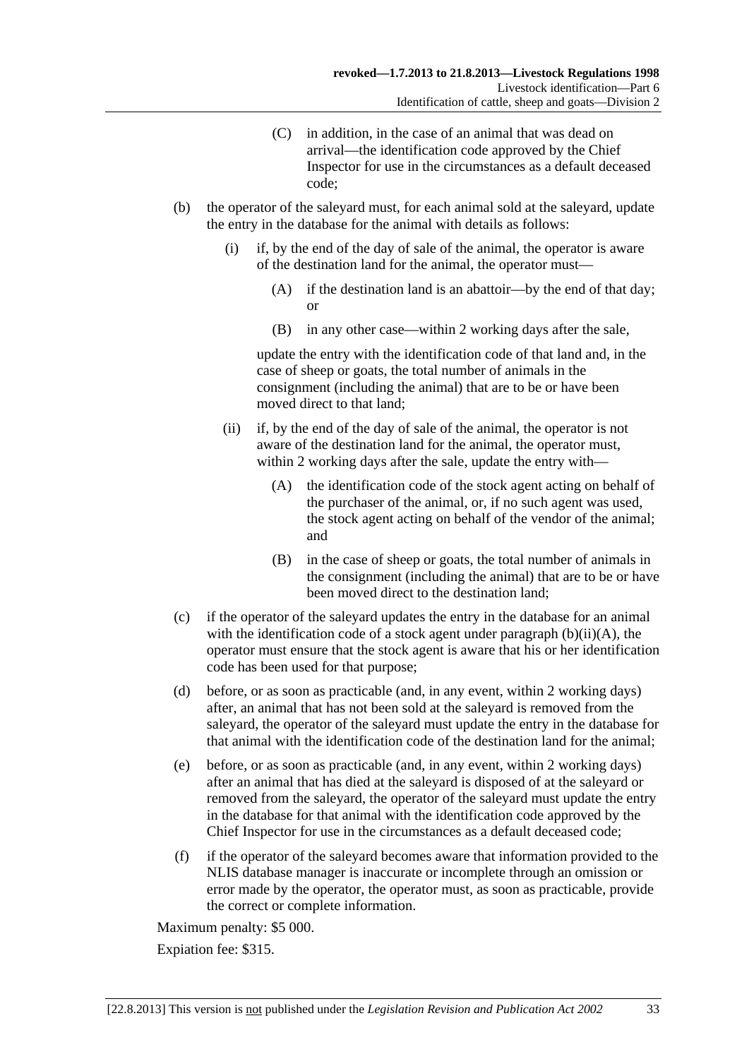(C) in addition, in the case of an animal that was dead on arrival—the identification code approved by the Chief Inspector for use in the circumstances as a default deceased code;

(b) the operator of the saleyard must, for each animal sold at the saleyard, update the entry in the database for the animal with details as follows:

(i) if, by the end of the day of sale of the animal, the operator is aware of the destination land for the animal, the operator must—

(A) if the destination land is an abattoir—by the end of that day; or

(B) in any other case—within 2 working days after the sale,

update the entry with the identification code of that land and, in the case of sheep or goats, the total number of animals in the consignment (including the animal) that are to be or have been moved direct to that land;

(ii) if, by the end of the day of sale of the animal, the operator is not aware of the destination land for the animal, the operator must, within 2 working days after the sale, update the entry with—

(A) the identification code of the stock agent acting on behalf of the purchaser of the animal, or, if no such agent was used, the stock agent acting on behalf of the vendor of the animal; and

(B) in the case of sheep or goats, the total number of animals in the consignment (including the animal) that are to be or have been moved direct to the destination land;

(c) if the operator of the saleyard updates the entry in the database for an animal with the identification code of a stock agent under paragraph (b)(ii)(A), the operator must ensure that the stock agent is aware that his or her identification code has been used for that purpose;

(d) before, or as soon as practicable (and, in any event, within 2 working days) after, an animal that has not been sold at the saleyard is removed from the saleyard, the operator of the saleyard must update the entry in the database for that animal with the identification code of the destination land for the animal;

(e) before, or as soon as practicable (and, in any event, within 2 working days) after an animal that has died at the saleyard is disposed of at the saleyard or removed from the saleyard, the operator of the saleyard must update the entry in the database for that animal with the identification code approved by the Chief Inspector for use in the circumstances as a default deceased code;

(f) if the operator of the saleyard becomes aware that information provided to the NLIS database manager is inaccurate or incomplete through an omission or error made by the operator, the operator must, as soon as practicable, provide the correct or complete information.

Maximum penalty: $5 000.

Expiation fee: $315.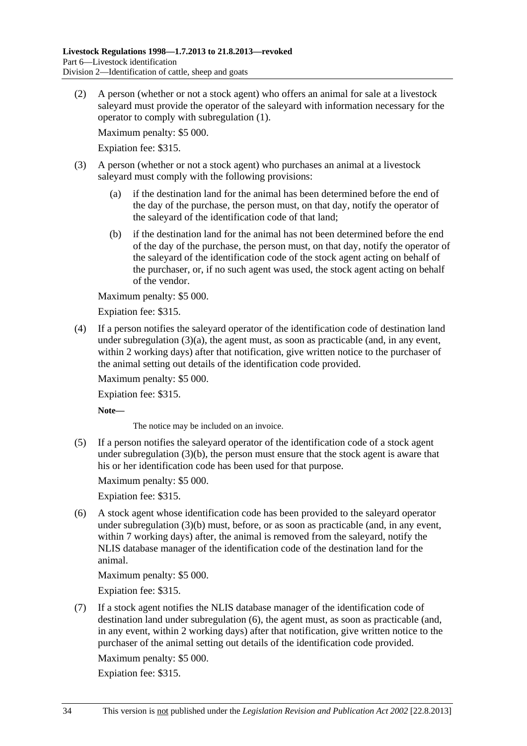(2) A person (whether or not a stock agent) who offers an animal for sale at a livestock saleyard must provide the operator of the saleyard with information necessary for the operator to comply with subregulation (1).

Maximum penalty: $5 000.

Expiation fee: $315.

(3) A person (whether or not a stock agent) who purchases an animal at a livestock saleyard must comply with the following provisions:

(a) if the destination land for the animal has been determined before the end of the day of the purchase, the person must, on that day, notify the operator of the saleyard of the identification code of that land;

(b) if the destination land for the animal has not been determined before the end of the day of the purchase, the person must, on that day, notify the operator of the saleyard of the identification code of the stock agent acting on behalf of the purchaser, or, if no such agent was used, the stock agent acting on behalf of the vendor.

Maximum penalty: $5 000.

Expiation fee: $315.

(4) If a person notifies the saleyard operator of the identification code of destination land under subregulation (3)(a), the agent must, as soon as practicable (and, in any event, within 2 working days) after that notification, give written notice to the purchaser of the animal setting out details of the identification code provided.

Maximum penalty: $5 000.

Expiation fee: $315.

**Note—**

The notice may be included on an invoice.

(5) If a person notifies the saleyard operator of the identification code of a stock agent under subregulation (3)(b), the person must ensure that the stock agent is aware that his or her identification code has been used for that purpose.

Maximum penalty: $5 000.

Expiation fee: $315.

(6) A stock agent whose identification code has been provided to the saleyard operator under subregulation (3)(b) must, before, or as soon as practicable (and, in any event, within 7 working days) after, the animal is removed from the saleyard, notify the NLIS database manager of the identification code of the destination land for the animal.

Maximum penalty: $5 000.

Expiation fee: $315.

(7) If a stock agent notifies the NLIS database manager of the identification code of destination land under subregulation (6), the agent must, as soon as practicable (and, in any event, within 2 working days) after that notification, give written notice to the purchaser of the animal setting out details of the identification code provided.

Maximum penalty: $5 000.

Expiation fee: $315.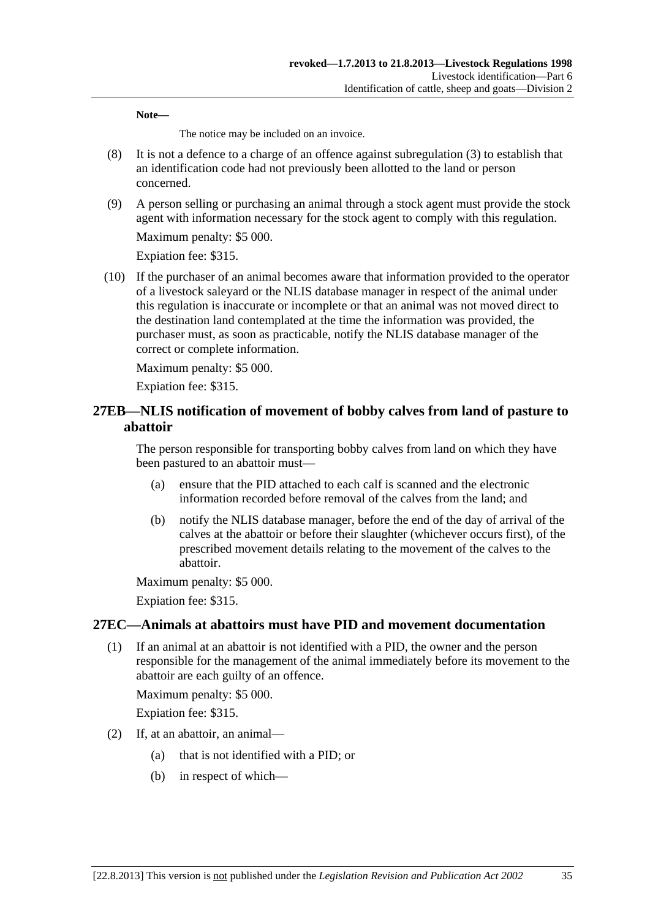**Note—**

The notice may be included on an invoice.

(8) It is not a defence to a charge of an offence against subregulation (3) to establish that an identification code had not previously been allotted to the land or person concerned.

(9) A person selling or purchasing an animal through a stock agent must provide the stock agent with information necessary for the stock agent to comply with this regulation.

Maximum penalty: $5 000.

Expiation fee: $315.

(10) If the purchaser of an animal becomes aware that information provided to the operator of a livestock saleyard or the NLIS database manager in respect of the animal under this regulation is inaccurate or incomplete or that an animal was not moved direct to the destination land contemplated at the time the information was provided, the purchaser must, as soon as practicable, notify the NLIS database manager of the correct or complete information.

Maximum penalty: $5 000.

Expiation fee: $315.

## 27EB—NLIS notification of movement of bobby calves from land of pasture to abattoir

The person responsible for transporting bobby calves from land on which they have been pastured to an abattoir must—

(a) ensure that the PID attached to each calf is scanned and the electronic information recorded before removal of the calves from the land; and

(b) notify the NLIS database manager, before the end of the day of arrival of the calves at the abattoir or before their slaughter (whichever occurs first), of the prescribed movement details relating to the movement of the calves to the abattoir.

Maximum penalty: $5 000.

Expiation fee: $315.

## 27EC—Animals at abattoirs must have PID and movement documentation

(1) If an animal at an abattoir is not identified with a PID, the owner and the person responsible for the management of the animal immediately before its movement to the abattoir are each guilty of an offence.

Maximum penalty: $5 000.

Expiation fee: $315.

(2) If, at an abattoir, an animal—

(a) that is not identified with a PID; or

(b) in respect of which—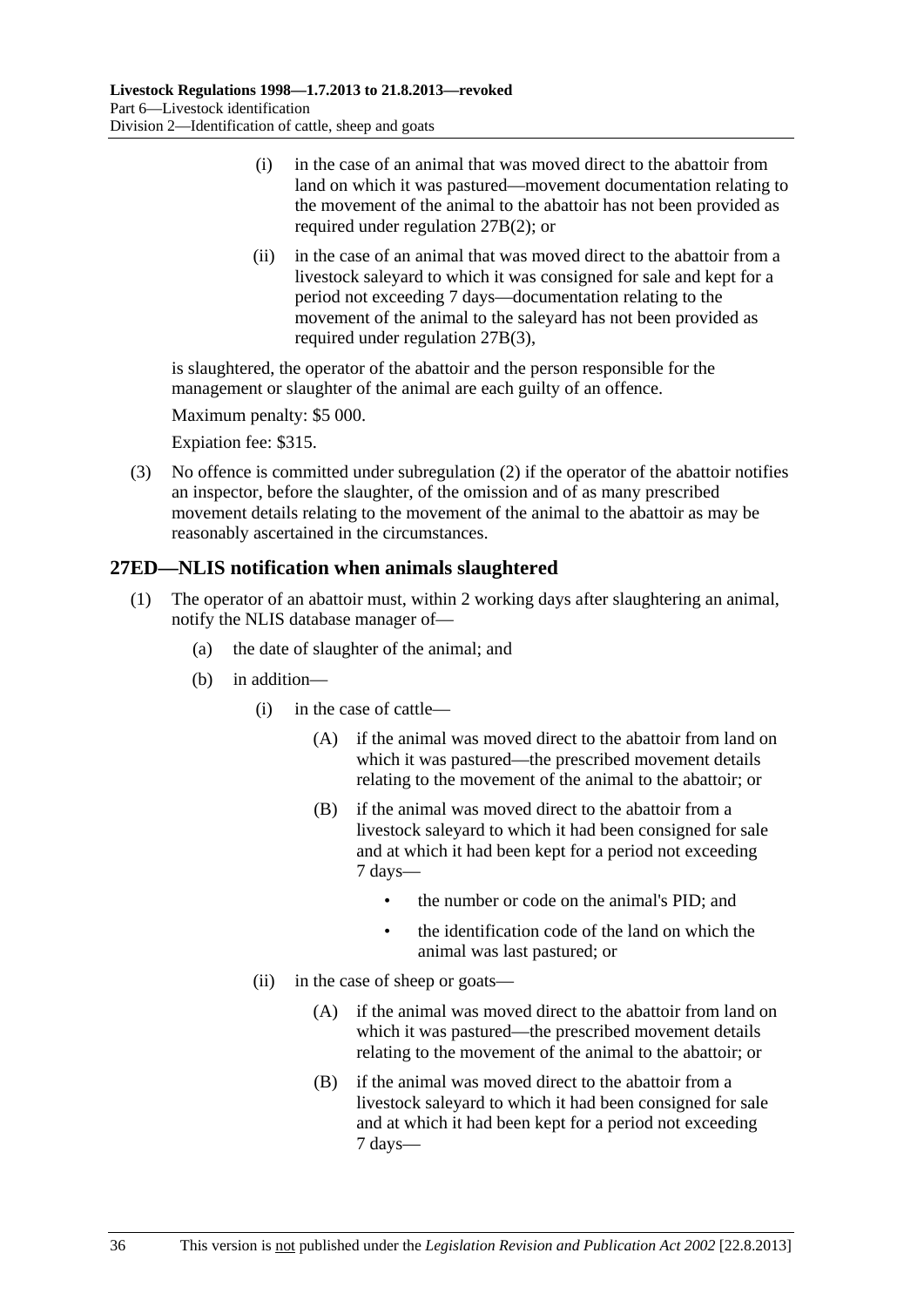(i) in the case of an animal that was moved direct to the abattoir from land on which it was pastured—movement documentation relating to the movement of the animal to the abattoir has not been provided as required under regulation 27B(2); or

(ii) in the case of an animal that was moved direct to the abattoir from a livestock saleyard to which it was consigned for sale and kept for a period not exceeding 7 days—documentation relating to the movement of the animal to the saleyard has not been provided as required under regulation 27B(3),

is slaughtered, the operator of the abattoir and the person responsible for the management or slaughter of the animal are each guilty of an offence.

Maximum penalty: $5 000.

Expiation fee: $315.

(3) No offence is committed under subregulation (2) if the operator of the abattoir notifies an inspector, before the slaughter, of the omission and of as many prescribed movement details relating to the movement of the animal to the abattoir as may be reasonably ascertained in the circumstances.

## 27ED—NLIS notification when animals slaughtered

(1) The operator of an abattoir must, within 2 working days after slaughtering an animal, notify the NLIS database manager of—

(a) the date of slaughter of the animal; and

(b) in addition—

(i) in the case of cattle—

(A) if the animal was moved direct to the abattoir from land on which it was pastured—the prescribed movement details relating to the movement of the animal to the abattoir; or

(B) if the animal was moved direct to the abattoir from a livestock saleyard to which it had been consigned for sale and at which it had been kept for a period not exceeding 7 days—

- the number or code on the animal's PID; and
- the identification code of the land on which the animal was last pastured; or

(ii) in the case of sheep or goats—

(A) if the animal was moved direct to the abattoir from land on which it was pastured—the prescribed movement details relating to the movement of the animal to the abattoir; or

(B) if the animal was moved direct to the abattoir from a livestock saleyard to which it had been consigned for sale and at which it had been kept for a period not exceeding 7 days—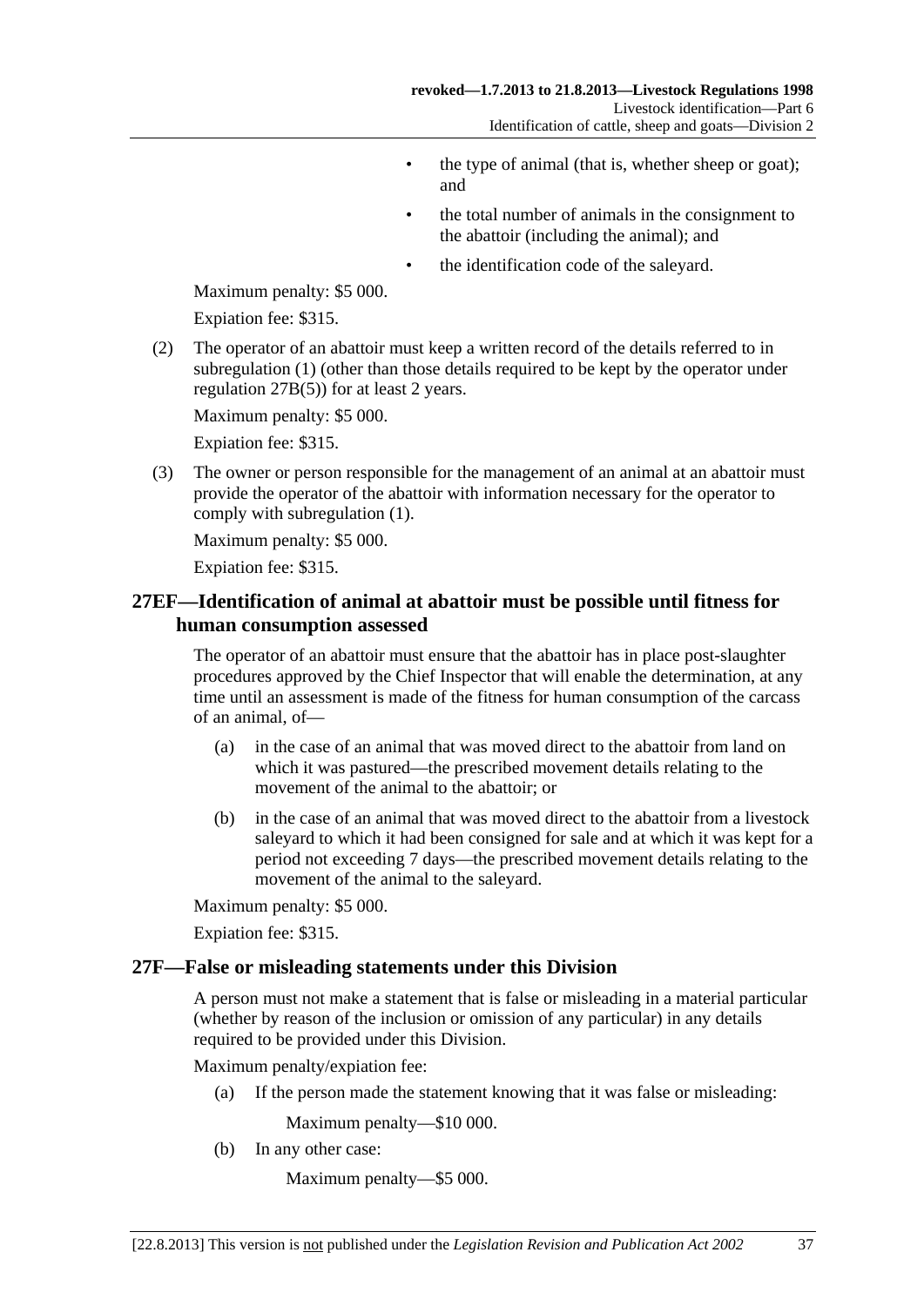- the type of animal (that is, whether sheep or goat); and
- the total number of animals in the consignment to the abattoir (including the animal); and
- the identification code of the saleyard.

Maximum penalty: $5 000.

Expiation fee: $315.

(2) The operator of an abattoir must keep a written record of the details referred to in subregulation (1) (other than those details required to be kept by the operator under regulation 27B(5)) for at least 2 years.

Maximum penalty: $5 000.

Expiation fee: $315.

(3) The owner or person responsible for the management of an animal at an abattoir must provide the operator of the abattoir with information necessary for the operator to comply with subregulation (1).

Maximum penalty: $5 000.

Expiation fee: $315.

## 27EF—Identification of animal at abattoir must be possible until fitness for human consumption assessed

The operator of an abattoir must ensure that the abattoir has in place post-slaughter procedures approved by the Chief Inspector that will enable the determination, at any time until an assessment is made of the fitness for human consumption of the carcass of an animal, of—

(a) in the case of an animal that was moved direct to the abattoir from land on which it was pastured—the prescribed movement details relating to the movement of the animal to the abattoir; or

(b) in the case of an animal that was moved direct to the abattoir from a livestock saleyard to which it had been consigned for sale and at which it was kept for a period not exceeding 7 days—the prescribed movement details relating to the movement of the animal to the saleyard.

Maximum penalty: $5 000.

Expiation fee: $315.

## 27F—False or misleading statements under this Division

A person must not make a statement that is false or misleading in a material particular (whether by reason of the inclusion or omission of any particular) in any details required to be provided under this Division.

Maximum penalty/expiation fee:

(a) If the person made the statement knowing that it was false or misleading:

Maximum penalty—$10 000.

(b) In any other case:

Maximum penalty—$5 000.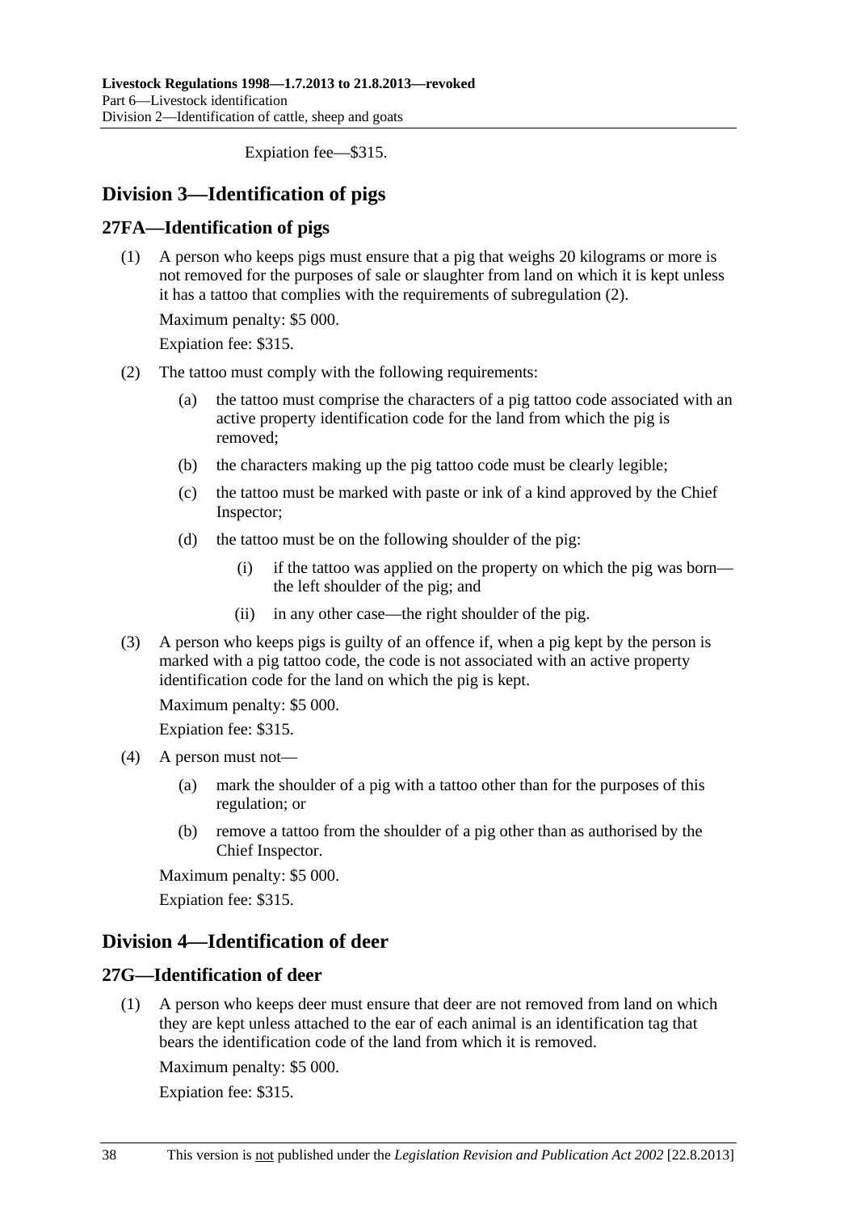Expiation fee—$315.

## Division 3—Identification of pigs

### 27FA—Identification of pigs

(1) A person who keeps pigs must ensure that a pig that weighs 20 kilograms or more is not removed for the purposes of sale or slaughter from land on which it is kept unless it has a tattoo that complies with the requirements of subregulation (2).

Maximum penalty: $5 000.

Expiation fee: $315.

(2) The tattoo must comply with the following requirements:

- (a) the tattoo must comprise the characters of a pig tattoo code associated with an active property identification code for the land from which the pig is removed;
- (b) the characters making up the pig tattoo code must be clearly legible;
- (c) the tattoo must be marked with paste or ink of a kind approved by the Chief Inspector;
- (d) the tattoo must be on the following shoulder of the pig:
  - (i) if the tattoo was applied on the property on which the pig was born—the left shoulder of the pig; and
  - (ii) in any other case—the right shoulder of the pig.

(3) A person who keeps pigs is guilty of an offence if, when a pig kept by the person is marked with a pig tattoo code, the code is not associated with an active property identification code for the land on which the pig is kept.

Maximum penalty: $5 000.

Expiation fee: $315.

(4) A person must not—

- (a) mark the shoulder of a pig with a tattoo other than for the purposes of this regulation; or
- (b) remove a tattoo from the shoulder of a pig other than as authorised by the Chief Inspector.

Maximum penalty: $5 000.

Expiation fee: $315.

## Division 4—Identification of deer

### 27G—Identification of deer

(1) A person who keeps deer must ensure that deer are not removed from land on which they are kept unless attached to the ear of each animal is an identification tag that bears the identification code of the land from which it is removed.

Maximum penalty: $5 000.

Expiation fee: $315.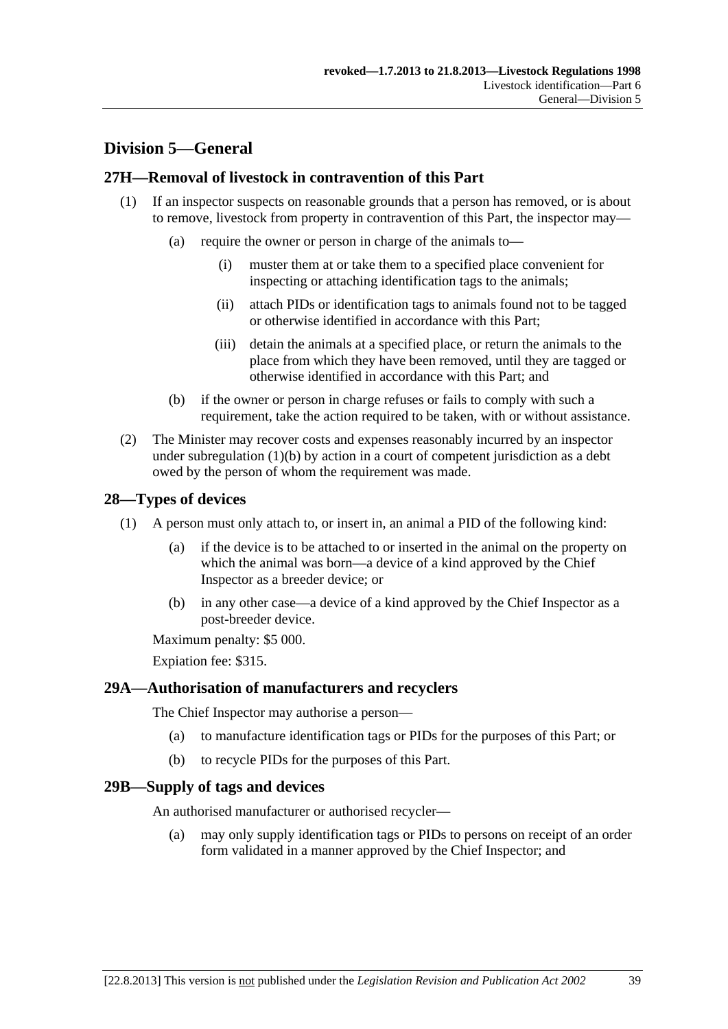## Division 5—General

### 27H—Removal of livestock in contravention of this Part

(1) If an inspector suspects on reasonable grounds that a person has removed, or is about to remove, livestock from property in contravention of this Part, the inspector may—

(a) require the owner or person in charge of the animals to—

(i) muster them at or take them to a specified place convenient for inspecting or attaching identification tags to the animals;

(ii) attach PIDs or identification tags to animals found not to be tagged or otherwise identified in accordance with this Part;

(iii) detain the animals at a specified place, or return the animals to the place from which they have been removed, until they are tagged or otherwise identified in accordance with this Part; and

(b) if the owner or person in charge refuses or fails to comply with such a requirement, take the action required to be taken, with or without assistance.

(2) The Minister may recover costs and expenses reasonably incurred by an inspector under subregulation (1)(b) by action in a court of competent jurisdiction as a debt owed by the person of whom the requirement was made.

### 28—Types of devices

(1) A person must only attach to, or insert in, an animal a PID of the following kind:

(a) if the device is to be attached to or inserted in the animal on the property on which the animal was born—a device of a kind approved by the Chief Inspector as a breeder device; or

(b) in any other case—a device of a kind approved by the Chief Inspector as a post-breeder device.

Maximum penalty: $5 000.

Expiation fee: $315.

### 29A—Authorisation of manufacturers and recyclers

The Chief Inspector may authorise a person—

(a) to manufacture identification tags or PIDs for the purposes of this Part; or

(b) to recycle PIDs for the purposes of this Part.

### 29B—Supply of tags and devices

An authorised manufacturer or authorised recycler—

(a) may only supply identification tags or PIDs to persons on receipt of an order form validated in a manner approved by the Chief Inspector; and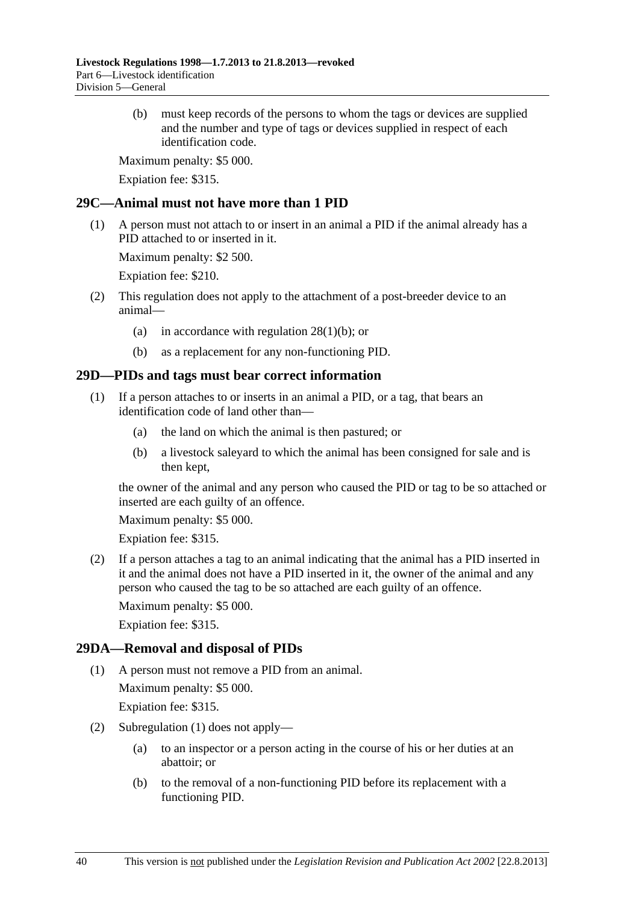(b) must keep records of the persons to whom the tags or devices are supplied and the number and type of tags or devices supplied in respect of each identification code.

Maximum penalty: $5 000.

Expiation fee: $315.

## 29C—Animal must not have more than 1 PID

(1) A person must not attach to or insert in an animal a PID if the animal already has a PID attached to or inserted in it.

Maximum penalty: $2 500.

Expiation fee: $210.

(2) This regulation does not apply to the attachment of a post-breeder device to an animal—

(a) in accordance with regulation 28(1)(b); or

(b) as a replacement for any non-functioning PID.

## 29D—PIDs and tags must bear correct information

(1) If a person attaches to or inserts in an animal a PID, or a tag, that bears an identification code of land other than—

(a) the land on which the animal is then pastured; or

(b) a livestock saleyard to which the animal has been consigned for sale and is then kept,

the owner of the animal and any person who caused the PID or tag to be so attached or inserted are each guilty of an offence.

Maximum penalty: $5 000.

Expiation fee: $315.

(2) If a person attaches a tag to an animal indicating that the animal has a PID inserted in it and the animal does not have a PID inserted in it, the owner of the animal and any person who caused the tag to be so attached are each guilty of an offence.

Maximum penalty: $5 000.

Expiation fee: $315.

## 29DA—Removal and disposal of PIDs

(1) A person must not remove a PID from an animal.

Maximum penalty: $5 000.

Expiation fee: $315.

(2) Subregulation (1) does not apply—

(a) to an inspector or a person acting in the course of his or her duties at an abattoir; or

(b) to the removal of a non-functioning PID before its replacement with a functioning PID.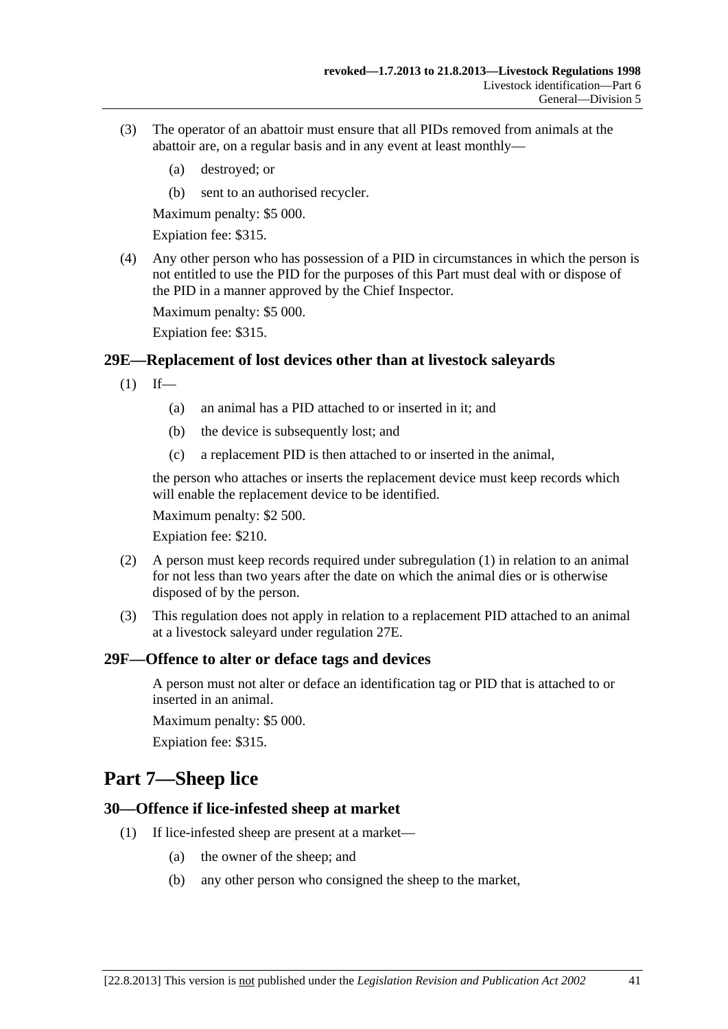(3) The operator of an abattoir must ensure that all PIDs removed from animals at the abattoir are, on a regular basis and in any event at least monthly—

  (a) destroyed; or

  (b) sent to an authorised recycler.

Maximum penalty: $5 000.

Expiation fee: $315.

(4) Any other person who has possession of a PID in circumstances in which the person is not entitled to use the PID for the purposes of this Part must deal with or dispose of the PID in a manner approved by the Chief Inspector.

Maximum penalty: $5 000.

Expiation fee: $315.

### 29E—Replacement of lost devices other than at livestock saleyards

(1) If—

  (a) an animal has a PID attached to or inserted in it; and

  (b) the device is subsequently lost; and

  (c) a replacement PID is then attached to or inserted in the animal,

the person who attaches or inserts the replacement device must keep records which will enable the replacement device to be identified.

Maximum penalty: $2 500.

Expiation fee: $210.

(2) A person must keep records required under subregulation (1) in relation to an animal for not less than two years after the date on which the animal dies or is otherwise disposed of by the person.

(3) This regulation does not apply in relation to a replacement PID attached to an animal at a livestock saleyard under regulation 27E.

### 29F—Offence to alter or deface tags and devices

A person must not alter or deface an identification tag or PID that is attached to or inserted in an animal.

Maximum penalty: $5 000.

Expiation fee: $315.

## Part 7—Sheep lice

### 30—Offence if lice-infested sheep at market

(1) If lice-infested sheep are present at a market—

  (a) the owner of the sheep; and

  (b) any other person who consigned the sheep to the market,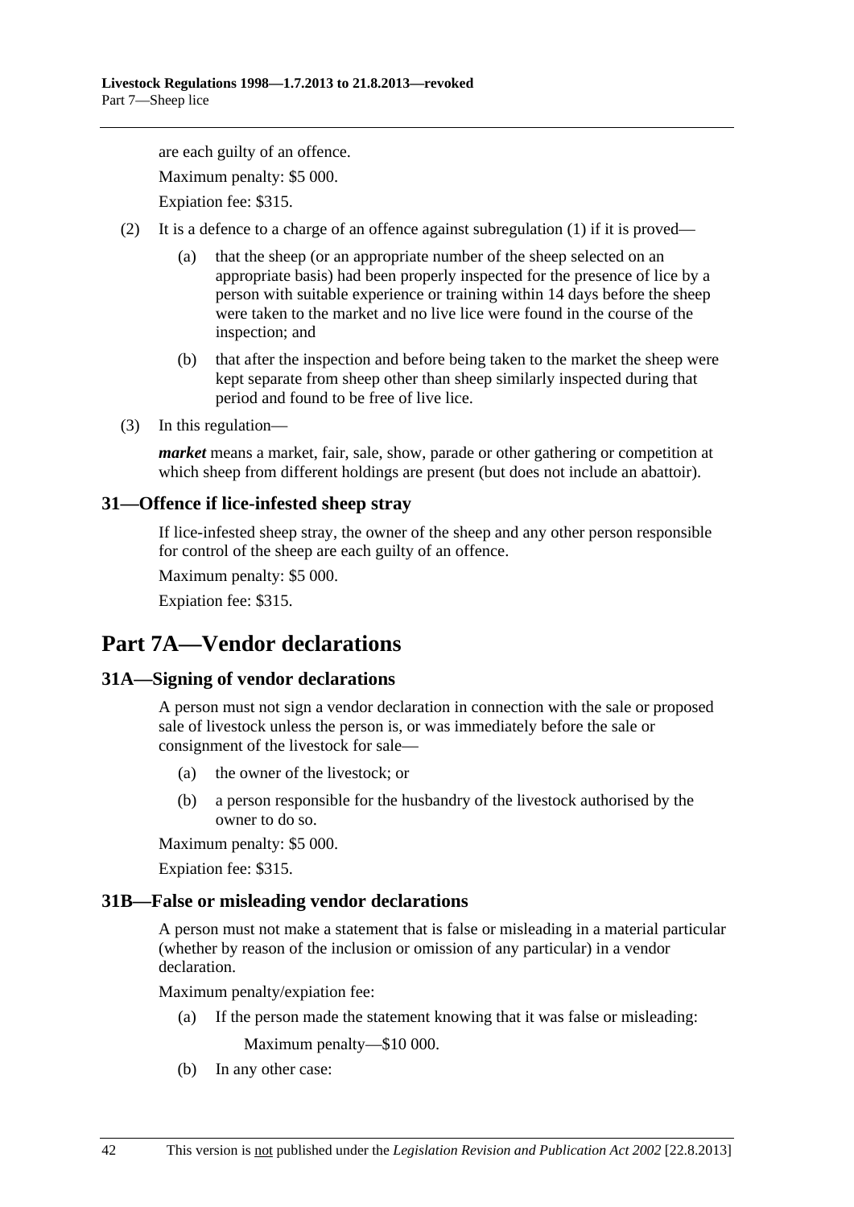are each guilty of an offence.

Maximum penalty: $5 000.

Expiation fee: $315.

(2) It is a defence to a charge of an offence against subregulation (1) if it is proved—

(a) that the sheep (or an appropriate number of the sheep selected on an appropriate basis) had been properly inspected for the presence of lice by a person with suitable experience or training within 14 days before the sheep were taken to the market and no live lice were found in the course of the inspection; and

(b) that after the inspection and before being taken to the market the sheep were kept separate from sheep other than sheep similarly inspected during that period and found to be free of live lice.

(3) In this regulation—

***market*** means a market, fair, sale, show, parade or other gathering or competition at which sheep from different holdings are present (but does not include an abattoir).

### 31—Offence if lice-infested sheep stray

If lice-infested sheep stray, the owner of the sheep and any other person responsible for control of the sheep are each guilty of an offence.

Maximum penalty: $5 000.

Expiation fee: $315.

## Part 7A—Vendor declarations

### 31A—Signing of vendor declarations

A person must not sign a vendor declaration in connection with the sale or proposed sale of livestock unless the person is, or was immediately before the sale or consignment of the livestock for sale—

(a) the owner of the livestock; or

(b) a person responsible for the husbandry of the livestock authorised by the owner to do so.

Maximum penalty: $5 000.

Expiation fee: $315.

### 31B—False or misleading vendor declarations

A person must not make a statement that is false or misleading in a material particular (whether by reason of the inclusion or omission of any particular) in a vendor declaration.

Maximum penalty/expiation fee:

(a) If the person made the statement knowing that it was false or misleading:

Maximum penalty—$10 000.

(b) In any other case: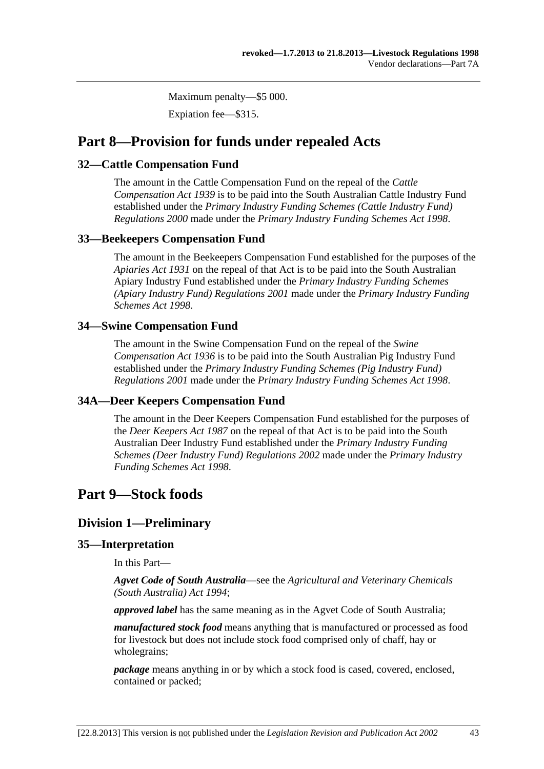Maximum penalty—$5 000.

Expiation fee—$315.

# Part 8—Provision for funds under repealed Acts

## 32—Cattle Compensation Fund

The amount in the Cattle Compensation Fund on the repeal of the *Cattle Compensation Act 1939* is to be paid into the South Australian Cattle Industry Fund established under the *Primary Industry Funding Schemes (Cattle Industry Fund) Regulations 2000* made under the *Primary Industry Funding Schemes Act 1998*.

## 33—Beekeepers Compensation Fund

The amount in the Beekeepers Compensation Fund established for the purposes of the *Apiaries Act 1931* on the repeal of that Act is to be paid into the South Australian Apiary Industry Fund established under the *Primary Industry Funding Schemes (Apiary Industry Fund) Regulations 2001* made under the *Primary Industry Funding Schemes Act 1998*.

## 34—Swine Compensation Fund

The amount in the Swine Compensation Fund on the repeal of the *Swine Compensation Act 1936* is to be paid into the South Australian Pig Industry Fund established under the *Primary Industry Funding Schemes (Pig Industry Fund) Regulations 2001* made under the *Primary Industry Funding Schemes Act 1998*.

## 34A—Deer Keepers Compensation Fund

The amount in the Deer Keepers Compensation Fund established for the purposes of the *Deer Keepers Act 1987* on the repeal of that Act is to be paid into the South Australian Deer Industry Fund established under the *Primary Industry Funding Schemes (Deer Industry Fund) Regulations 2002* made under the *Primary Industry Funding Schemes Act 1998*.

# Part 9—Stock foods

## Division 1—Preliminary

## 35—Interpretation

In this Part—

***Agvet Code of South Australia***—see the *Agricultural and Veterinary Chemicals (South Australia) Act 1994*;

***approved label*** has the same meaning as in the Agvet Code of South Australia;

***manufactured stock food*** means anything that is manufactured or processed as food for livestock but does not include stock food comprised only of chaff, hay or wholegrains;

***package*** means anything in or by which a stock food is cased, covered, enclosed, contained or packed;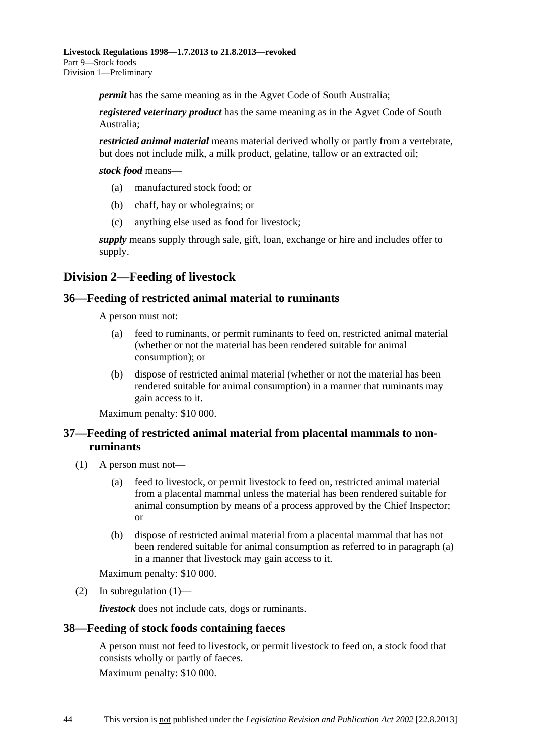***permit*** has the same meaning as in the Agvet Code of South Australia;

***registered veterinary product*** has the same meaning as in the Agvet Code of South Australia;

***restricted animal material*** means material derived wholly or partly from a vertebrate, but does not include milk, a milk product, gelatine, tallow or an extracted oil;

***stock food*** means—

(a) manufactured stock food; or

(b) chaff, hay or wholegrains; or

(c) anything else used as food for livestock;

***supply*** means supply through sale, gift, loan, exchange or hire and includes offer to supply.

## Division 2—Feeding of livestock

### 36—Feeding of restricted animal material to ruminants

A person must not:

(a) feed to ruminants, or permit ruminants to feed on, restricted animal material (whether or not the material has been rendered suitable for animal consumption); or

(b) dispose of restricted animal material (whether or not the material has been rendered suitable for animal consumption) in a manner that ruminants may gain access to it.

Maximum penalty: $10 000.

### 37—Feeding of restricted animal material from placental mammals to non-ruminants

(1) A person must not—

(a) feed to livestock, or permit livestock to feed on, restricted animal material from a placental mammal unless the material has been rendered suitable for animal consumption by means of a process approved by the Chief Inspector; or

(b) dispose of restricted animal material from a placental mammal that has not been rendered suitable for animal consumption as referred to in paragraph (a) in a manner that livestock may gain access to it.

Maximum penalty: $10 000.

(2) In subregulation (1)—

***livestock*** does not include cats, dogs or ruminants.

### 38—Feeding of stock foods containing faeces

A person must not feed to livestock, or permit livestock to feed on, a stock food that consists wholly or partly of faeces.

Maximum penalty: $10 000.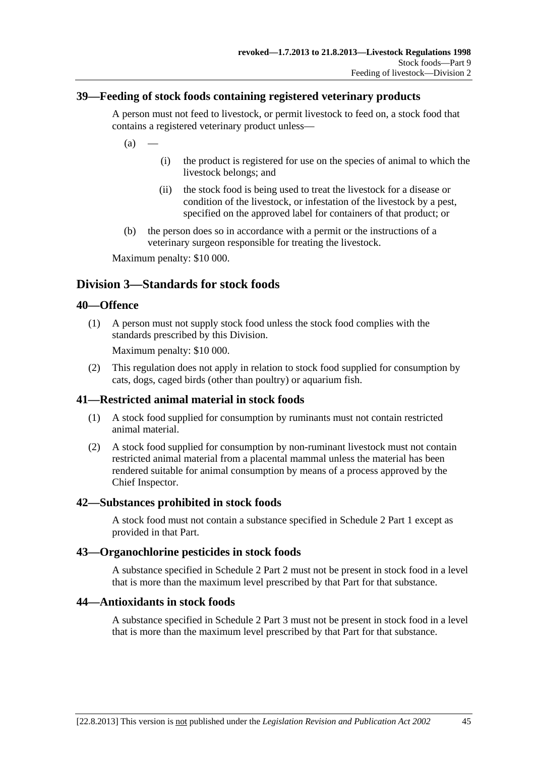## 39—Feeding of stock foods containing registered veterinary products

A person must not feed to livestock, or permit livestock to feed on, a stock food that contains a registered veterinary product unless—

(a) —

  (i) the product is registered for use on the species of animal to which the livestock belongs; and

  (ii) the stock food is being used to treat the livestock for a disease or condition of the livestock, or infestation of the livestock by a pest, specified on the approved label for containers of that product; or

(b) the person does so in accordance with a permit or the instructions of a veterinary surgeon responsible for treating the livestock.

Maximum penalty: $10 000.

# Division 3—Standards for stock foods

## 40—Offence

(1) A person must not supply stock food unless the stock food complies with the standards prescribed by this Division.

Maximum penalty: $10 000.

(2) This regulation does not apply in relation to stock food supplied for consumption by cats, dogs, caged birds (other than poultry) or aquarium fish.

## 41—Restricted animal material in stock foods

(1) A stock food supplied for consumption by ruminants must not contain restricted animal material.

(2) A stock food supplied for consumption by non-ruminant livestock must not contain restricted animal material from a placental mammal unless the material has been rendered suitable for animal consumption by means of a process approved by the Chief Inspector.

## 42—Substances prohibited in stock foods

A stock food must not contain a substance specified in Schedule 2 Part 1 except as provided in that Part.

## 43—Organochlorine pesticides in stock foods

A substance specified in Schedule 2 Part 2 must not be present in stock food in a level that is more than the maximum level prescribed by that Part for that substance.

## 44—Antioxidants in stock foods

A substance specified in Schedule 2 Part 3 must not be present in stock food in a level that is more than the maximum level prescribed by that Part for that substance.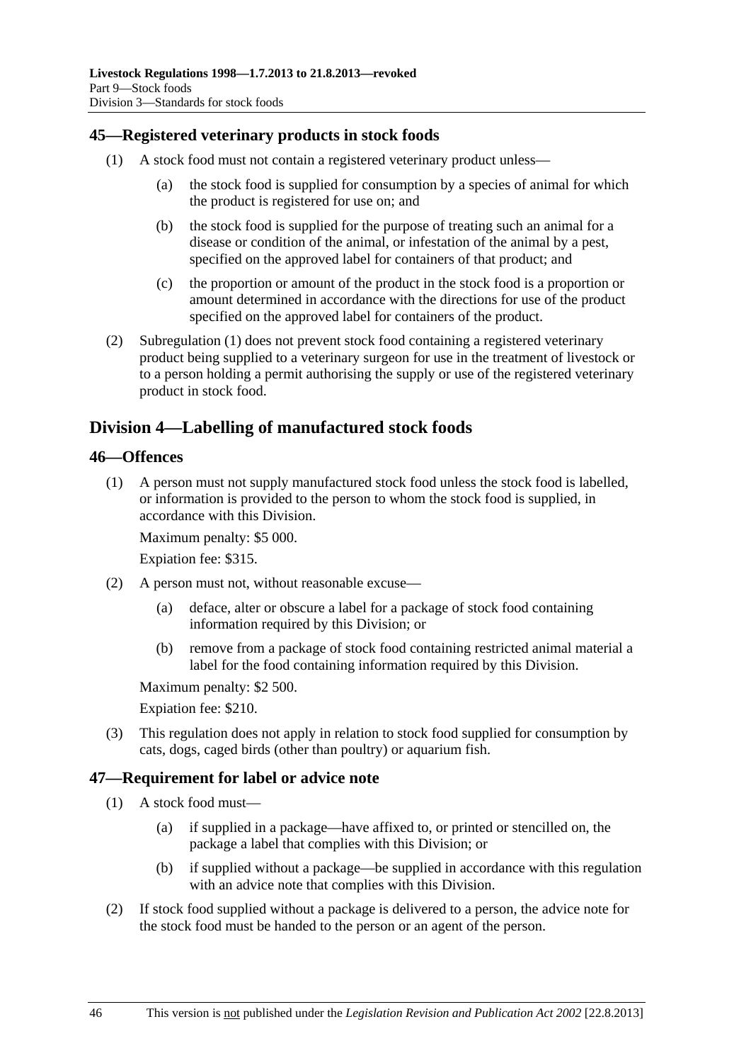## 45—Registered veterinary products in stock foods

(1) A stock food must not contain a registered veterinary product unless—

(a) the stock food is supplied for consumption by a species of animal for which the product is registered for use on; and

(b) the stock food is supplied for the purpose of treating such an animal for a disease or condition of the animal, or infestation of the animal by a pest, specified on the approved label for containers of that product; and

(c) the proportion or amount of the product in the stock food is a proportion or amount determined in accordance with the directions for use of the product specified on the approved label for containers of the product.

(2) Subregulation (1) does not prevent stock food containing a registered veterinary product being supplied to a veterinary surgeon for use in the treatment of livestock or to a person holding a permit authorising the supply or use of the registered veterinary product in stock food.

# Division 4—Labelling of manufactured stock foods

## 46—Offences

(1) A person must not supply manufactured stock food unless the stock food is labelled, or information is provided to the person to whom the stock food is supplied, in accordance with this Division.

Maximum penalty: $5 000.

Expiation fee: $315.

(2) A person must not, without reasonable excuse—

(a) deface, alter or obscure a label for a package of stock food containing information required by this Division; or

(b) remove from a package of stock food containing restricted animal material a label for the food containing information required by this Division.

Maximum penalty: $2 500.

Expiation fee: $210.

(3) This regulation does not apply in relation to stock food supplied for consumption by cats, dogs, caged birds (other than poultry) or aquarium fish.

## 47—Requirement for label or advice note

(1) A stock food must—

(a) if supplied in a package—have affixed to, or printed or stencilled on, the package a label that complies with this Division; or

(b) if supplied without a package—be supplied in accordance with this regulation with an advice note that complies with this Division.

(2) If stock food supplied without a package is delivered to a person, the advice note for the stock food must be handed to the person or an agent of the person.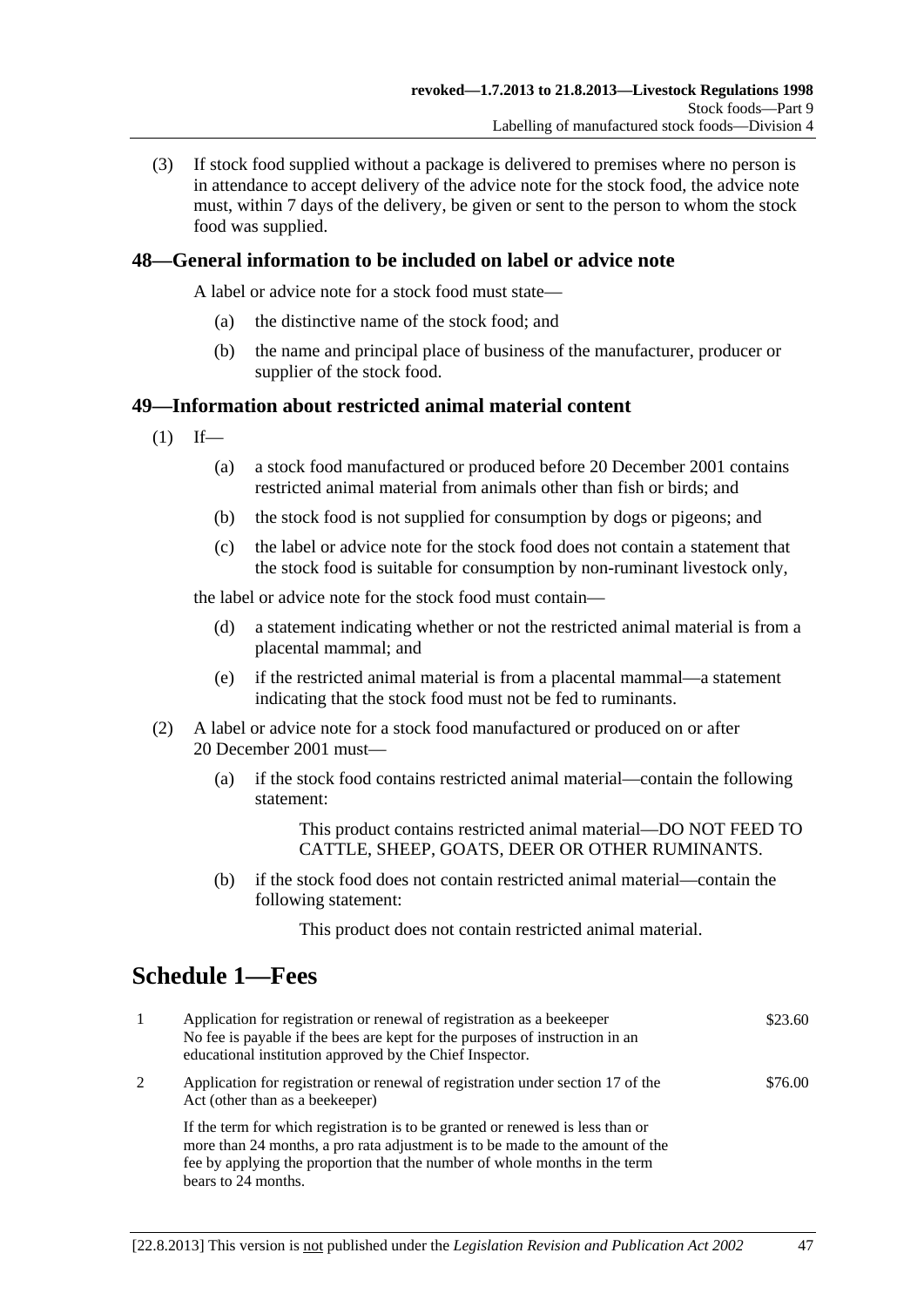(3) If stock food supplied without a package is delivered to premises where no person is in attendance to accept delivery of the advice note for the stock food, the advice note must, within 7 days of the delivery, be given or sent to the person to whom the stock food was supplied.

## 48—General information to be included on label or advice note

A label or advice note for a stock food must state—

(a) the distinctive name of the stock food; and

(b) the name and principal place of business of the manufacturer, producer or supplier of the stock food.

## 49—Information about restricted animal material content

(1) If—

(a) a stock food manufactured or produced before 20 December 2001 contains restricted animal material from animals other than fish or birds; and

(b) the stock food is not supplied for consumption by dogs or pigeons; and

(c) the label or advice note for the stock food does not contain a statement that the stock food is suitable for consumption by non-ruminant livestock only,

the label or advice note for the stock food must contain—

(d) a statement indicating whether or not the restricted animal material is from a placental mammal; and

(e) if the restricted animal material is from a placental mammal—a statement indicating that the stock food must not be fed to ruminants.

(2) A label or advice note for a stock food manufactured or produced on or after 20 December 2001 must—

(a) if the stock food contains restricted animal material—contain the following statement:

This product contains restricted animal material—DO NOT FEED TO CATTLE, SHEEP, GOATS, DEER OR OTHER RUMINANTS.

(b) if the stock food does not contain restricted animal material—contain the following statement:

This product does not contain restricted animal material.

# Schedule 1—Fees

| | | |
|---|---|---|
| 1 | Application for registration or renewal of registration as a beekeeper<br>No fee is payable if the bees are kept for the purposes of instruction in an educational institution approved by the Chief Inspector. | $23.60 |
| 2 | Application for registration or renewal of registration under section 17 of the Act (other than as a beekeeper)<br><br>If the term for which registration is to be granted or renewed is less than or more than 24 months, a pro rata adjustment is to be made to the amount of the fee by applying the proportion that the number of whole months in the term bears to 24 months. | $76.00 |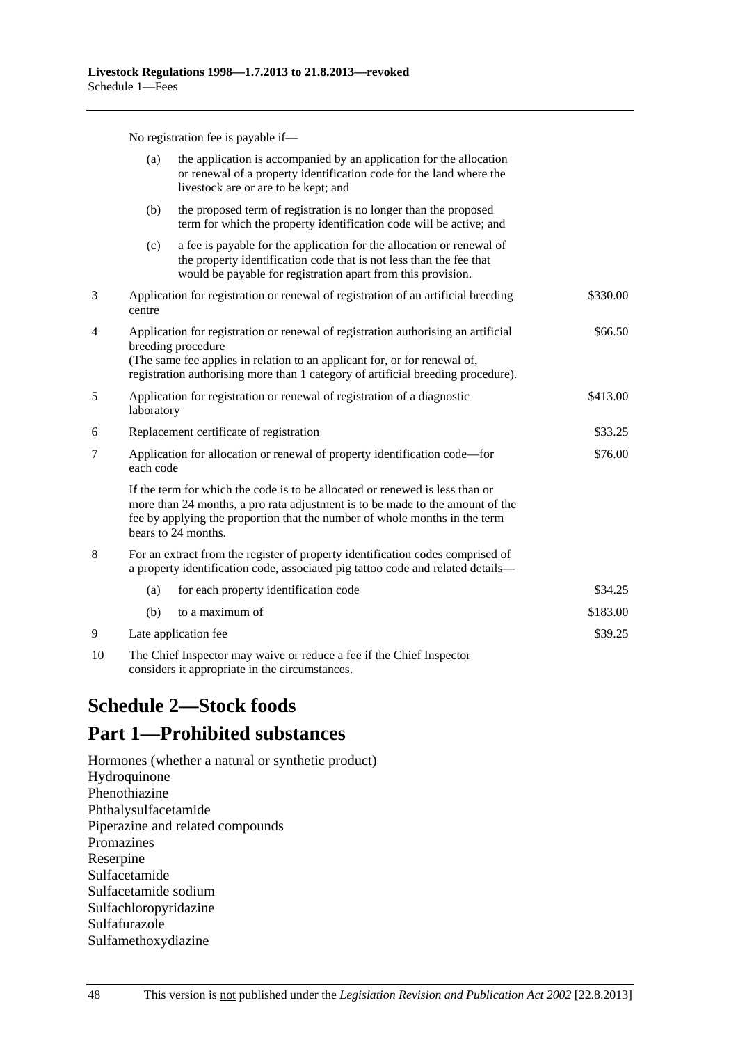No registration fee is payable if—

| | | | |
|---|---|---|---|
| | (a) | the application is accompanied by an application for the allocation or renewal of a property identification code for the land where the livestock are or are to be kept; and | |
| | (b) | the proposed term of registration is no longer than the proposed term for which the property identification code will be active; and | |
| | (c) | a fee is payable for the application for the allocation or renewal of the property identification code that is not less than the fee that would be payable for registration apart from this provision. | |
| 3 | Application for registration or renewal of registration of an artificial breeding centre | | $330.00 |
| 4 | Application for registration or renewal of registration authorising an artificial breeding procedure (The same fee applies in relation to an applicant for, or for renewal of, registration authorising more than 1 category of artificial breeding procedure). | | $66.50 |
| 5 | Application for registration or renewal of registration of a diagnostic laboratory | | $413.00 |
| 6 | Replacement certificate of registration | | $33.25 |
| 7 | Application for allocation or renewal of property identification code—for each code | | $76.00 |
| | If the term for which the code is to be allocated or renewed is less than or more than 24 months, a pro rata adjustment is to be made to the amount of the fee by applying the proportion that the number of whole months in the term bears to 24 months. | | |
| 8 | For an extract from the register of property identification codes comprised of a property identification code, associated pig tattoo code and related details— | | |
| | (a) | for each property identification code | $34.25 |
| | (b) | to a maximum of | $183.00 |
| 9 | Late application fee | | $39.25 |
| 10 | The Chief Inspector may waive or reduce a fee if the Chief Inspector considers it appropriate in the circumstances. | | |

# Schedule 2—Stock foods

## Part 1—Prohibited substances

Hormones (whether a natural or synthetic product)
Hydroquinone
Phenothiazine
Phthalysulfacetamide
Piperazine and related compounds
Promazines
Reserpine
Sulfacetamide
Sulfacetamide sodium
Sulfachloropyridazine
Sulfafurazole
Sulfamethoxydiazine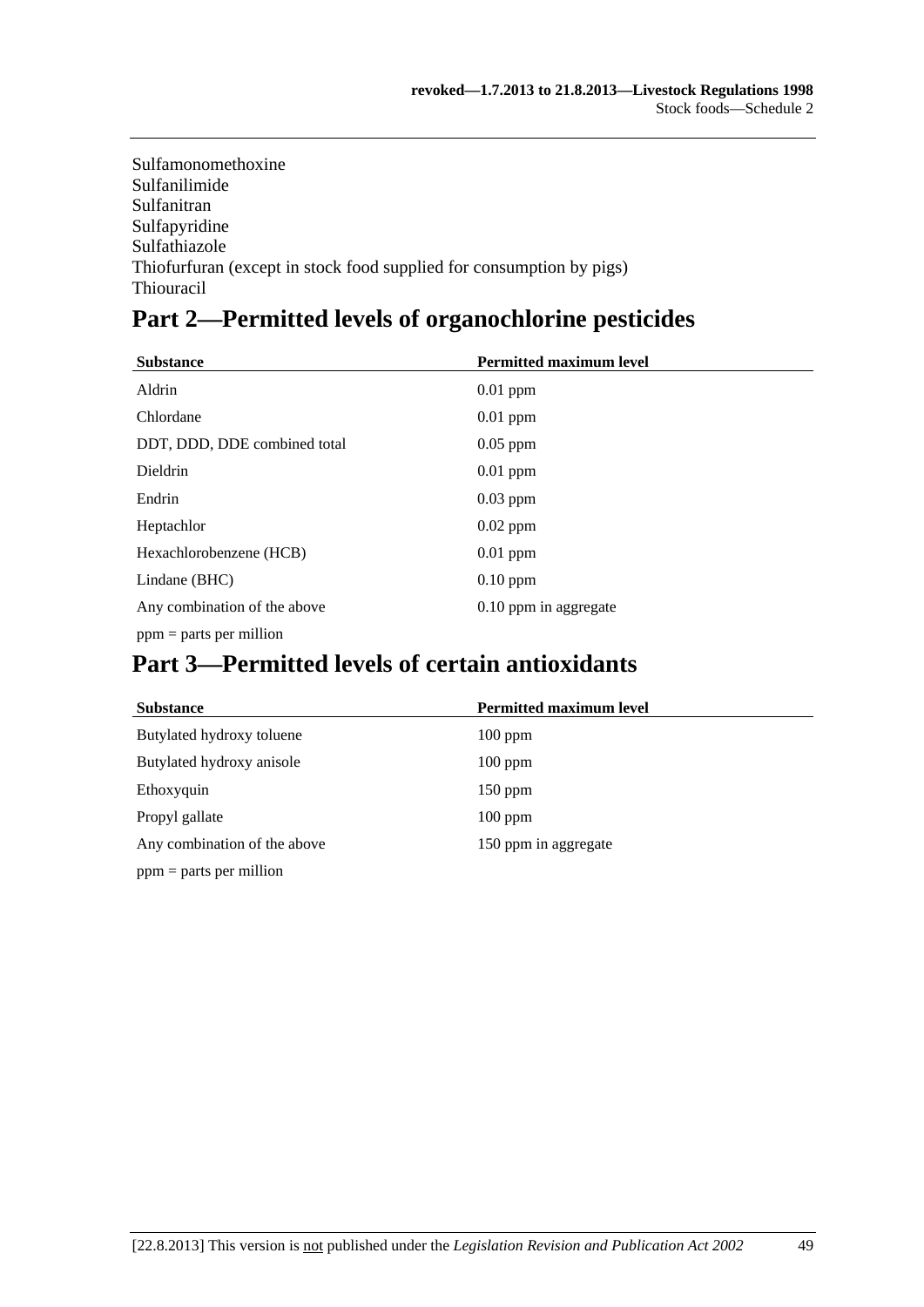Sulfamonomethoxine
Sulfanilimide
Sulfanitran
Sulfapyridine
Sulfathiazole
Thiofurfuran (except in stock food supplied for consumption by pigs)
Thiouracil

## Part 2—Permitted levels of organochlorine pesticides

| Substance | Permitted maximum level |
|---|---|
| Aldrin | 0.01 ppm |
| Chlordane | 0.01 ppm |
| DDT, DDD, DDE combined total | 0.05 ppm |
| Dieldrin | 0.01 ppm |
| Endrin | 0.03 ppm |
| Heptachlor | 0.02 ppm |
| Hexachlorobenzene (HCB) | 0.01 ppm |
| Lindane (BHC) | 0.10 ppm |
| Any combination of the above | 0.10 ppm in aggregate |

ppm = parts per million

## Part 3—Permitted levels of certain antioxidants

| Substance | Permitted maximum level |
|---|---|
| Butylated hydroxy toluene | 100 ppm |
| Butylated hydroxy anisole | 100 ppm |
| Ethoxyquin | 150 ppm |
| Propyl gallate | 100 ppm |
| Any combination of the above | 150 ppm in aggregate |

ppm = parts per million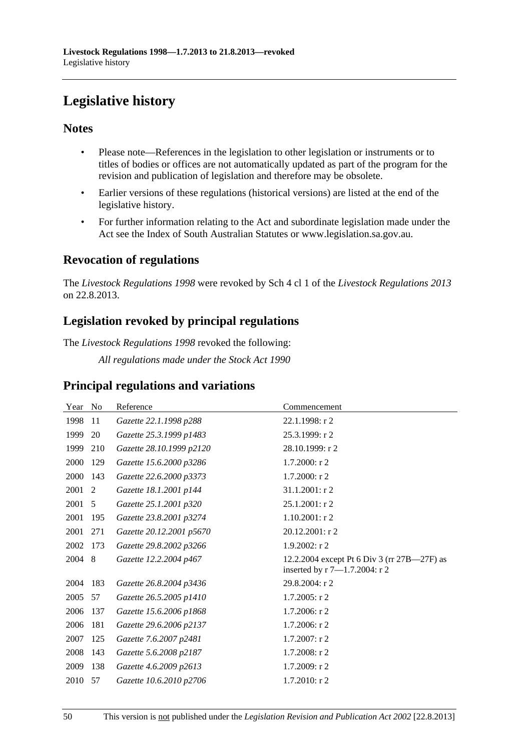# Legislative history

## Notes

- Please note—References in the legislation to other legislation or instruments or to titles of bodies or offices are not automatically updated as part of the program for the revision and publication of legislation and therefore may be obsolete.
- Earlier versions of these regulations (historical versions) are listed at the end of the legislative history.
- For further information relating to the Act and subordinate legislation made under the Act see the Index of South Australian Statutes or www.legislation.sa.gov.au.

## Revocation of regulations

The *Livestock Regulations 1998* were revoked by Sch 4 cl 1 of the *Livestock Regulations 2013* on 22.8.2013.

## Legislation revoked by principal regulations

The *Livestock Regulations 1998* revoked the following:

*All regulations made under the Stock Act 1990*

## Principal regulations and variations

| Year | No | Reference | Commencement |
|---|---|---|---|
| 1998 | 11 | *Gazette 22.1.1998 p288* | 22.1.1998: r 2 |
| 1999 | 20 | *Gazette 25.3.1999 p1483* | 25.3.1999: r 2 |
| 1999 | 210 | *Gazette 28.10.1999 p2120* | 28.10.1999: r 2 |
| 2000 | 129 | *Gazette 15.6.2000 p3286* | 1.7.2000: r 2 |
| 2000 | 143 | *Gazette 22.6.2000 p3373* | 1.7.2000: r 2 |
| 2001 | 2 | *Gazette 18.1.2001 p144* | 31.1.2001: r 2 |
| 2001 | 5 | *Gazette 25.1.2001 p320* | 25.1.2001: r 2 |
| 2001 | 195 | *Gazette 23.8.2001 p3274* | 1.10.2001: r 2 |
| 2001 | 271 | *Gazette 20.12.2001 p5670* | 20.12.2001: r 2 |
| 2002 | 173 | *Gazette 29.8.2002 p3266* | 1.9.2002: r 2 |
| 2004 | 8 | *Gazette 12.2.2004 p467* | 12.2.2004 except Pt 6 Div 3 (rr 27B—27F) as inserted by r 7—1.7.2004: r 2 |
| 2004 | 183 | *Gazette 26.8.2004 p3436* | 29.8.2004: r 2 |
| 2005 | 57 | *Gazette 26.5.2005 p1410* | 1.7.2005: r 2 |
| 2006 | 137 | *Gazette 15.6.2006 p1868* | 1.7.2006: r 2 |
| 2006 | 181 | *Gazette 29.6.2006 p2137* | 1.7.2006: r 2 |
| 2007 | 125 | *Gazette 7.6.2007 p2481* | 1.7.2007: r 2 |
| 2008 | 143 | *Gazette 5.6.2008 p2187* | 1.7.2008: r 2 |
| 2009 | 138 | *Gazette 4.6.2009 p2613* | 1.7.2009: r 2 |
| 2010 | 57 | *Gazette 10.6.2010 p2706* | 1.7.2010: r 2 |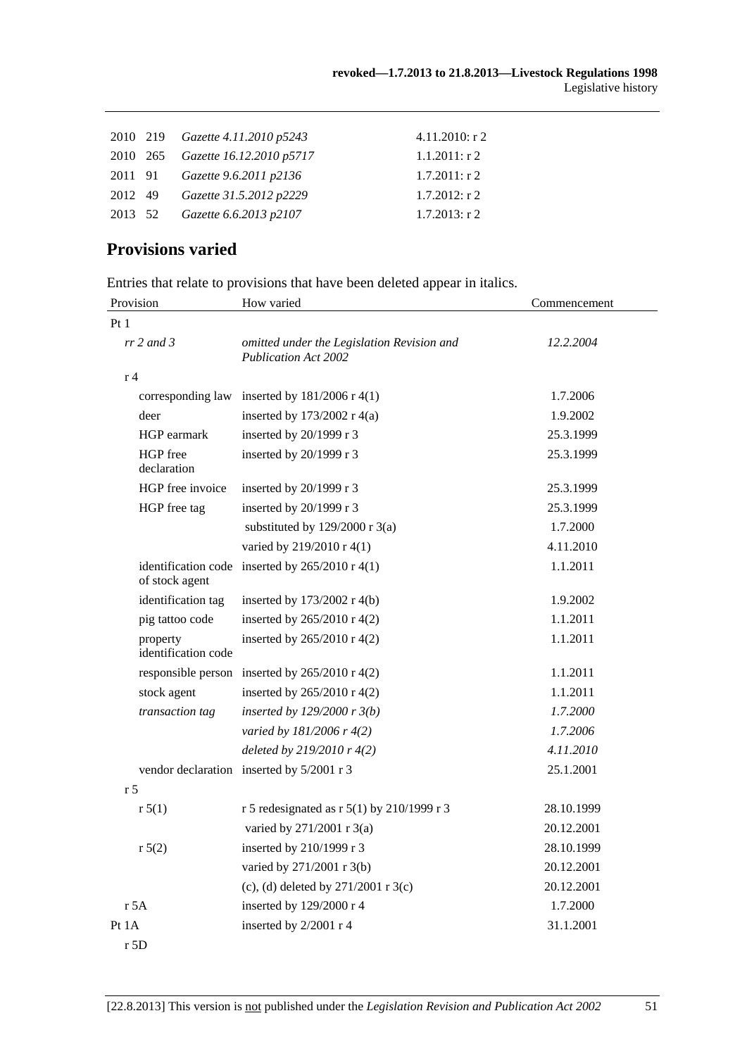| | | | |
|---|---|---|---|
| 2010 | 219 | *Gazette 4.11.2010 p5243* | 4.11.2010: r 2 |
| 2010 | 265 | *Gazette 16.12.2010 p5717* | 1.1.2011: r 2 |
| 2011 | 91 | *Gazette 9.6.2011 p2136* | 1.7.2011: r 2 |
| 2012 | 49 | *Gazette 31.5.2012 p2229* | 1.7.2012: r 2 |
| 2013 | 52 | *Gazette 6.6.2013 p2107* | 1.7.2013: r 2 |

## Provisions varied

Entries that relate to provisions that have been deleted appear in italics.

| Provision | How varied | Commencement |
|---|---|---|
| Pt 1 | | |
| *rr 2 and 3* | *omitted under the Legislation Revision and Publication Act 2002* | *12.2.2004* |
| r 4 | | |
| corresponding law | inserted by 181/2006 r 4(1) | 1.7.2006 |
| deer | inserted by 173/2002 r 4(a) | 1.9.2002 |
| HGP earmark | inserted by 20/1999 r 3 | 25.3.1999 |
| HGP free declaration | inserted by 20/1999 r 3 | 25.3.1999 |
| HGP free invoice | inserted by 20/1999 r 3 | 25.3.1999 |
| HGP free tag | inserted by 20/1999 r 3 | 25.3.1999 |
| | substituted by 129/2000 r 3(a) | 1.7.2000 |
| | varied by 219/2010 r 4(1) | 4.11.2010 |
| identification code of stock agent | inserted by 265/2010 r 4(1) | 1.1.2011 |
| identification tag | inserted by 173/2002 r 4(b) | 1.9.2002 |
| pig tattoo code | inserted by 265/2010 r 4(2) | 1.1.2011 |
| property identification code | inserted by 265/2010 r 4(2) | 1.1.2011 |
| responsible person | inserted by 265/2010 r 4(2) | 1.1.2011 |
| stock agent | inserted by 265/2010 r 4(2) | 1.1.2011 |
| *transaction tag* | *inserted by 129/2000 r 3(b)* | *1.7.2000* |
| | *varied by 181/2006 r 4(2)* | *1.7.2006* |
| | *deleted by 219/2010 r 4(2)* | *4.11.2010* |
| vendor declaration | inserted by 5/2001 r 3 | 25.1.2001 |
| r 5 | | |
| r 5(1) | r 5 redesignated as r 5(1) by 210/1999 r 3 | 28.10.1999 |
| | varied by 271/2001 r 3(a) | 20.12.2001 |
| r 5(2) | inserted by 210/1999 r 3 | 28.10.1999 |
| | varied by 271/2001 r 3(b) | 20.12.2001 |
| | (c), (d) deleted by 271/2001 r 3(c) | 20.12.2001 |
| r 5A | inserted by 129/2000 r 4 | 1.7.2000 |
| Pt 1A | inserted by 2/2001 r 4 | 31.1.2001 |
| r 5D | | |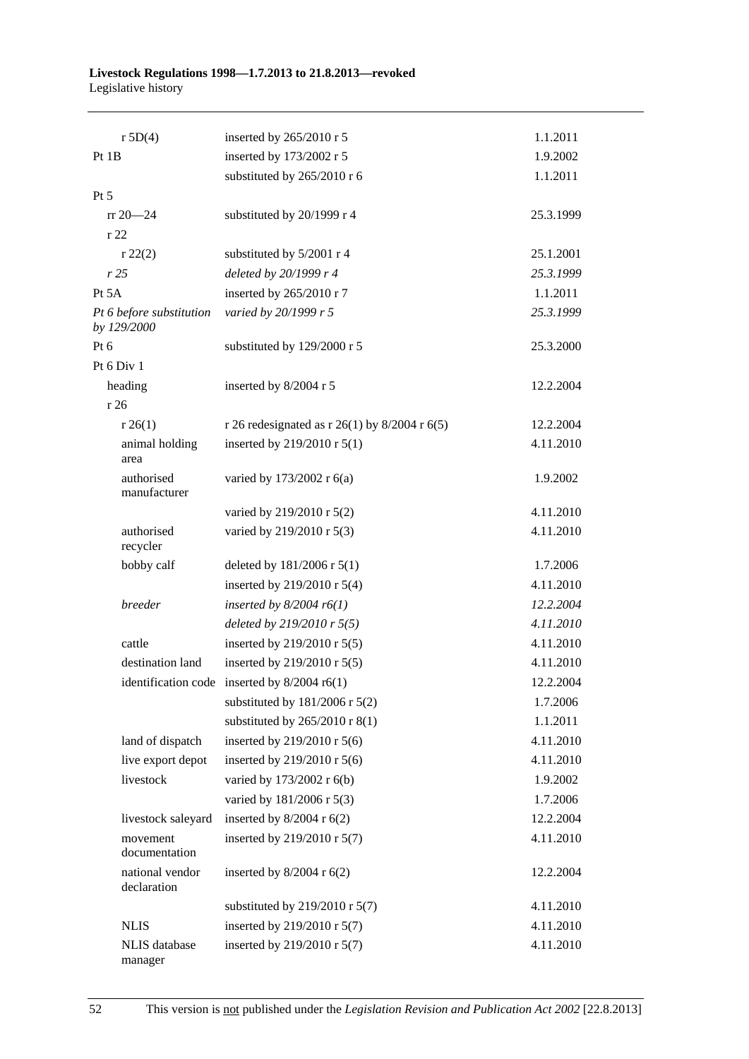| | | |
|---|---|---|
| r 5D(4) | inserted by 265/2010 r 5 | 1.1.2011 |
| Pt 1B | inserted by 173/2002 r 5 | 1.9.2002 |
| | substituted by 265/2010 r 6 | 1.1.2011 |
| Pt 5 | | |
| rr 20—24 | substituted by 20/1999 r 4 | 25.3.1999 |
| r 22 | | |
| r 22(2) | substituted by 5/2001 r 4 | 25.1.2001 |
| *r 25* | *deleted by 20/1999 r 4* | *25.3.1999* |
| Pt 5A | inserted by 265/2010 r 7 | 1.1.2011 |
| *Pt 6 before substitution by 129/2000* | *varied by 20/1999 r 5* | *25.3.1999* |
| Pt 6 | substituted by 129/2000 r 5 | 25.3.2000 |
| Pt 6 Div 1 | | |
| heading | inserted by 8/2004 r 5 | 12.2.2004 |
| r 26 | | |
| r 26(1) | r 26 redesignated as r 26(1) by 8/2004 r 6(5) | 12.2.2004 |
| animal holding area | inserted by 219/2010 r 5(1) | 4.11.2010 |
| authorised manufacturer | varied by 173/2002 r 6(a) | 1.9.2002 |
| | varied by 219/2010 r 5(2) | 4.11.2010 |
| authorised recycler | varied by 219/2010 r 5(3) | 4.11.2010 |
| bobby calf | deleted by 181/2006 r 5(1) | 1.7.2006 |
| | inserted by 219/2010 r 5(4) | 4.11.2010 |
| *breeder* | *inserted by 8/2004 r6(1)* | *12.2.2004* |
| | *deleted by 219/2010 r 5(5)* | *4.11.2010* |
| cattle | inserted by 219/2010 r 5(5) | 4.11.2010 |
| destination land | inserted by 219/2010 r 5(5) | 4.11.2010 |
| identification code | inserted by 8/2004 r6(1) | 12.2.2004 |
| | substituted by 181/2006 r 5(2) | 1.7.2006 |
| | substituted by 265/2010 r 8(1) | 1.1.2011 |
| land of dispatch | inserted by 219/2010 r 5(6) | 4.11.2010 |
| live export depot | inserted by 219/2010 r 5(6) | 4.11.2010 |
| livestock | varied by 173/2002 r 6(b) | 1.9.2002 |
| | varied by 181/2006 r 5(3) | 1.7.2006 |
| livestock saleyard | inserted by 8/2004 r 6(2) | 12.2.2004 |
| movement documentation | inserted by 219/2010 r 5(7) | 4.11.2010 |
| national vendor declaration | inserted by 8/2004 r 6(2) | 12.2.2004 |
| | substituted by 219/2010 r 5(7) | 4.11.2010 |
| NLIS | inserted by 219/2010 r 5(7) | 4.11.2010 |
| NLIS database manager | inserted by 219/2010 r 5(7) | 4.11.2010 |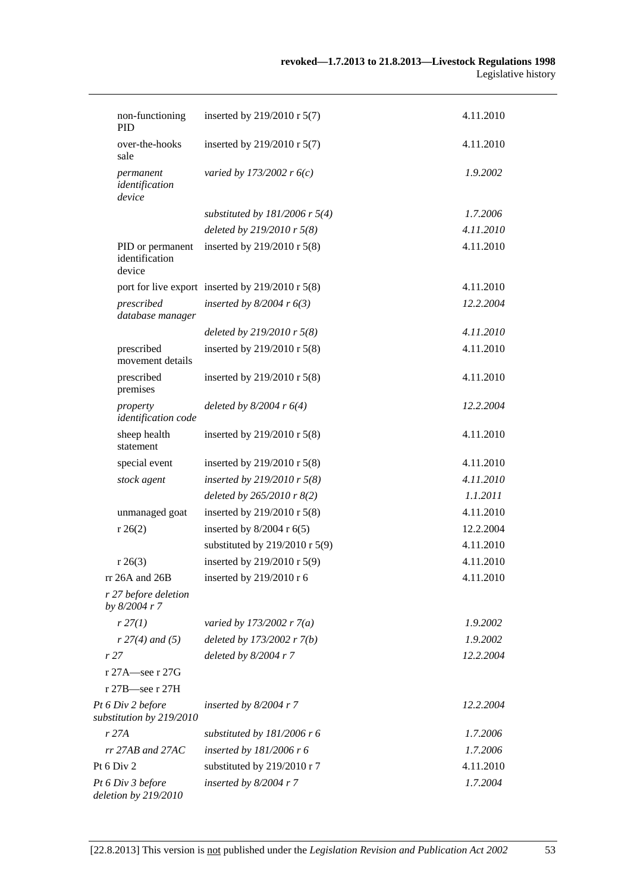| | | |
|---|---|---|
| non-functioning PID | inserted by 219/2010 r 5(7) | 4.11.2010 |
| over-the-hooks sale | inserted by 219/2010 r 5(7) | 4.11.2010 |
| *permanent identification device* | *varied by 173/2002 r 6(c)* | *1.9.2002* |
| | *substituted by 181/2006 r 5(4)* | *1.7.2006* |
| | *deleted by 219/2010 r 5(8)* | *4.11.2010* |
| PID or permanent identification device | inserted by 219/2010 r 5(8) | 4.11.2010 |
| port for live export | inserted by 219/2010 r 5(8) | 4.11.2010 |
| *prescribed database manager* | *inserted by 8/2004 r 6(3)* | *12.2.2004* |
| | *deleted by 219/2010 r 5(8)* | *4.11.2010* |
| prescribed movement details | inserted by 219/2010 r 5(8) | 4.11.2010 |
| prescribed premises | inserted by 219/2010 r 5(8) | 4.11.2010 |
| *property identification code* | *deleted by 8/2004 r 6(4)* | *12.2.2004* |
| sheep health statement | inserted by 219/2010 r 5(8) | 4.11.2010 |
| special event | inserted by 219/2010 r 5(8) | 4.11.2010 |
| *stock agent* | *inserted by 219/2010 r 5(8)* | *4.11.2010* |
| | *deleted by 265/2010 r 8(2)* | *1.1.2011* |
| unmanaged goat | inserted by 219/2010 r 5(8) | 4.11.2010 |
| r 26(2) | inserted by 8/2004 r 6(5) | 12.2.2004 |
| | substituted by 219/2010 r 5(9) | 4.11.2010 |
| r 26(3) | inserted by 219/2010 r 5(9) | 4.11.2010 |
| rr 26A and 26B | inserted by 219/2010 r 6 | 4.11.2010 |
| *r 27 before deletion by 8/2004 r 7* | | |
| *r 27(1)* | *varied by 173/2002 r 7(a)* | *1.9.2002* |
| *r 27(4) and (5)* | *deleted by 173/2002 r 7(b)* | *1.9.2002* |
| *r 27* | *deleted by 8/2004 r 7* | *12.2.2004* |
| r 27A—see r 27G | | |
| r 27B—see r 27H | | |
| *Pt 6 Div 2 before substitution by 219/2010* | *inserted by 8/2004 r 7* | *12.2.2004* |
| *r 27A* | *substituted by 181/2006 r 6* | *1.7.2006* |
| *rr 27AB and 27AC* | *inserted by 181/2006 r 6* | *1.7.2006* |
| Pt 6 Div 2 | substituted by 219/2010 r 7 | 4.11.2010 |
| *Pt 6 Div 3 before deletion by 219/2010* | *inserted by 8/2004 r 7* | *1.7.2004* |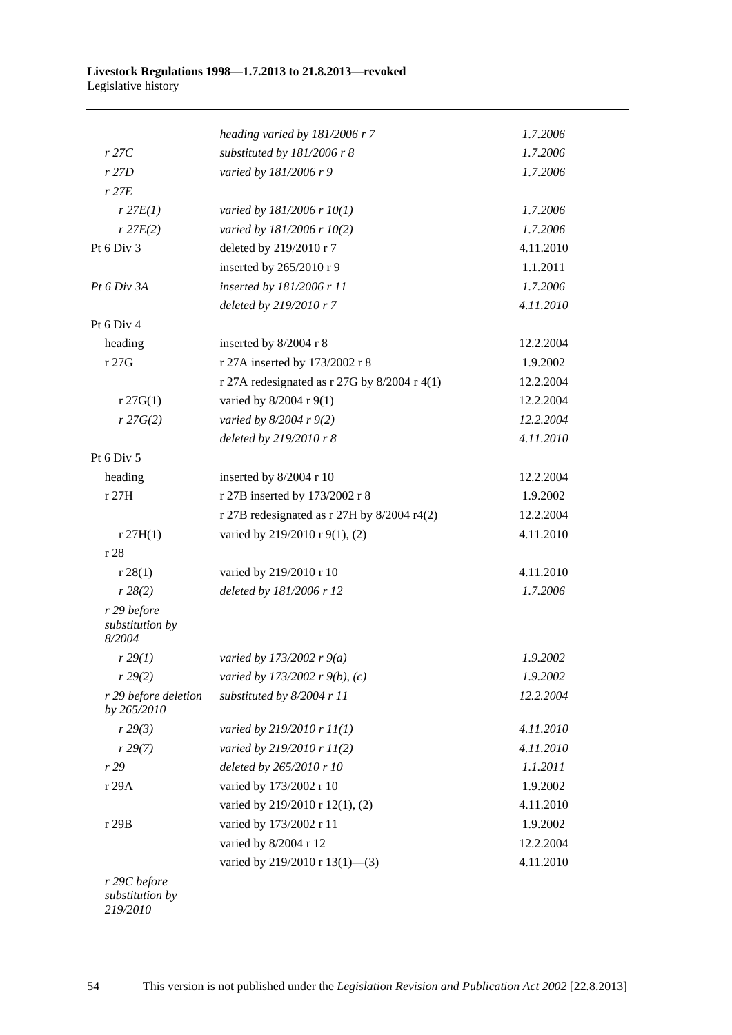| | | |
|---|---|---|
| | *heading varied by 181/2006 r 7* | *1.7.2006* |
| *r 27C* | *substituted by 181/2006 r 8* | *1.7.2006* |
| *r 27D* | *varied by 181/2006 r 9* | *1.7.2006* |
| *r 27E* | | |
| *r 27E(1)* | *varied by 181/2006 r 10(1)* | *1.7.2006* |
| *r 27E(2)* | *varied by 181/2006 r 10(2)* | *1.7.2006* |
| Pt 6 Div 3 | deleted by 219/2010 r 7 | 4.11.2010 |
| | inserted by 265/2010 r 9 | 1.1.2011 |
| *Pt 6 Div 3A* | *inserted by 181/2006 r 11* | *1.7.2006* |
| | *deleted by 219/2010 r 7* | *4.11.2010* |
| Pt 6 Div 4 | | |
| heading | inserted by 8/2004 r 8 | 12.2.2004 |
| r 27G | r 27A inserted by 173/2002 r 8 | 1.9.2002 |
| | r 27A redesignated as r 27G by 8/2004 r 4(1) | 12.2.2004 |
| r 27G(1) | varied by 8/2004 r 9(1) | 12.2.2004 |
| *r 27G(2)* | *varied by 8/2004 r 9(2)* | *12.2.2004* |
| | *deleted by 219/2010 r 8* | *4.11.2010* |
| Pt 6 Div 5 | | |
| heading | inserted by 8/2004 r 10 | 12.2.2004 |
| r 27H | r 27B inserted by 173/2002 r 8 | 1.9.2002 |
| | r 27B redesignated as r 27H by 8/2004 r4(2) | 12.2.2004 |
| r 27H(1) | varied by 219/2010 r 9(1), (2) | 4.11.2010 |
| r 28 | | |
| r 28(1) | varied by 219/2010 r 10 | 4.11.2010 |
| *r 28(2)* | *deleted by 181/2006 r 12* | *1.7.2006* |
| *r 29 before substitution by 8/2004* | | |
| *r 29(1)* | *varied by 173/2002 r 9(a)* | *1.9.2002* |
| *r 29(2)* | *varied by 173/2002 r 9(b), (c)* | *1.9.2002* |
| *r 29 before deletion by 265/2010* | *substituted by 8/2004 r 11* | *12.2.2004* |
| *r 29(3)* | *varied by 219/2010 r 11(1)* | *4.11.2010* |
| *r 29(7)* | *varied by 219/2010 r 11(2)* | *4.11.2010* |
| *r 29* | *deleted by 265/2010 r 10* | *1.1.2011* |
| r 29A | varied by 173/2002 r 10 | 1.9.2002 |
| | varied by 219/2010 r 12(1), (2) | 4.11.2010 |
| r 29B | varied by 173/2002 r 11 | 1.9.2002 |
| | varied by 8/2004 r 12 | 12.2.2004 |
| | varied by 219/2010 r 13(1)—(3) | 4.11.2010 |
| *r 29C before substitution by 219/2010* | | |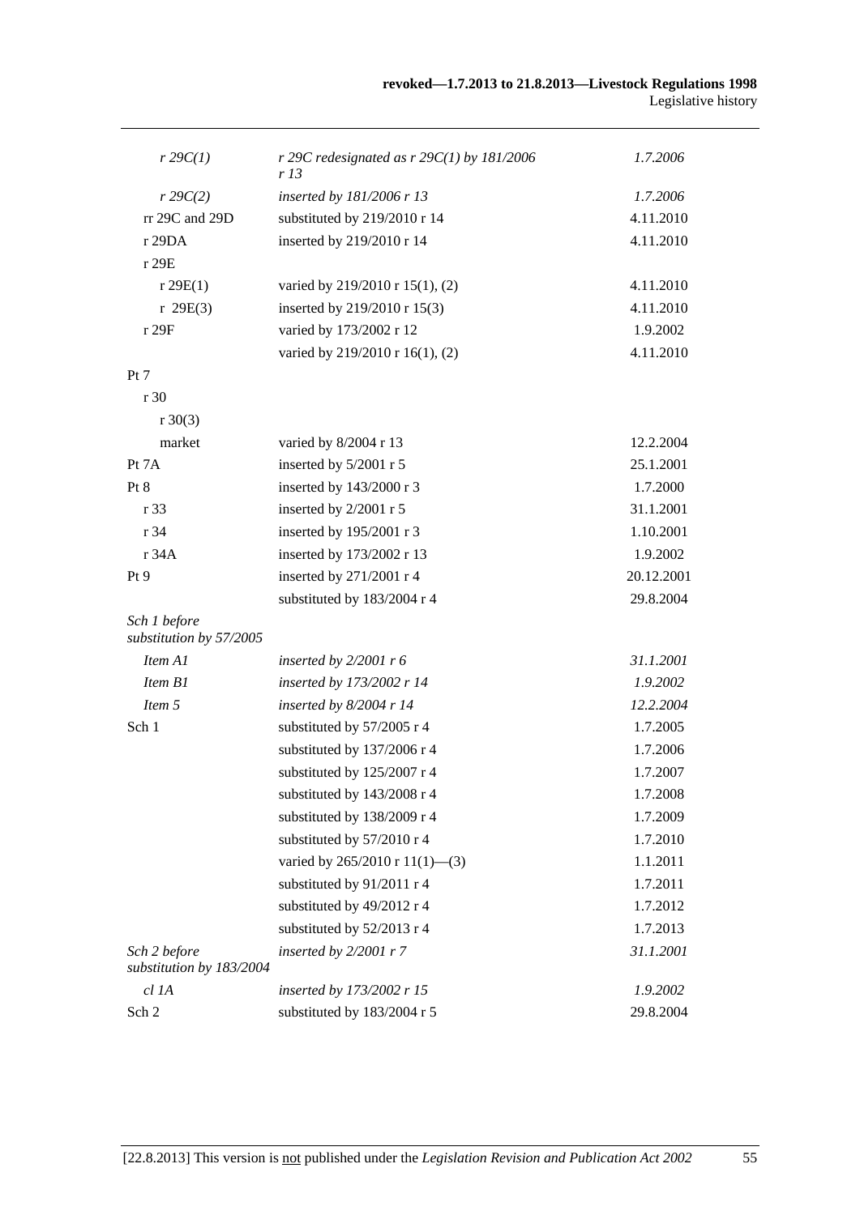| | | |
|---|---|---|
| *r 29C(1)* | *r 29C redesignated as r 29C(1) by 181/2006 r 13* | *1.7.2006* |
| *r 29C(2)* | *inserted by 181/2006 r 13* | *1.7.2006* |
| rr 29C and 29D | substituted by 219/2010 r 14 | 4.11.2010 |
| r 29DA | inserted by 219/2010 r 14 | 4.11.2010 |
| r 29E | | |
| r 29E(1) | varied by 219/2010 r 15(1), (2) | 4.11.2010 |
| r 29E(3) | inserted by 219/2010 r 15(3) | 4.11.2010 |
| r 29F | varied by 173/2002 r 12 | 1.9.2002 |
| | varied by 219/2010 r 16(1), (2) | 4.11.2010 |
| Pt 7 | | |
| r 30 | | |
| r 30(3) | | |
| market | varied by 8/2004 r 13 | 12.2.2004 |
| Pt 7A | inserted by 5/2001 r 5 | 25.1.2001 |
| Pt 8 | inserted by 143/2000 r 3 | 1.7.2000 |
| r 33 | inserted by 2/2001 r 5 | 31.1.2001 |
| r 34 | inserted by 195/2001 r 3 | 1.10.2001 |
| r 34A | inserted by 173/2002 r 13 | 1.9.2002 |
| Pt 9 | inserted by 271/2001 r 4 | 20.12.2001 |
| | substituted by 183/2004 r 4 | 29.8.2004 |
| *Sch 1 before substitution by 57/2005* | | |
| *Item A1* | *inserted by 2/2001 r 6* | *31.1.2001* |
| *Item B1* | *inserted by 173/2002 r 14* | *1.9.2002* |
| *Item 5* | *inserted by 8/2004 r 14* | *12.2.2004* |
| Sch 1 | substituted by 57/2005 r 4 | 1.7.2005 |
| | substituted by 137/2006 r 4 | 1.7.2006 |
| | substituted by 125/2007 r 4 | 1.7.2007 |
| | substituted by 143/2008 r 4 | 1.7.2008 |
| | substituted by 138/2009 r 4 | 1.7.2009 |
| | substituted by 57/2010 r 4 | 1.7.2010 |
| | varied by 265/2010 r 11(1)—(3) | 1.1.2011 |
| | substituted by 91/2011 r 4 | 1.7.2011 |
| | substituted by 49/2012 r 4 | 1.7.2012 |
| | substituted by 52/2013 r 4 | 1.7.2013 |
| *Sch 2 before substitution by 183/2004* | *inserted by 2/2001 r 7* | *31.1.2001* |
| *cl 1A* | *inserted by 173/2002 r 15* | *1.9.2002* |
| Sch 2 | substituted by 183/2004 r 5 | 29.8.2004 |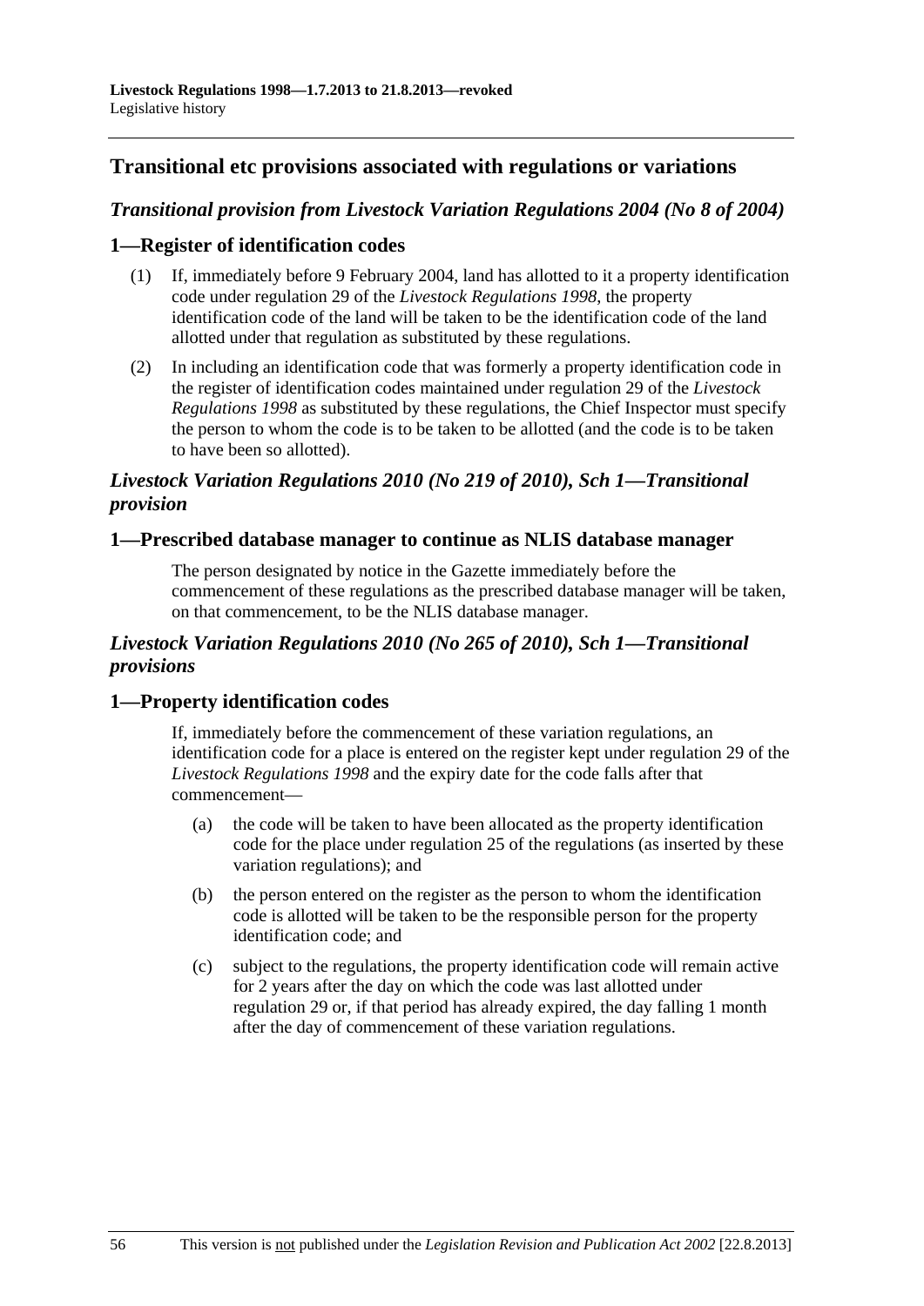## Transitional etc provisions associated with regulations or variations

### *Transitional provision from Livestock Variation Regulations 2004 (No 8 of 2004)*

### 1—Register of identification codes

(1) If, immediately before 9 February 2004, land has allotted to it a property identification code under regulation 29 of the *Livestock Regulations 1998*, the property identification code of the land will be taken to be the identification code of the land allotted under that regulation as substituted by these regulations.

(2) In including an identification code that was formerly a property identification code in the register of identification codes maintained under regulation 29 of the *Livestock Regulations 1998* as substituted by these regulations, the Chief Inspector must specify the person to whom the code is to be taken to be allotted (and the code is to be taken to have been so allotted).

### *Livestock Variation Regulations 2010 (No 219 of 2010), Sch 1—Transitional provision*

### 1—Prescribed database manager to continue as NLIS database manager

The person designated by notice in the Gazette immediately before the commencement of these regulations as the prescribed database manager will be taken, on that commencement, to be the NLIS database manager.

### *Livestock Variation Regulations 2010 (No 265 of 2010), Sch 1—Transitional provisions*

### 1—Property identification codes

If, immediately before the commencement of these variation regulations, an identification code for a place is entered on the register kept under regulation 29 of the *Livestock Regulations 1998* and the expiry date for the code falls after that commencement—

(a) the code will be taken to have been allocated as the property identification code for the place under regulation 25 of the regulations (as inserted by these variation regulations); and

(b) the person entered on the register as the person to whom the identification code is allotted will be taken to be the responsible person for the property identification code; and

(c) subject to the regulations, the property identification code will remain active for 2 years after the day on which the code was last allotted under regulation 29 or, if that period has already expired, the day falling 1 month after the day of commencement of these variation regulations.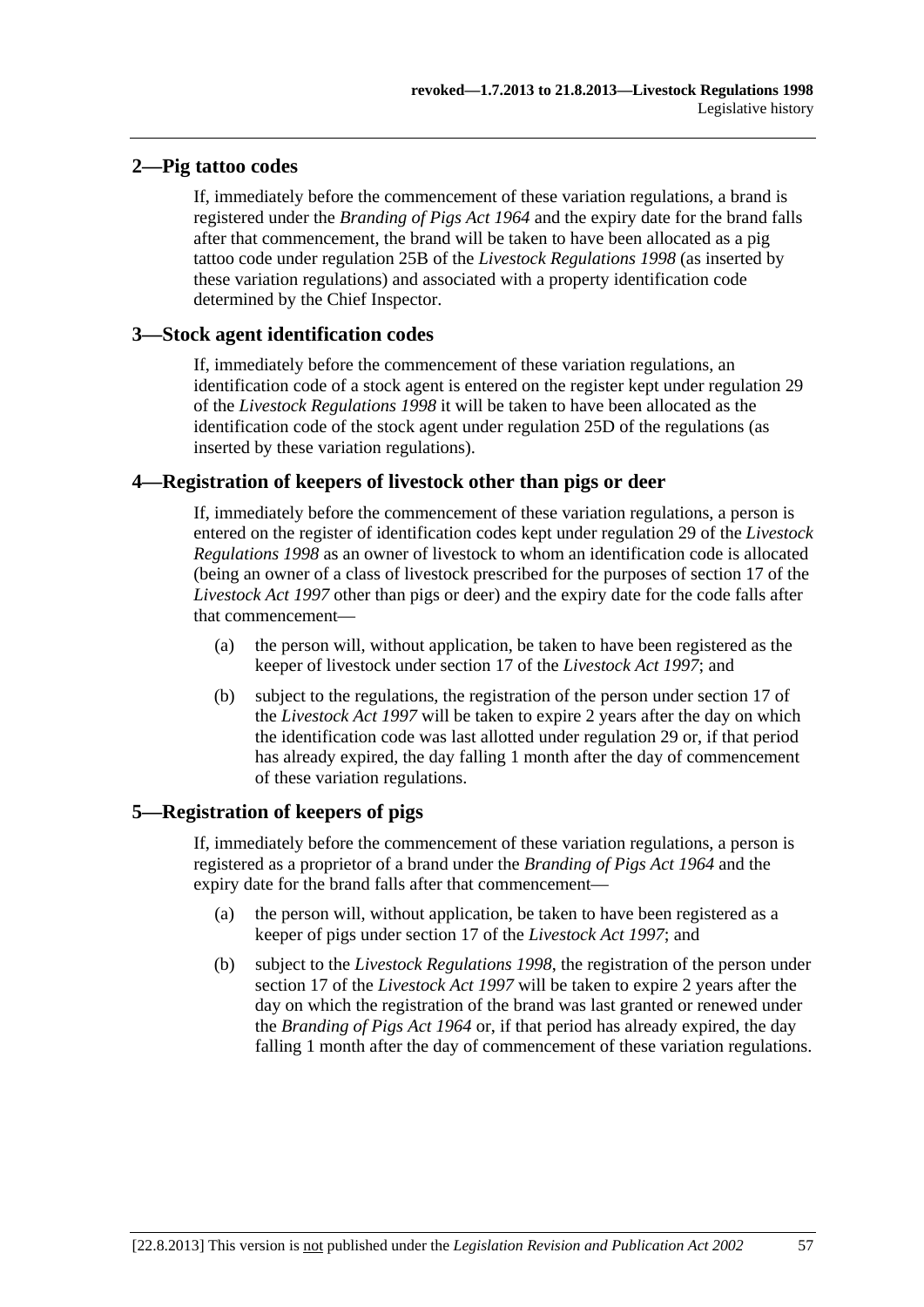## 2—Pig tattoo codes

If, immediately before the commencement of these variation regulations, a brand is registered under the *Branding of Pigs Act 1964* and the expiry date for the brand falls after that commencement, the brand will be taken to have been allocated as a pig tattoo code under regulation 25B of the *Livestock Regulations 1998* (as inserted by these variation regulations) and associated with a property identification code determined by the Chief Inspector.

## 3—Stock agent identification codes

If, immediately before the commencement of these variation regulations, an identification code of a stock agent is entered on the register kept under regulation 29 of the *Livestock Regulations 1998* it will be taken to have been allocated as the identification code of the stock agent under regulation 25D of the regulations (as inserted by these variation regulations).

## 4—Registration of keepers of livestock other than pigs or deer

If, immediately before the commencement of these variation regulations, a person is entered on the register of identification codes kept under regulation 29 of the *Livestock Regulations 1998* as an owner of livestock to whom an identification code is allocated (being an owner of a class of livestock prescribed for the purposes of section 17 of the *Livestock Act 1997* other than pigs or deer) and the expiry date for the code falls after that commencement—

(a) the person will, without application, be taken to have been registered as the keeper of livestock under section 17 of the *Livestock Act 1997*; and

(b) subject to the regulations, the registration of the person under section 17 of the *Livestock Act 1997* will be taken to expire 2 years after the day on which the identification code was last allotted under regulation 29 or, if that period has already expired, the day falling 1 month after the day of commencement of these variation regulations.

## 5—Registration of keepers of pigs

If, immediately before the commencement of these variation regulations, a person is registered as a proprietor of a brand under the *Branding of Pigs Act 1964* and the expiry date for the brand falls after that commencement—

(a) the person will, without application, be taken to have been registered as a keeper of pigs under section 17 of the *Livestock Act 1997*; and

(b) subject to the *Livestock Regulations 1998*, the registration of the person under section 17 of the *Livestock Act 1997* will be taken to expire 2 years after the day on which the registration of the brand was last granted or renewed under the *Branding of Pigs Act 1964* or, if that period has already expired, the day falling 1 month after the day of commencement of these variation regulations.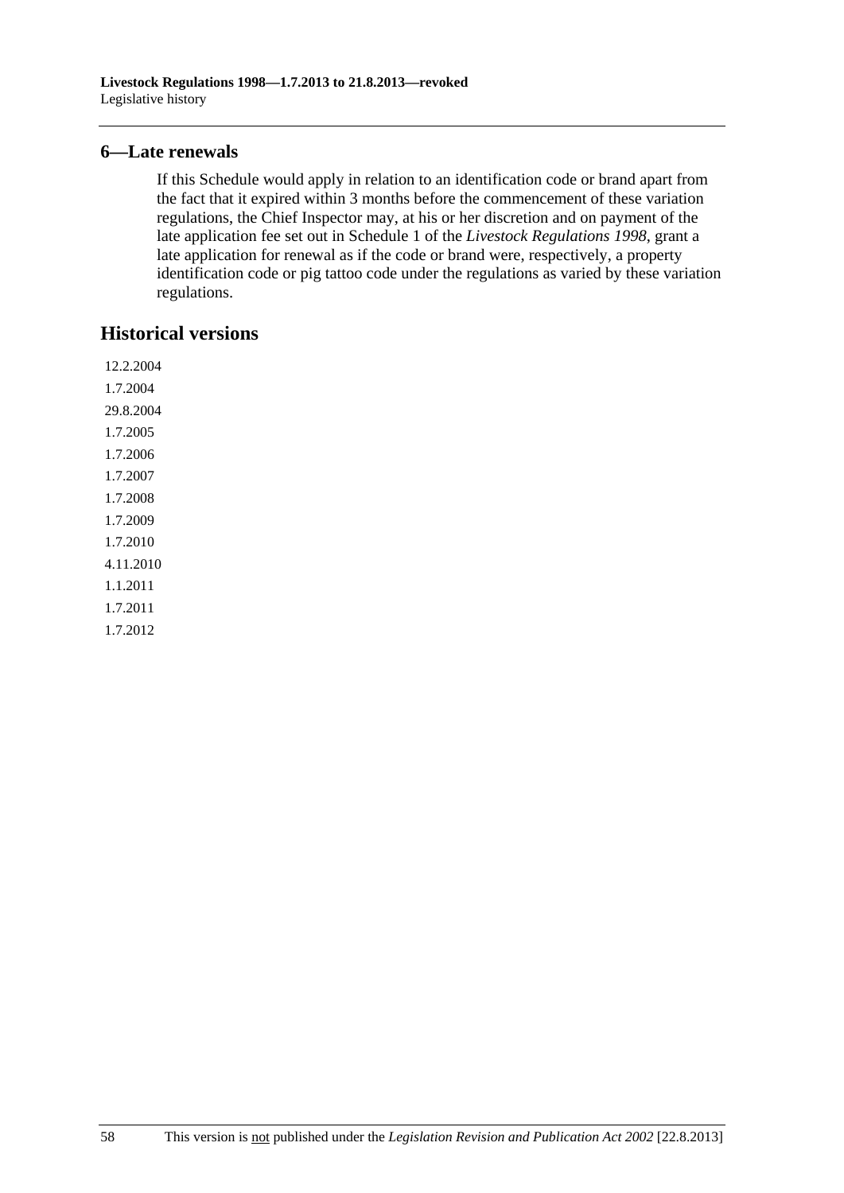## 6—Late renewals

If this Schedule would apply in relation to an identification code or brand apart from the fact that it expired within 3 months before the commencement of these variation regulations, the Chief Inspector may, at his or her discretion and on payment of the late application fee set out in Schedule 1 of the *Livestock Regulations 1998*, grant a late application for renewal as if the code or brand were, respectively, a property identification code or pig tattoo code under the regulations as varied by these variation regulations.

# Historical versions

12.2.2004

1.7.2004

29.8.2004

1.7.2005

1.7.2006

1.7.2007

1.7.2008

1.7.2009

1.7.2010

4.11.2010

1.1.2011

1.7.2011

1.7.2012